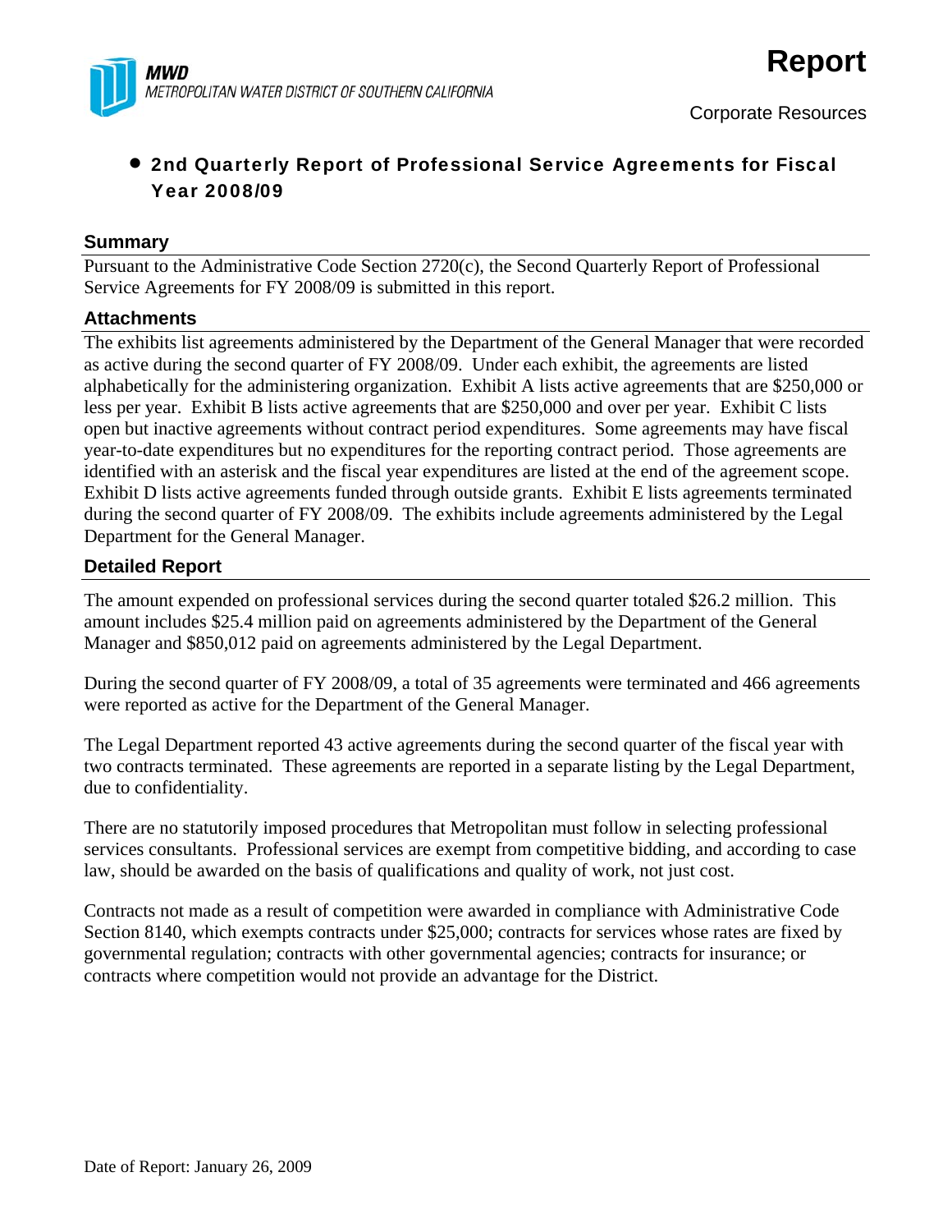**MWD**
*METROPOLITAN WATER DISTRICT OF SOUTHERN CALIFORNIA*

# Report

Corporate Resources

- **2nd Quarterly Report of Professional Service Agreements for Fiscal Year 2008/09**

## Summary

Pursuant to the Administrative Code Section 2720(c), the Second Quarterly Report of Professional Service Agreements for FY 2008/09 is submitted in this report.

## Attachments

The exhibits list agreements administered by the Department of the General Manager that were recorded as active during the second quarter of FY 2008/09. Under each exhibit, the agreements are listed alphabetically for the administering organization. Exhibit A lists active agreements that are $250,000 or less per year. Exhibit B lists active agreements that are $250,000 and over per year. Exhibit C lists open but inactive agreements without contract period expenditures. Some agreements may have fiscal year-to-date expenditures but no expenditures for the reporting contract period. Those agreements are identified with an asterisk and the fiscal year expenditures are listed at the end of the agreement scope. Exhibit D lists active agreements funded through outside grants. Exhibit E lists agreements terminated during the second quarter of FY 2008/09. The exhibits include agreements administered by the Legal Department for the General Manager.

## Detailed Report

The amount expended on professional services during the second quarter totaled $26.2 million. This amount includes $25.4 million paid on agreements administered by the Department of the General Manager and $850,012 paid on agreements administered by the Legal Department.

During the second quarter of FY 2008/09, a total of 35 agreements were terminated and 466 agreements were reported as active for the Department of the General Manager.

The Legal Department reported 43 active agreements during the second quarter of the fiscal year with two contracts terminated. These agreements are reported in a separate listing by the Legal Department, due to confidentiality.

There are no statutorily imposed procedures that Metropolitan must follow in selecting professional services consultants. Professional services are exempt from competitive bidding, and according to case law, should be awarded on the basis of qualifications and quality of work, not just cost.

Contracts not made as a result of competition were awarded in compliance with Administrative Code Section 8140, which exempts contracts under $25,000; contracts for services whose rates are fixed by governmental regulation; contracts with other governmental agencies; contracts for insurance; or contracts where competition would not provide an advantage for the District.

Date of Report: January 26, 2009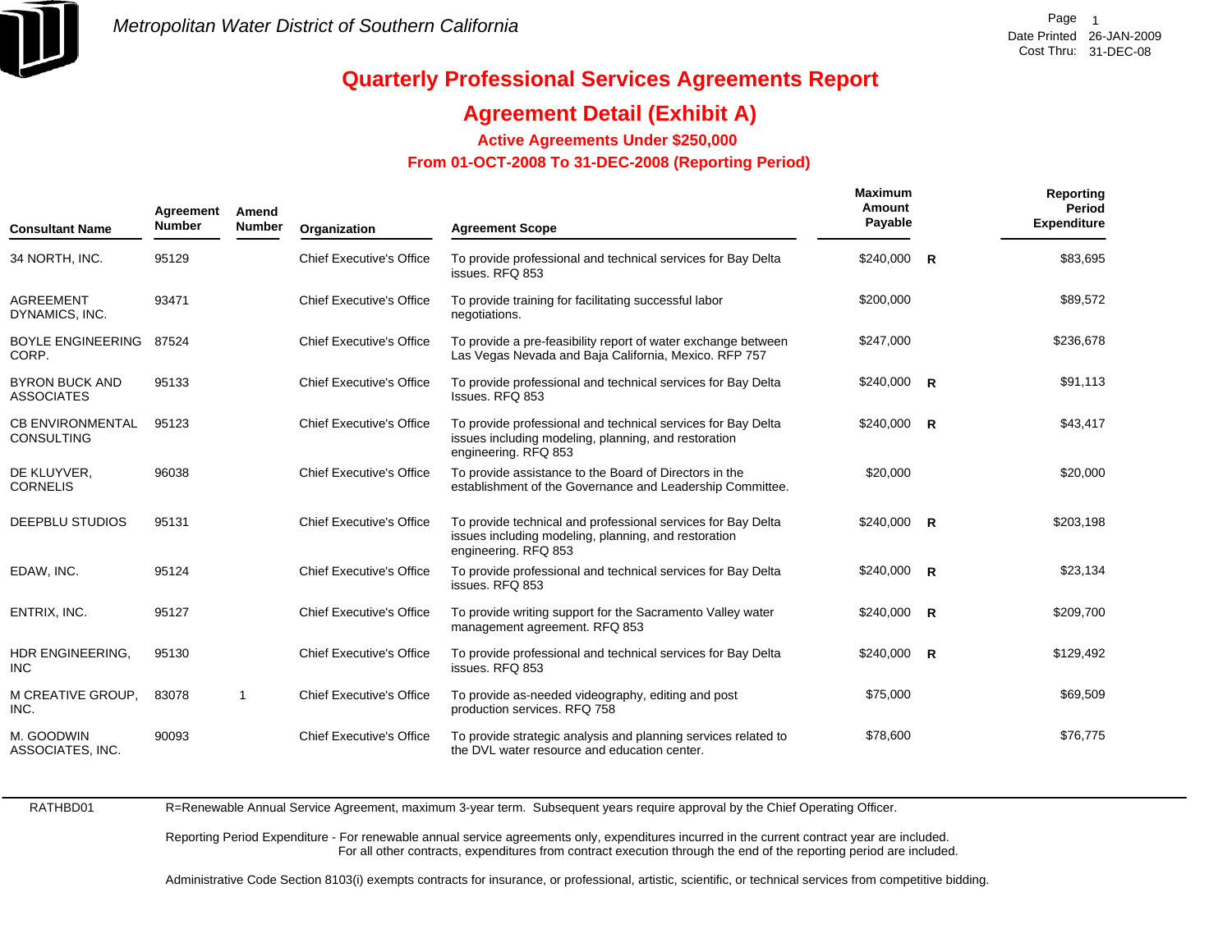# Metropolitan Water District of Southern California

# Quarterly Professional Services Agreements Report

## Agreement Detail (Exhibit A)

### Active Agreements Under $250,000

### From 01-OCT-2008 To 31-DEC-2008 (Reporting Period)

| Consultant Name | Agreement Number | Amend Number | Organization | Agreement Scope | Maximum Amount Payable | | Reporting Period Expenditure |
|---|---|---|---|---|---|---|---|
| 34 NORTH, INC. | 95129 | | Chief Executive's Office | To provide professional and technical services for Bay Delta issues. RFQ 853 | $240,000 | R | $83,695 |
| AGREEMENT DYNAMICS, INC. | 93471 | | Chief Executive's Office | To provide training for facilitating successful labor negotiations. | $200,000 | | $89,572 |
| BOYLE ENGINEERING CORP. | 87524 | | Chief Executive's Office | To provide a pre-feasibility report of water exchange between Las Vegas Nevada and Baja California, Mexico. RFP 757 | $247,000 | | $236,678 |
| BYRON BUCK AND ASSOCIATES | 95133 | | Chief Executive's Office | To provide professional and technical services for Bay Delta Issues. RFQ 853 | $240,000 | R | $91,113 |
| CB ENVIRONMENTAL CONSULTING | 95123 | | Chief Executive's Office | To provide professional and technical services for Bay Delta issues including modeling, planning, and restoration engineering. RFQ 853 | $240,000 | R | $43,417 |
| DE KLUYVER, CORNELIS | 96038 | | Chief Executive's Office | To provide assistance to the Board of Directors in the establishment of the Governance and Leadership Committee. | $20,000 | | $20,000 |
| DEEPBLU STUDIOS | 95131 | | Chief Executive's Office | To provide technical and professional services for Bay Delta issues including modeling, planning, and restoration engineering. RFQ 853 | $240,000 | R | $203,198 |
| EDAW, INC. | 95124 | | Chief Executive's Office | To provide professional and technical services for Bay Delta issues. RFQ 853 | $240,000 | R | $23,134 |
| ENTRIX, INC. | 95127 | | Chief Executive's Office | To provide writing support for the Sacramento Valley water management agreement. RFQ 853 | $240,000 | R | $209,700 |
| HDR ENGINEERING, INC | 95130 | | Chief Executive's Office | To provide professional and technical services for Bay Delta issues. RFQ 853 | $240,000 | R | $129,492 |
| M CREATIVE GROUP, INC. | 83078 | 1 | Chief Executive's Office | To provide as-needed videography, editing and post production services. RFQ 758 | $75,000 | | $69,509 |
| M. GOODWIN ASSOCIATES, INC. | 90093 | | Chief Executive's Office | To provide strategic analysis and planning services related to the DVL water resource and education center. | $78,600 | | $76,775 |

RATHBD01

R=Renewable Annual Service Agreement, maximum 3-year term. Subsequent years require approval by the Chief Operating Officer.

Reporting Period Expenditure - For renewable annual service agreements only, expenditures incurred in the current contract year are included. For all other contracts, expenditures from contract execution through the end of the reporting period are included.

Administrative Code Section 8103(i) exempts contracts for insurance, or professional, artistic, scientific, or technical services from competitive bidding.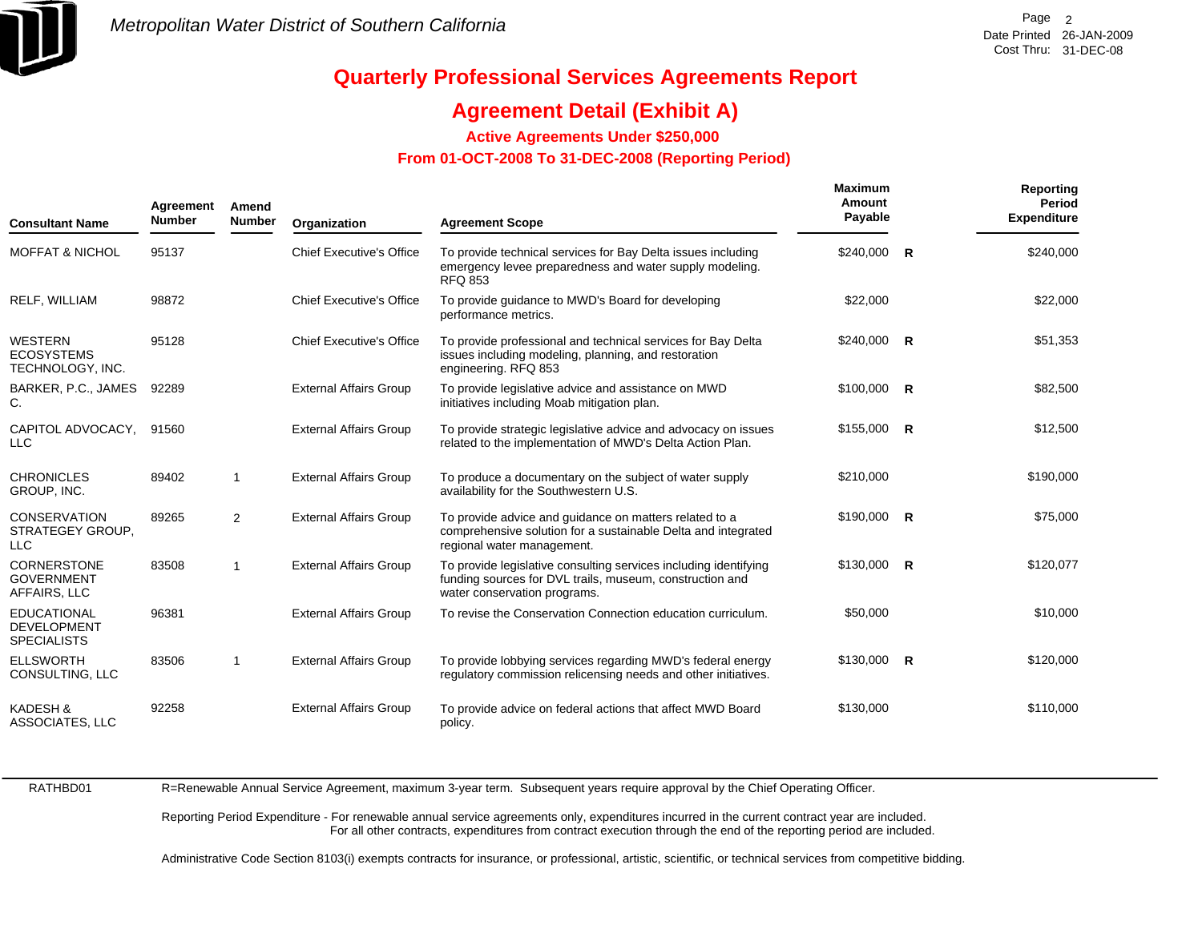# Quarterly Professional Services Agreements Report

## Agreement Detail (Exhibit A)

### Active Agreements Under $250,000

### From 01-OCT-2008 To 31-DEC-2008 (Reporting Period)

| Consultant Name | Agreement Number | Amend Number | Organization | Agreement Scope | Maximum Amount Payable | | Reporting Period Expenditure |
|---|---|---|---|---|---|---|---|
| MOFFAT & NICHOL | 95137 | | Chief Executive's Office | To provide technical services for Bay Delta issues including emergency levee preparedness and water supply modeling. RFQ 853 | $240,000 | R | $240,000 |
| RELF, WILLIAM | 98872 | | Chief Executive's Office | To provide guidance to MWD's Board for developing performance metrics. | $22,000 | | $22,000 |
| WESTERN ECOSYSTEMS TECHNOLOGY, INC. | 95128 | | Chief Executive's Office | To provide professional and technical services for Bay Delta issues including modeling, planning, and restoration engineering. RFQ 853 | $240,000 | R | $51,353 |
| BARKER, P.C., JAMES C. | 92289 | | External Affairs Group | To provide legislative advice and assistance on MWD initiatives including Moab mitigation plan. | $100,000 | R | $82,500 |
| CAPITOL ADVOCACY, LLC | 91560 | | External Affairs Group | To provide strategic legislative advice and advocacy on issues related to the implementation of MWD's Delta Action Plan. | $155,000 | R | $12,500 |
| CHRONICLES GROUP, INC. | 89402 | 1 | External Affairs Group | To produce a documentary on the subject of water supply availability for the Southwestern U.S. | $210,000 | | $190,000 |
| CONSERVATION STRATEGEY GROUP, LLC | 89265 | 2 | External Affairs Group | To provide advice and guidance on matters related to a comprehensive solution for a sustainable Delta and integrated regional water management. | $190,000 | R | $75,000 |
| CORNERSTONE GOVERNMENT AFFAIRS, LLC | 83508 | 1 | External Affairs Group | To provide legislative consulting services including identifying funding sources for DVL trails, museum, construction and water conservation programs. | $130,000 | R | $120,077 |
| EDUCATIONAL DEVELOPMENT SPECIALISTS | 96381 | | External Affairs Group | To revise the Conservation Connection education curriculum. | $50,000 | | $10,000 |
| ELLSWORTH CONSULTING, LLC | 83506 | 1 | External Affairs Group | To provide lobbying services regarding MWD's federal energy regulatory commission relicensing needs and other initiatives. | $130,000 | R | $120,000 |
| KADESH & ASSOCIATES, LLC | 92258 | | External Affairs Group | To provide advice on federal actions that affect MWD Board policy. | $130,000 | | $110,000 |

RATHBD01

R=Renewable Annual Service Agreement, maximum 3-year term. Subsequent years require approval by the Chief Operating Officer.

Reporting Period Expenditure - For renewable annual service agreements only, expenditures incurred in the current contract year are included. For all other contracts, expenditures from contract execution through the end of the reporting period are included.

Administrative Code Section 8103(i) exempts contracts for insurance, or professional, artistic, scientific, or technical services from competitive bidding.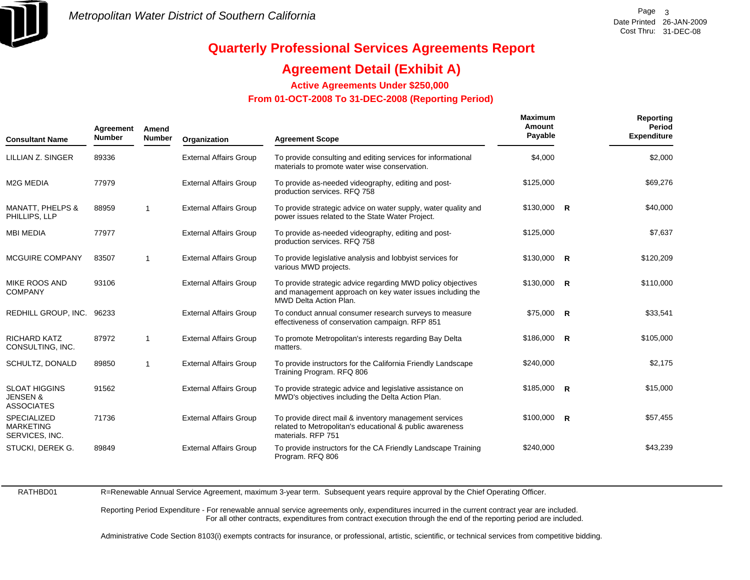# Quarterly Professional Services Agreements Report

## Agreement Detail (Exhibit A)

### Active Agreements Under $250,000

### From 01-OCT-2008 To 31-DEC-2008 (Reporting Period)

| Consultant Name | Agreement Number | Amend Number | Organization | Agreement Scope | Maximum Amount Payable | | Reporting Period Expenditure |
|---|---|---|---|---|---|---|---|
| LILLIAN Z. SINGER | 89336 | | External Affairs Group | To provide consulting and editing services for informational materials to promote water wise conservation. | $4,000 | | $2,000 |
| M2G MEDIA | 77979 | | External Affairs Group | To provide as-needed videography, editing and post-production services. RFQ 758 | $125,000 | | $69,276 |
| MANATT, PHELPS & PHILLIPS, LLP | 88959 | 1 | External Affairs Group | To provide strategic advice on water supply, water quality and power issues related to the State Water Project. | $130,000 | R | $40,000 |
| MBI MEDIA | 77977 | | External Affairs Group | To provide as-needed videography, editing and post-production services. RFQ 758 | $125,000 | | $7,637 |
| MCGUIRE COMPANY | 83507 | 1 | External Affairs Group | To provide legislative analysis and lobbyist services for various MWD projects. | $130,000 | R | $120,209 |
| MIKE ROOS AND COMPANY | 93106 | | External Affairs Group | To provide strategic advice regarding MWD policy objectives and management approach on key water issues including the MWD Delta Action Plan. | $130,000 | R | $110,000 |
| REDHILL GROUP, INC. | 96233 | | External Affairs Group | To conduct annual consumer research surveys to measure effectiveness of conservation campaign. RFP 851 | $75,000 | R | $33,541 |
| RICHARD KATZ CONSULTING, INC. | 87972 | 1 | External Affairs Group | To promote Metropolitan's interests regarding Bay Delta matters. | $186,000 | R | $105,000 |
| SCHULTZ, DONALD | 89850 | 1 | External Affairs Group | To provide instructors for the California Friendly Landscape Training Program. RFQ 806 | $240,000 | | $2,175 |
| SLOAT HIGGINS JENSEN & ASSOCIATES | 91562 | | External Affairs Group | To provide strategic advice and legislative assistance on MWD's objectives including the Delta Action Plan. | $185,000 | R | $15,000 |
| SPECIALIZED MARKETING SERVICES, INC. | 71736 | | External Affairs Group | To provide direct mail & inventory management services related to Metropolitan's educational & public awareness materials. RFP 751 | $100,000 | R | $57,455 |
| STUCKI, DEREK G. | 89849 | | External Affairs Group | To provide instructors for the CA Friendly Landscape Training Program. RFQ 806 | $240,000 | | $43,239 |

RATHBD01

R=Renewable Annual Service Agreement, maximum 3-year term. Subsequent years require approval by the Chief Operating Officer.

Reporting Period Expenditure - For renewable annual service agreements only, expenditures incurred in the current contract year are included. For all other contracts, expenditures from contract execution through the end of the reporting period are included.

Administrative Code Section 8103(i) exempts contracts for insurance, or professional, artistic, scientific, or technical services from competitive bidding.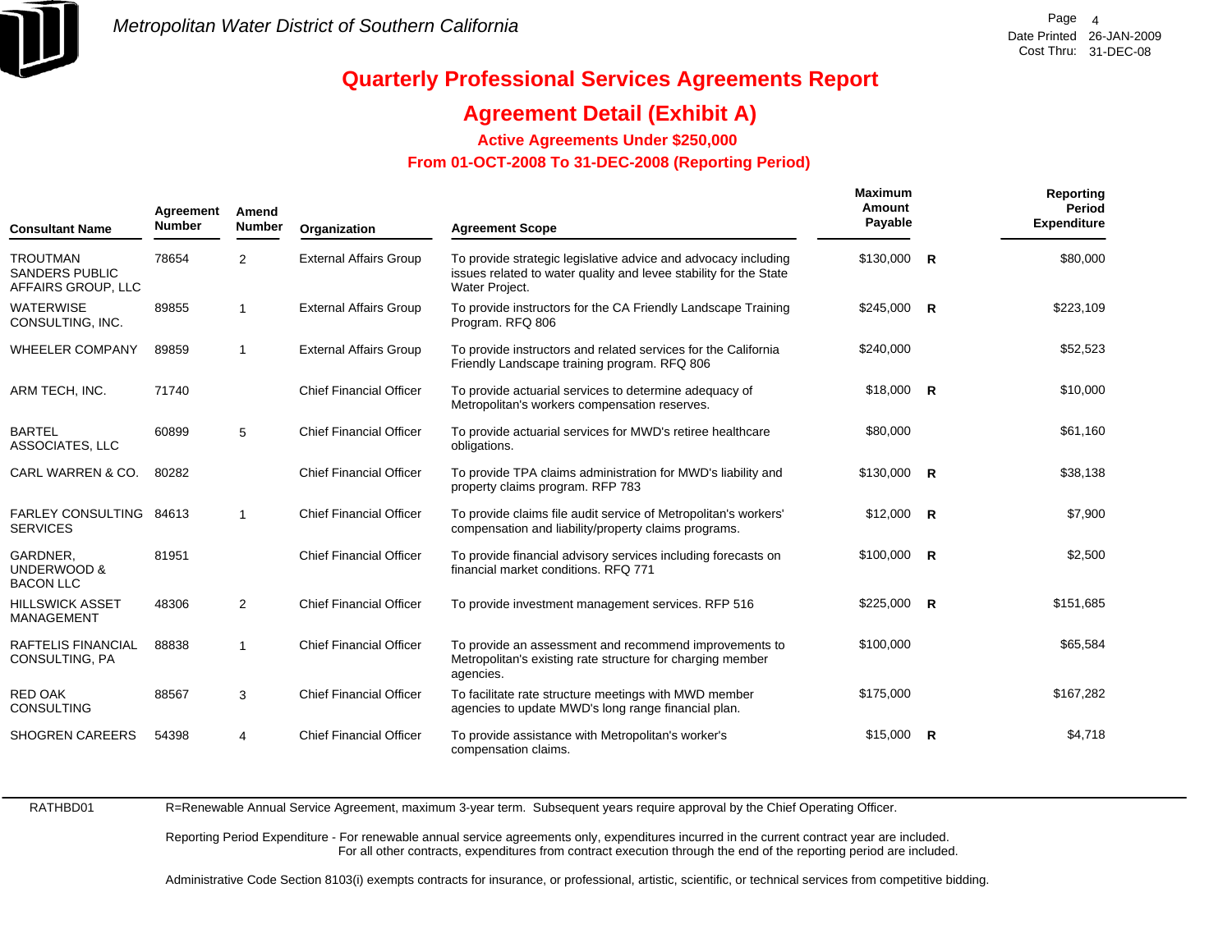# Quarterly Professional Services Agreements Report

## Agreement Detail (Exhibit A)

### Active Agreements Under $250,000

### From 01-OCT-2008 To 31-DEC-2008 (Reporting Period)

| Consultant Name | Agreement Number | Amend Number | Organization | Agreement Scope | Maximum Amount Payable | | Reporting Period Expenditure |
|---|---|---|---|---|---|---|---|
| TROUTMAN SANDERS PUBLIC AFFAIRS GROUP, LLC | 78654 | 2 | External Affairs Group | To provide strategic legislative advice and advocacy including issues related to water quality and levee stability for the State Water Project. | $130,000 | R | $80,000 |
| WATERWISE CONSULTING, INC. | 89855 | 1 | External Affairs Group | To provide instructors for the CA Friendly Landscape Training Program. RFQ 806 | $245,000 | R | $223,109 |
| WHEELER COMPANY | 89859 | 1 | External Affairs Group | To provide instructors and related services for the California Friendly Landscape training program. RFQ 806 | $240,000 | | $52,523 |
| ARM TECH, INC. | 71740 | | Chief Financial Officer | To provide actuarial services to determine adequacy of Metropolitan's workers compensation reserves. | $18,000 | R | $10,000 |
| BARTEL ASSOCIATES, LLC | 60899 | 5 | Chief Financial Officer | To provide actuarial services for MWD's retiree healthcare obligations. | $80,000 | | $61,160 |
| CARL WARREN & CO. | 80282 | | Chief Financial Officer | To provide TPA claims administration for MWD's liability and property claims program. RFP 783 | $130,000 | R | $38,138 |
| FARLEY CONSULTING SERVICES | 84613 | 1 | Chief Financial Officer | To provide claims file audit service of Metropolitan's workers' compensation and liability/property claims programs. | $12,000 | R | $7,900 |
| GARDNER, UNDERWOOD & BACON LLC | 81951 | | Chief Financial Officer | To provide financial advisory services including forecasts on financial market conditions. RFQ 771 | $100,000 | R | $2,500 |
| HILLSWICK ASSET MANAGEMENT | 48306 | 2 | Chief Financial Officer | To provide investment management services. RFP 516 | $225,000 | R | $151,685 |
| RAFTELIS FINANCIAL CONSULTING, PA | 88838 | 1 | Chief Financial Officer | To provide an assessment and recommend improvements to Metropolitan's existing rate structure for charging member agencies. | $100,000 | | $65,584 |
| RED OAK CONSULTING | 88567 | 3 | Chief Financial Officer | To facilitate rate structure meetings with MWD member agencies to update MWD's long range financial plan. | $175,000 | | $167,282 |
| SHOGREN CAREERS | 54398 | 4 | Chief Financial Officer | To provide assistance with Metropolitan's worker's compensation claims. | $15,000 | R | $4,718 |

RATHBD01

R=Renewable Annual Service Agreement, maximum 3-year term. Subsequent years require approval by the Chief Operating Officer.

Reporting Period Expenditure - For renewable annual service agreements only, expenditures incurred in the current contract year are included. For all other contracts, expenditures from contract execution through the end of the reporting period are included.

Administrative Code Section 8103(i) exempts contracts for insurance, or professional, artistic, scientific, or technical services from competitive bidding.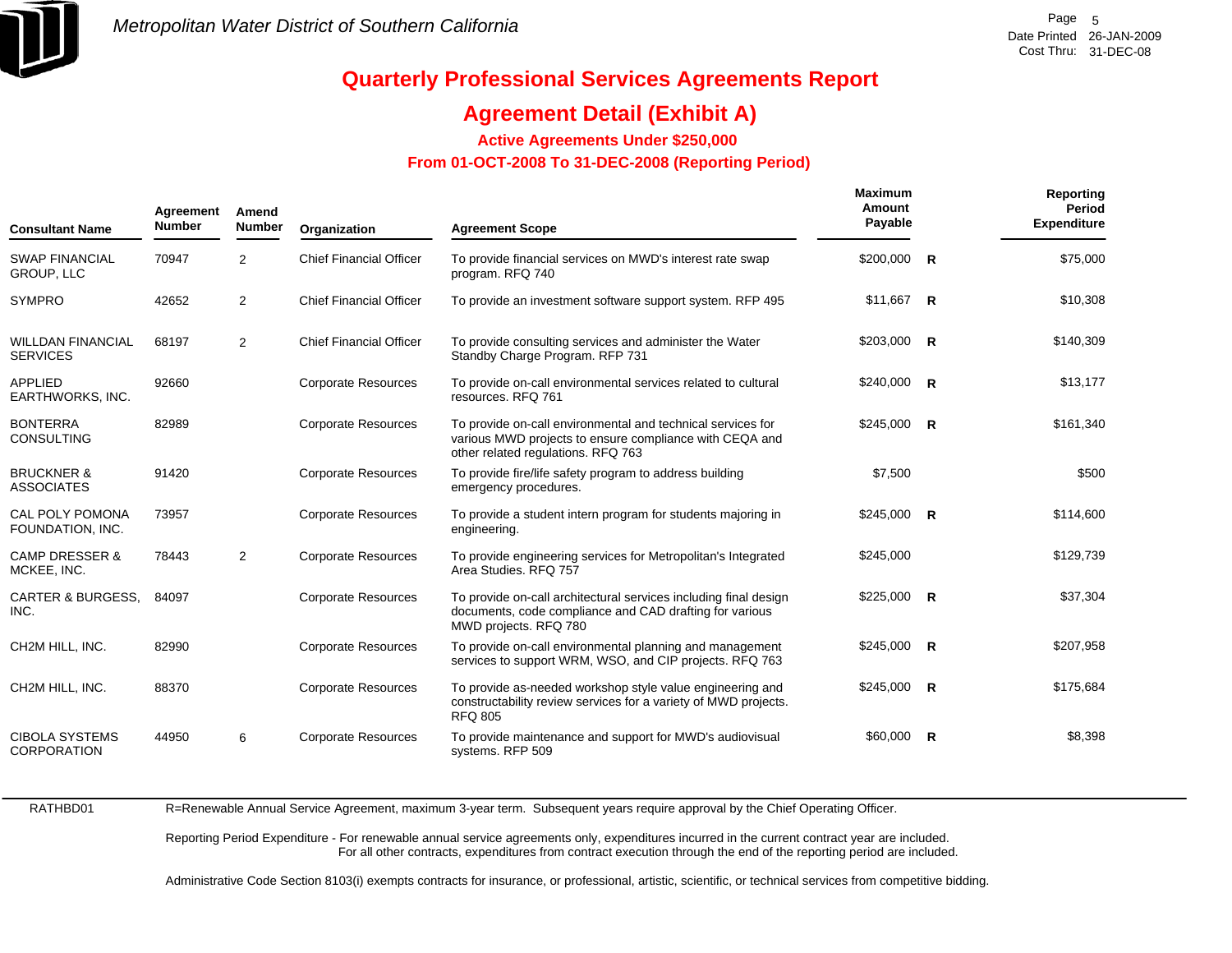Metropolitan Water District of Southern California

Date Printed 26-JAN-2009
Cost Thru: 31-DEC-08

# Quarterly Professional Services Agreements Report

## Agreement Detail (Exhibit A)

### Active Agreements Under $250,000

### From 01-OCT-2008 To 31-DEC-2008 (Reporting Period)

| Consultant Name | Agreement Number | Amend Number | Organization | Agreement Scope | Maximum Amount Payable | | Reporting Period Expenditure |
|---|---|---|---|---|---|---|---|
| SWAP FINANCIAL GROUP, LLC | 70947 | 2 | Chief Financial Officer | To provide financial services on MWD's interest rate swap program. RFQ 740 | $200,000 | R | $75,000 |
| SYMPRO | 42652 | 2 | Chief Financial Officer | To provide an investment software support system. RFP 495 | $11,667 | R | $10,308 |
| WILLDAN FINANCIAL SERVICES | 68197 | 2 | Chief Financial Officer | To provide consulting services and administer the Water Standby Charge Program. RFP 731 | $203,000 | R | $140,309 |
| APPLIED EARTHWORKS, INC. | 92660 | | Corporate Resources | To provide on-call environmental services related to cultural resources. RFQ 761 | $240,000 | R | $13,177 |
| BONTERRA CONSULTING | 82989 | | Corporate Resources | To provide on-call environmental and technical services for various MWD projects to ensure compliance with CEQA and other related regulations. RFQ 763 | $245,000 | R | $161,340 |
| BRUCKNER & ASSOCIATES | 91420 | | Corporate Resources | To provide fire/life safety program to address building emergency procedures. | $7,500 | | $500 |
| CAL POLY POMONA FOUNDATION, INC. | 73957 | | Corporate Resources | To provide a student intern program for students majoring in engineering. | $245,000 | R | $114,600 |
| CAMP DRESSER & MCKEE, INC. | 78443 | 2 | Corporate Resources | To provide engineering services for Metropolitan's Integrated Area Studies. RFQ 757 | $245,000 | | $129,739 |
| CARTER & BURGESS, INC. | 84097 | | Corporate Resources | To provide on-call architectural services including final design documents, code compliance and CAD drafting for various MWD projects. RFQ 780 | $225,000 | R | $37,304 |
| CH2M HILL, INC. | 82990 | | Corporate Resources | To provide on-call environmental planning and management services to support WRM, WSO, and CIP projects. RFQ 763 | $245,000 | R | $207,958 |
| CH2M HILL, INC. | 88370 | | Corporate Resources | To provide as-needed workshop style value engineering and constructability review services for a variety of MWD projects. RFQ 805 | $245,000 | R | $175,684 |
| CIBOLA SYSTEMS CORPORATION | 44950 | 6 | Corporate Resources | To provide maintenance and support for MWD's audiovisual systems. RFP 509 | $60,000 | R | $8,398 |

RATHBD01

R=Renewable Annual Service Agreement, maximum 3-year term. Subsequent years require approval by the Chief Operating Officer.

Reporting Period Expenditure - For renewable annual service agreements only, expenditures incurred in the current contract year are included. For all other contracts, expenditures from contract execution through the end of the reporting period are included.

Administrative Code Section 8103(i) exempts contracts for insurance, or professional, artistic, scientific, or technical services from competitive bidding.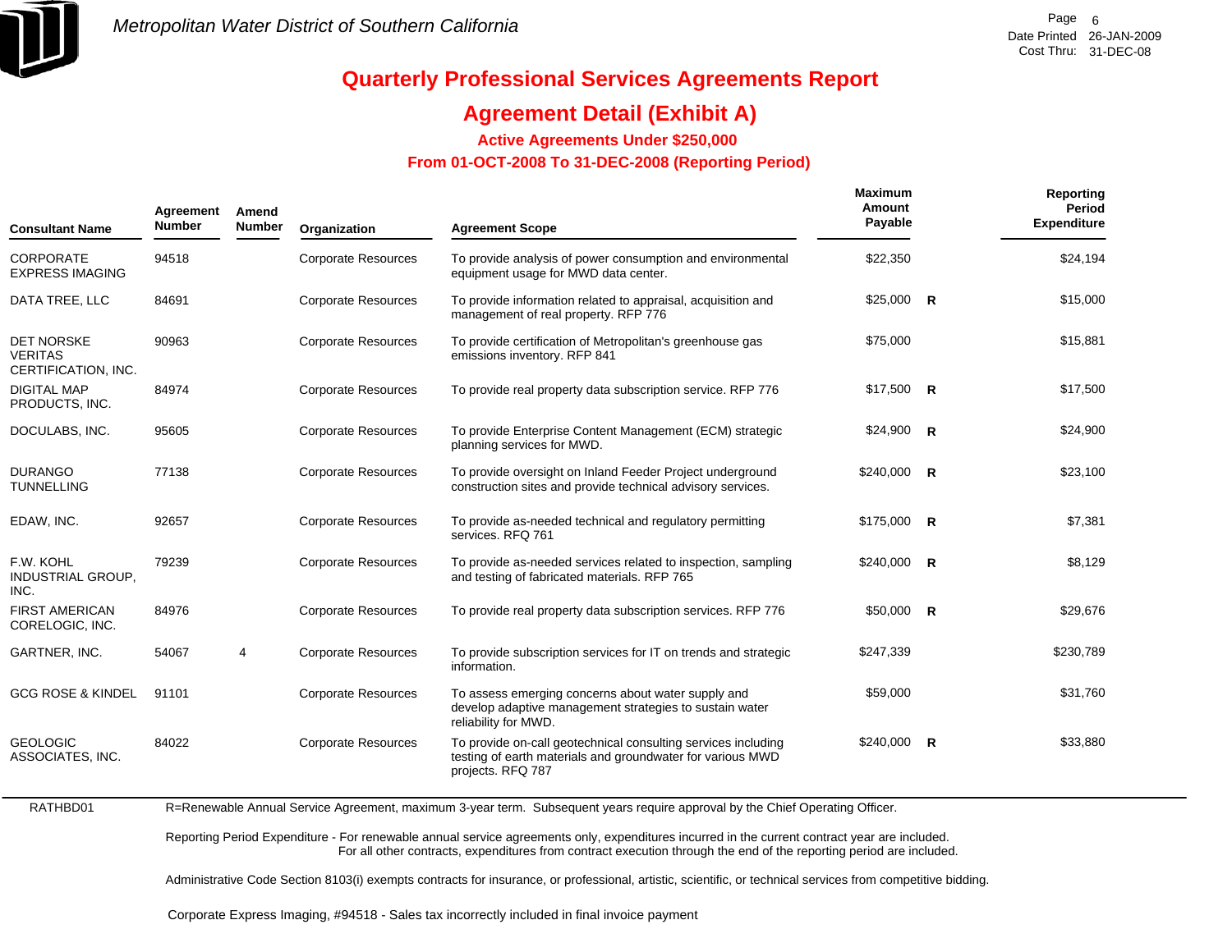# Metropolitan Water District of Southern California

## Quarterly Professional Services Agreements Report

## Agreement Detail (Exhibit A)

### Active Agreements Under $250,000

### From 01-OCT-2008 To 31-DEC-2008 (Reporting Period)

| Consultant Name | Agreement Number | Amend Number | Organization | Agreement Scope | Maximum Amount Payable | | Reporting Period Expenditure |
|---|---|---|---|---|---|---|---|
| CORPORATE EXPRESS IMAGING | 94518 | | Corporate Resources | To provide analysis of power consumption and environmental equipment usage for MWD data center. | $22,350 | | $24,194 |
| DATA TREE, LLC | 84691 | | Corporate Resources | To provide information related to appraisal, acquisition and management of real property. RFP 776 | $25,000 | R | $15,000 |
| DET NORSKE VERITAS CERTIFICATION, INC. | 90963 | | Corporate Resources | To provide certification of Metropolitan's greenhouse gas emissions inventory. RFP 841 | $75,000 | | $15,881 |
| DIGITAL MAP PRODUCTS, INC. | 84974 | | Corporate Resources | To provide real property data subscription service. RFP 776 | $17,500 | R | $17,500 |
| DOCULABS, INC. | 95605 | | Corporate Resources | To provide Enterprise Content Management (ECM) strategic planning services for MWD. | $24,900 | R | $24,900 |
| DURANGO TUNNELLING | 77138 | | Corporate Resources | To provide oversight on Inland Feeder Project underground construction sites and provide technical advisory services. | $240,000 | R | $23,100 |
| EDAW, INC. | 92657 | | Corporate Resources | To provide as-needed technical and regulatory permitting services. RFQ 761 | $175,000 | R | $7,381 |
| F.W. KOHL INDUSTRIAL GROUP, INC. | 79239 | | Corporate Resources | To provide as-needed services related to inspection, sampling and testing of fabricated materials. RFP 765 | $240,000 | R | $8,129 |
| FIRST AMERICAN CORELOGIC, INC. | 84976 | | Corporate Resources | To provide real property data subscription services. RFP 776 | $50,000 | R | $29,676 |
| GARTNER, INC. | 54067 | 4 | Corporate Resources | To provide subscription services for IT on trends and strategic information. | $247,339 | | $230,789 |
| GCG ROSE & KINDEL | 91101 | | Corporate Resources | To assess emerging concerns about water supply and develop adaptive management strategies to sustain water reliability for MWD. | $59,000 | | $31,760 |
| GEOLOGIC ASSOCIATES, INC. | 84022 | | Corporate Resources | To provide on-call geotechnical consulting services including testing of earth materials and groundwater for various MWD projects. RFQ 787 | $240,000 | R | $33,880 |

RATHBD01

R=Renewable Annual Service Agreement, maximum 3-year term. Subsequent years require approval by the Chief Operating Officer.

Reporting Period Expenditure - For renewable annual service agreements only, expenditures incurred in the current contract year are included.
For all other contracts, expenditures from contract execution through the end of the reporting period are included.

Administrative Code Section 8103(i) exempts contracts for insurance, or professional, artistic, scientific, or technical services from competitive bidding.

Corporate Express Imaging, #94518 - Sales tax incorrectly included in final invoice payment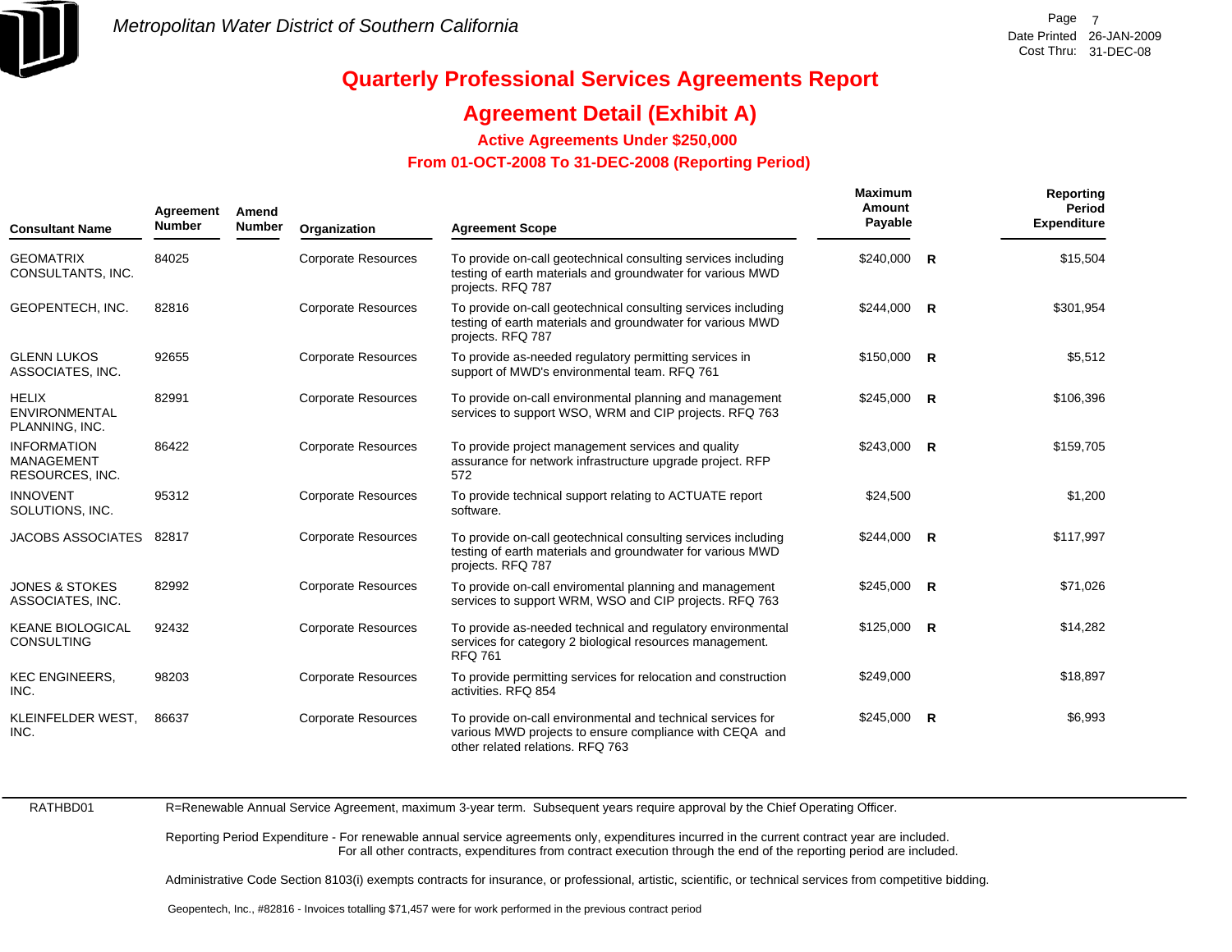Metropolitan Water District of Southern California

Date Printed 26-JAN-2009
Cost Thru: 31-DEC-08

# Quarterly Professional Services Agreements Report

## Agreement Detail (Exhibit A)

### Active Agreements Under $250,000

### From 01-OCT-2008 To 31-DEC-2008 (Reporting Period)

| Consultant Name | Agreement Number | Amend Number | Organization | Agreement Scope | Maximum Amount Payable | | Reporting Period Expenditure |
|---|---|---|---|---|---|---|---|
| GEOMATRIX CONSULTANTS, INC. | 84025 | | Corporate Resources | To provide on-call geotechnical consulting services including testing of earth materials and groundwater for various MWD projects. RFQ 787 | $240,000 | R | $15,504 |
| GEOPENTECH, INC. | 82816 | | Corporate Resources | To provide on-call geotechnical consulting services including testing of earth materials and groundwater for various MWD projects. RFQ 787 | $244,000 | R | $301,954 |
| GLENN LUKOS ASSOCIATES, INC. | 92655 | | Corporate Resources | To provide as-needed regulatory permitting services in support of MWD's environmental team. RFQ 761 | $150,000 | R | $5,512 |
| HELIX ENVIRONMENTAL PLANNING, INC. | 82991 | | Corporate Resources | To provide on-call environmental planning and management services to support WSO, WRM and CIP projects. RFQ 763 | $245,000 | R | $106,396 |
| INFORMATION MANAGEMENT RESOURCES, INC. | 86422 | | Corporate Resources | To provide project management services and quality assurance for network infrastructure upgrade project. RFP 572 | $243,000 | R | $159,705 |
| INNOVENT SOLUTIONS, INC. | 95312 | | Corporate Resources | To provide technical support relating to ACTUATE report software. | $24,500 | | $1,200 |
| JACOBS ASSOCIATES | 82817 | | Corporate Resources | To provide on-call geotechnical consulting services including testing of earth materials and groundwater for various MWD projects. RFQ 787 | $244,000 | R | $117,997 |
| JONES & STOKES ASSOCIATES, INC. | 82992 | | Corporate Resources | To provide on-call enviromental planning and management services to support WRM, WSO and CIP projects. RFQ 763 | $245,000 | R | $71,026 |
| KEANE BIOLOGICAL CONSULTING | 92432 | | Corporate Resources | To provide as-needed technical and regulatory environmental services for category 2 biological resources management. RFQ 761 | $125,000 | R | $14,282 |
| KEC ENGINEERS, INC. | 98203 | | Corporate Resources | To provide permitting services for relocation and construction activities. RFQ 854 | $249,000 | | $18,897 |
| KLEINFELDER WEST, INC. | 86637 | | Corporate Resources | To provide on-call environmental and technical services for various MWD projects to ensure compliance with CEQA and other related relations. RFQ 763 | $245,000 | R | $6,993 |

RATHBD01

R=Renewable Annual Service Agreement, maximum 3-year term. Subsequent years require approval by the Chief Operating Officer.

Reporting Period Expenditure - For renewable annual service agreements only, expenditures incurred in the current contract year are included. For all other contracts, expenditures from contract execution through the end of the reporting period are included.

Administrative Code Section 8103(i) exempts contracts for insurance, or professional, artistic, scientific, or technical services from competitive bidding.

Geopentech, Inc., #82816 - Invoices totalling $71,457 were for work performed in the previous contract period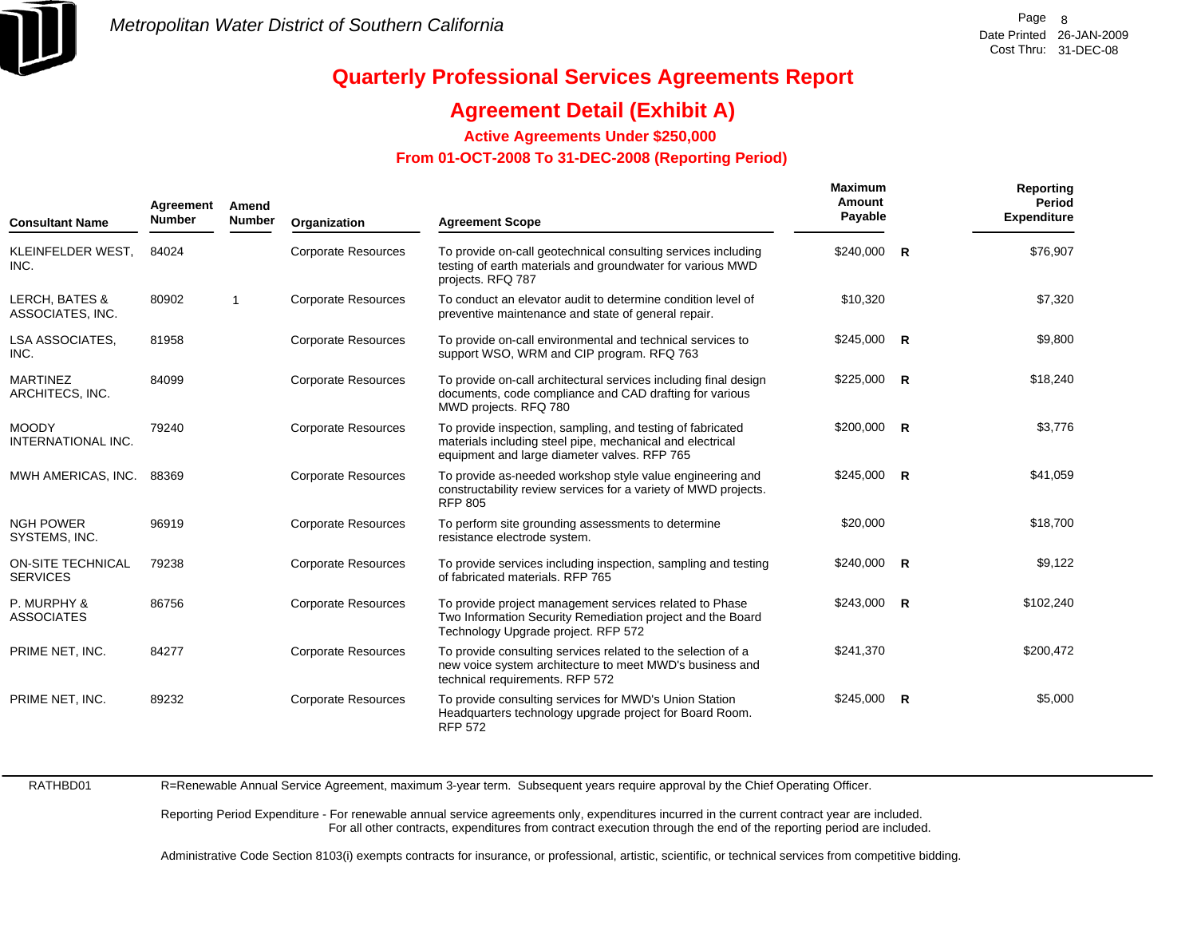# Quarterly Professional Services Agreements Report

## Agreement Detail (Exhibit A)

### Active Agreements Under $250,000

### From 01-OCT-2008 To 31-DEC-2008 (Reporting Period)

| Consultant Name | Agreement Number | Amend Number | Organization | Agreement Scope | Maximum Amount Payable | | Reporting Period Expenditure |
|---|---|---|---|---|---|---|---|
| KLEINFELDER WEST, INC. | 84024 | | Corporate Resources | To provide on-call geotechnical consulting services including testing of earth materials and groundwater for various MWD projects. RFQ 787 | $240,000 | R | $76,907 |
| LERCH, BATES & ASSOCIATES, INC. | 80902 | 1 | Corporate Resources | To conduct an elevator audit to determine condition level of preventive maintenance and state of general repair. | $10,320 | | $7,320 |
| LSA ASSOCIATES, INC. | 81958 | | Corporate Resources | To provide on-call environmental and technical services to support WSO, WRM and CIP program. RFQ 763 | $245,000 | R | $9,800 |
| MARTINEZ ARCHITECS, INC. | 84099 | | Corporate Resources | To provide on-call architectural services including final design documents, code compliance and CAD drafting for various MWD projects. RFQ 780 | $225,000 | R | $18,240 |
| MOODY INTERNATIONAL INC. | 79240 | | Corporate Resources | To provide inspection, sampling, and testing of fabricated materials including steel pipe, mechanical and electrical equipment and large diameter valves. RFP 765 | $200,000 | R | $3,776 |
| MWH AMERICAS, INC. | 88369 | | Corporate Resources | To provide as-needed workshop style value engineering and constructability review services for a variety of MWD projects. RFP 805 | $245,000 | R | $41,059 |
| NGH POWER SYSTEMS, INC. | 96919 | | Corporate Resources | To perform site grounding assessments to determine resistance electrode system. | $20,000 | | $18,700 |
| ON-SITE TECHNICAL SERVICES | 79238 | | Corporate Resources | To provide services including inspection, sampling and testing of fabricated materials. RFP 765 | $240,000 | R | $9,122 |
| P. MURPHY & ASSOCIATES | 86756 | | Corporate Resources | To provide project management services related to Phase Two Information Security Remediation project and the Board Technology Upgrade project. RFP 572 | $243,000 | R | $102,240 |
| PRIME NET, INC. | 84277 | | Corporate Resources | To provide consulting services related to the selection of a new voice system architecture to meet MWD's business and technical requirements. RFP 572 | $241,370 | | $200,472 |
| PRIME NET, INC. | 89232 | | Corporate Resources | To provide consulting services for MWD's Union Station Headquarters technology upgrade project for Board Room. RFP 572 | $245,000 | R | $5,000 |

RATHBD01

R=Renewable Annual Service Agreement, maximum 3-year term. Subsequent years require approval by the Chief Operating Officer.

Reporting Period Expenditure - For renewable annual service agreements only, expenditures incurred in the current contract year are included. For all other contracts, expenditures from contract execution through the end of the reporting period are included.

Administrative Code Section 8103(i) exempts contracts for insurance, or professional, artistic, scientific, or technical services from competitive bidding.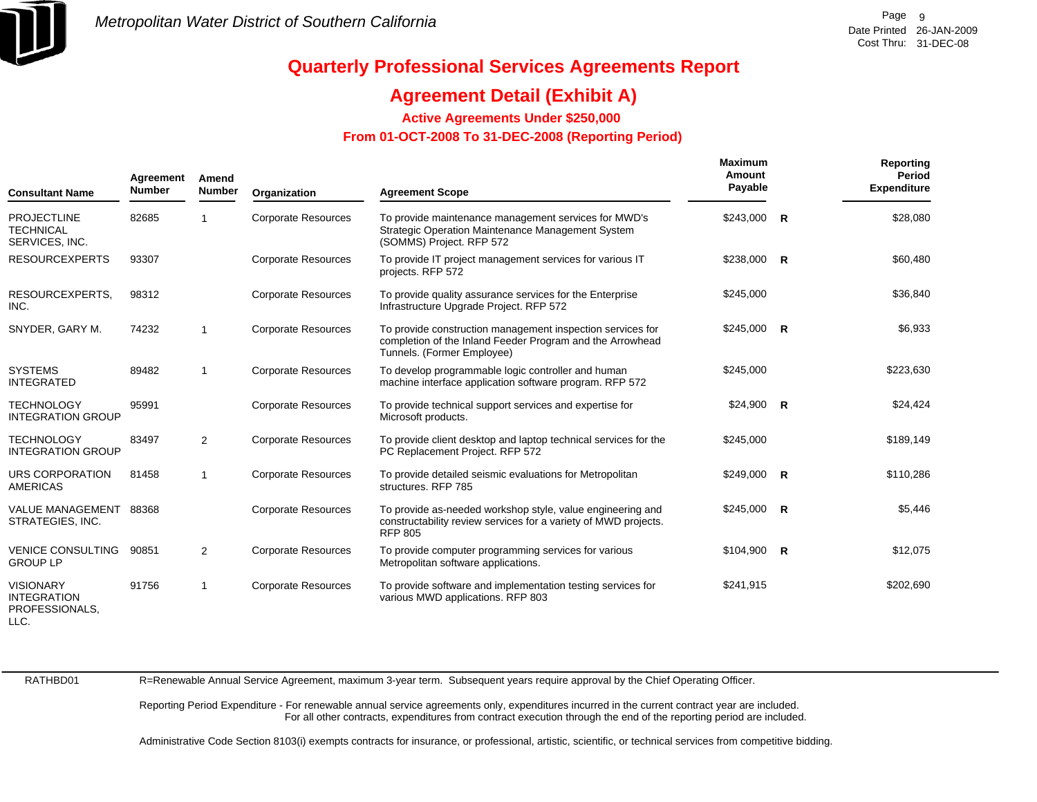# Quarterly Professional Services Agreements Report

## Agreement Detail (Exhibit A)

### Active Agreements Under $250,000

### From 01-OCT-2008 To 31-DEC-2008 (Reporting Period)

| Consultant Name | Agreement Number | Amend Number | Organization | Agreement Scope | Maximum Amount Payable | | Reporting Period Expenditure |
|---|---|---|---|---|---|---|---|
| PROJECTLINE TECHNICAL SERVICES, INC. | 82685 | 1 | Corporate Resources | To provide maintenance management services for MWD's Strategic Operation Maintenance Management System (SOMMS) Project. RFP 572 | $243,000 | R | $28,080 |
| RESOURCEXPERTS | 93307 | | Corporate Resources | To provide IT project management services for various IT projects. RFP 572 | $238,000 | R | $60,480 |
| RESOURCEXPERTS, INC. | 98312 | | Corporate Resources | To provide quality assurance services for the Enterprise Infrastructure Upgrade Project. RFP 572 | $245,000 | | $36,840 |
| SNYDER, GARY M. | 74232 | 1 | Corporate Resources | To provide construction management inspection services for completion of the Inland Feeder Program and the Arrowhead Tunnels. (Former Employee) | $245,000 | R | $6,933 |
| SYSTEMS INTEGRATED | 89482 | 1 | Corporate Resources | To develop programmable logic controller and human machine interface application software program. RFP 572 | $245,000 | | $223,630 |
| TECHNOLOGY INTEGRATION GROUP | 95991 | | Corporate Resources | To provide technical support services and expertise for Microsoft products. | $24,900 | R | $24,424 |
| TECHNOLOGY INTEGRATION GROUP | 83497 | 2 | Corporate Resources | To provide client desktop and laptop technical services for the PC Replacement Project. RFP 572 | $245,000 | | $189,149 |
| URS CORPORATION AMERICAS | 81458 | 1 | Corporate Resources | To provide detailed seismic evaluations for Metropolitan structures. RFP 785 | $249,000 | R | $110,286 |
| VALUE MANAGEMENT STRATEGIES, INC. | 88368 | | Corporate Resources | To provide as-needed workshop style, value engineering and constructability review services for a variety of MWD projects. RFP 805 | $245,000 | R | $5,446 |
| VENICE CONSULTING GROUP LP | 90851 | 2 | Corporate Resources | To provide computer programming services for various Metropolitan software applications. | $104,900 | R | $12,075 |
| VISIONARY INTEGRATION PROFESSIONALS, LLC. | 91756 | 1 | Corporate Resources | To provide software and implementation testing services for various MWD applications. RFP 803 | $241,915 | | $202,690 |

RATHBD01

R=Renewable Annual Service Agreement, maximum 3-year term. Subsequent years require approval by the Chief Operating Officer.

Reporting Period Expenditure - For renewable annual service agreements only, expenditures incurred in the current contract year are included.
For all other contracts, expenditures from contract execution through the end of the reporting period are included.

Administrative Code Section 8103(i) exempts contracts for insurance, or professional, artistic, scientific, or technical services from competitive bidding.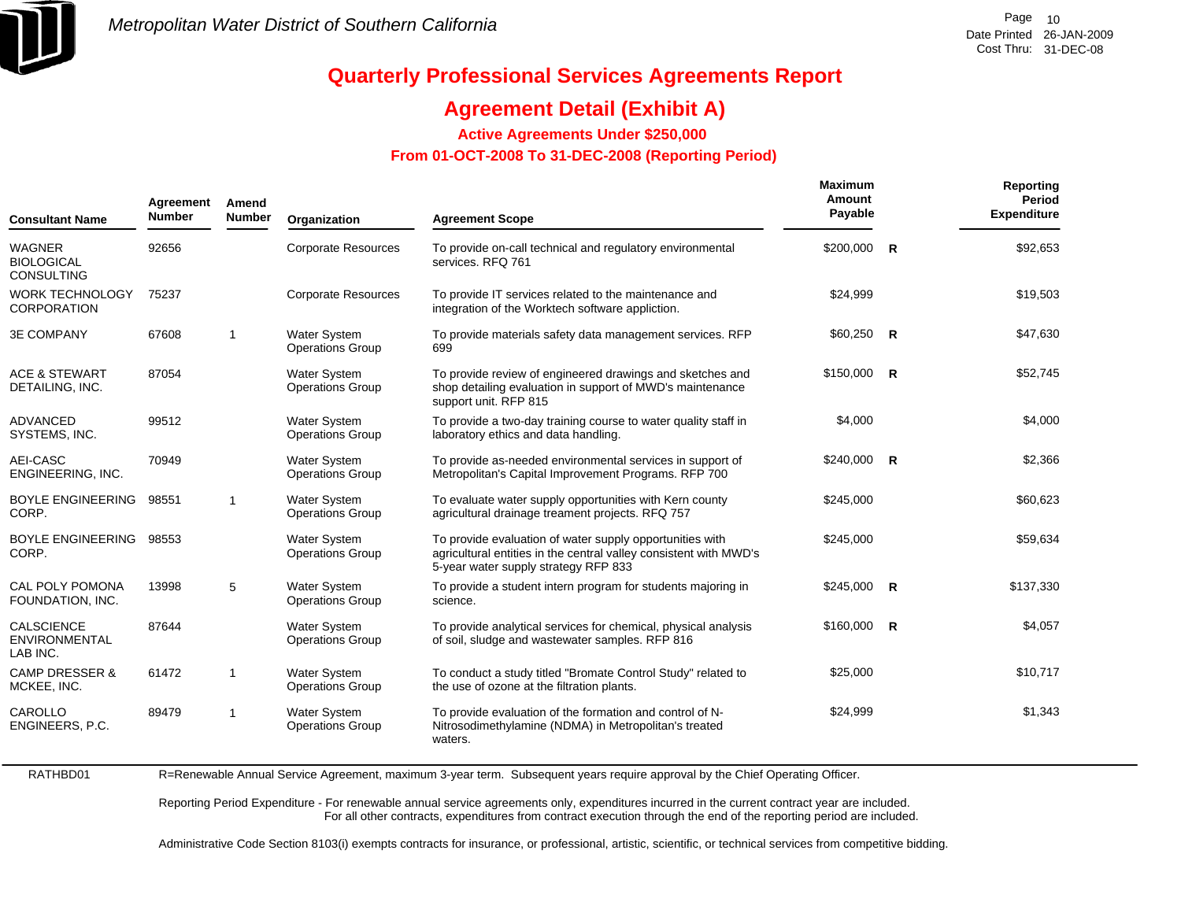# Metropolitan Water District of Southern California

## Quarterly Professional Services Agreements Report

## Agreement Detail (Exhibit A)

### Active Agreements Under $250,000

### From 01-OCT-2008 To 31-DEC-2008 (Reporting Period)

| Consultant Name | Agreement Number | Amend Number | Organization | Agreement Scope | Maximum Amount Payable | | Reporting Period Expenditure |
|---|---|---|---|---|---|---|---|
| WAGNER BIOLOGICAL CONSULTING | 92656 | | Corporate Resources | To provide on-call technical and regulatory environmental services. RFQ 761 | $200,000 | R | $92,653 |
| WORK TECHNOLOGY CORPORATION | 75237 | | Corporate Resources | To provide IT services related to the maintenance and integration of the Worktech software appliction. | $24,999 | | $19,503 |
| 3E COMPANY | 67608 | 1 | Water System Operations Group | To provide materials safety data management services. RFP 699 | $60,250 | R | $47,630 |
| ACE & STEWART DETAILING, INC. | 87054 | | Water System Operations Group | To provide review of engineered drawings and sketches and shop detailing evaluation in support of MWD's maintenance support unit. RFP 815 | $150,000 | R | $52,745 |
| ADVANCED SYSTEMS, INC. | 99512 | | Water System Operations Group | To provide a two-day training course to water quality staff in laboratory ethics and data handling. | $4,000 | | $4,000 |
| AEI-CASC ENGINEERING, INC. | 70949 | | Water System Operations Group | To provide as-needed environmental services in support of Metropolitan's Capital Improvement Programs. RFP 700 | $240,000 | R | $2,366 |
| BOYLE ENGINEERING CORP. | 98551 | 1 | Water System Operations Group | To evaluate water supply opportunities with Kern county agricultural drainage treament projects. RFQ 757 | $245,000 | | $60,623 |
| BOYLE ENGINEERING CORP. | 98553 | | Water System Operations Group | To provide evaluation of water supply opportunities with agricultural entities in the central valley consistent with MWD's 5-year water supply strategy RFP 833 | $245,000 | | $59,634 |
| CAL POLY POMONA FOUNDATION, INC. | 13998 | 5 | Water System Operations Group | To provide a student intern program for students majoring in science. | $245,000 | R | $137,330 |
| CALSCIENCE ENVIRONMENTAL LAB INC. | 87644 | | Water System Operations Group | To provide analytical services for chemical, physical analysis of soil, sludge and wastewater samples. RFP 816 | $160,000 | R | $4,057 |
| CAMP DRESSER & MCKEE, INC. | 61472 | 1 | Water System Operations Group | To conduct a study titled "Bromate Control Study" related to the use of ozone at the filtration plants. | $25,000 | | $10,717 |
| CAROLLO ENGINEERS, P.C. | 89479 | 1 | Water System Operations Group | To provide evaluation of the formation and control of N-Nitrosodimethylamine (NDMA) in Metropolitan's treated waters. | $24,999 | | $1,343 |

RATHBD01

R=Renewable Annual Service Agreement, maximum 3-year term. Subsequent years require approval by the Chief Operating Officer.

Reporting Period Expenditure - For renewable annual service agreements only, expenditures incurred in the current contract year are included. For all other contracts, expenditures from contract execution through the end of the reporting period are included.

Administrative Code Section 8103(i) exempts contracts for insurance, or professional, artistic, scientific, or technical services from competitive bidding.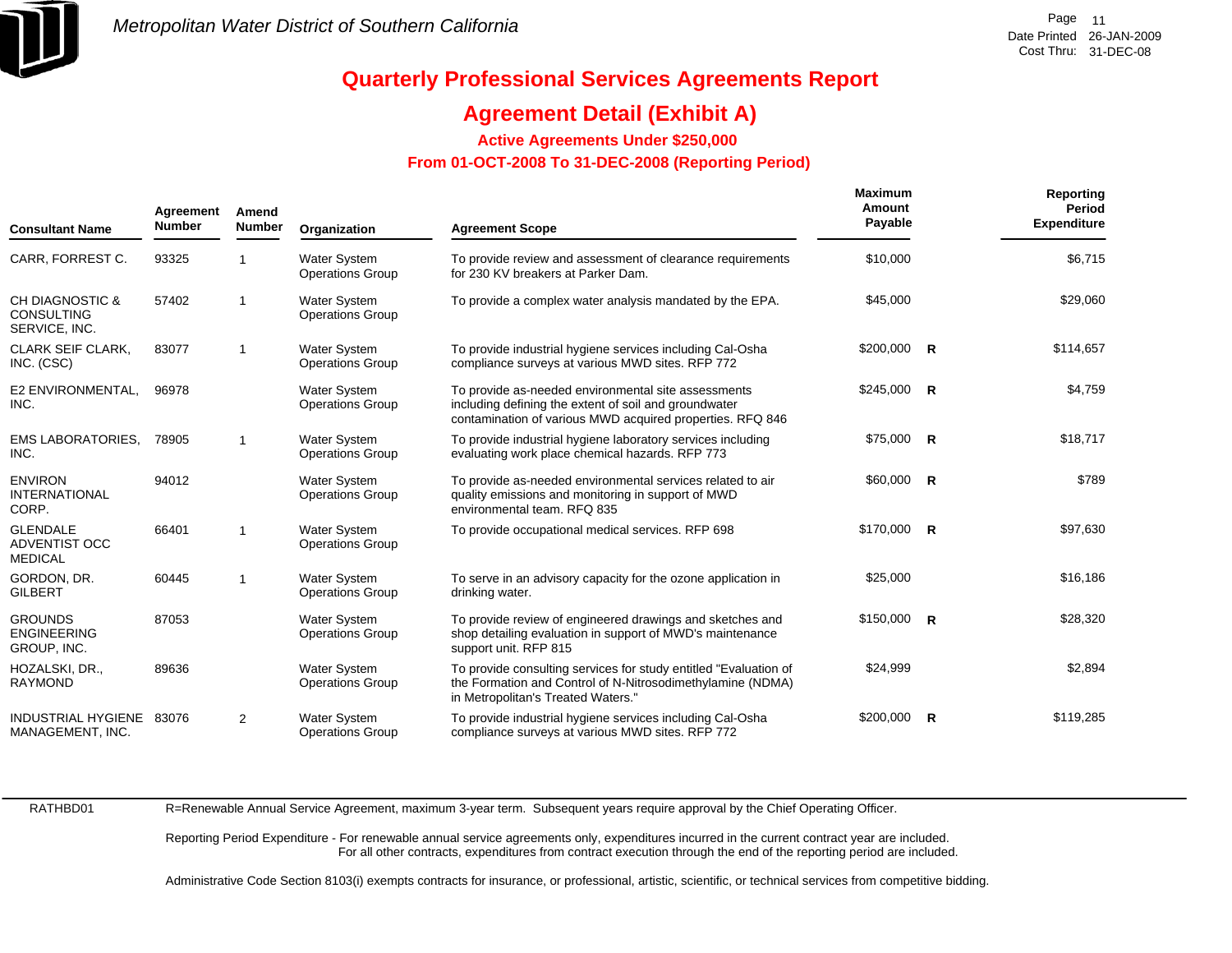Metropolitan Water District of Southern California

Date Printed 26-JAN-2009
Cost Thru: 31-DEC-08

# Quarterly Professional Services Agreements Report

## Agreement Detail (Exhibit A)

### Active Agreements Under $250,000

### From 01-OCT-2008 To 31-DEC-2008 (Reporting Period)

| Consultant Name | Agreement Number | Amend Number | Organization | Agreement Scope | Maximum Amount Payable | | Reporting Period Expenditure |
|---|---|---|---|---|---|---|---|
| CARR, FORREST C. | 93325 | 1 | Water System Operations Group | To provide review and assessment of clearance requirements for 230 KV breakers at Parker Dam. | $10,000 | | $6,715 |
| CH DIAGNOSTIC & CONSULTING SERVICE, INC. | 57402 | 1 | Water System Operations Group | To provide a complex water analysis mandated by the EPA. | $45,000 | | $29,060 |
| CLARK SEIF CLARK, INC. (CSC) | 83077 | 1 | Water System Operations Group | To provide industrial hygiene services including Cal-Osha compliance surveys at various MWD sites. RFP 772 | $200,000 | R | $114,657 |
| E2 ENVIRONMENTAL, INC. | 96978 | | Water System Operations Group | To provide as-needed environmental site assessments including defining the extent of soil and groundwater contamination of various MWD acquired properties. RFQ 846 | $245,000 | R | $4,759 |
| EMS LABORATORIES, INC. | 78905 | 1 | Water System Operations Group | To provide industrial hygiene laboratory services including evaluating work place chemical hazards. RFP 773 | $75,000 | R | $18,717 |
| ENVIRON INTERNATIONAL CORP. | 94012 | | Water System Operations Group | To provide as-needed environmental services related to air quality emissions and monitoring in support of MWD environmental team. RFQ 835 | $60,000 | R | $789 |
| GLENDALE ADVENTIST OCC MEDICAL | 66401 | 1 | Water System Operations Group | To provide occupational medical services. RFP 698 | $170,000 | R | $97,630 |
| GORDON, DR. GILBERT | 60445 | 1 | Water System Operations Group | To serve in an advisory capacity for the ozone application in drinking water. | $25,000 | | $16,186 |
| GROUNDS ENGINEERING GROUP, INC. | 87053 | | Water System Operations Group | To provide review of engineered drawings and sketches and shop detailing evaluation in support of MWD's maintenance support unit. RFP 815 | $150,000 | R | $28,320 |
| HOZALSKI, DR., RAYMOND | 89636 | | Water System Operations Group | To provide consulting services for study entitled "Evaluation of the Formation and Control of N-Nitrosodimethylamine (NDMA) in Metropolitan's Treated Waters." | $24,999 | | $2,894 |
| INDUSTRIAL HYGIENE MANAGEMENT, INC. | 83076 | 2 | Water System Operations Group | To provide industrial hygiene services including Cal-Osha compliance surveys at various MWD sites. RFP 772 | $200,000 | R | $119,285 |

RATHBD01

R=Renewable Annual Service Agreement, maximum 3-year term. Subsequent years require approval by the Chief Operating Officer.

Reporting Period Expenditure - For renewable annual service agreements only, expenditures incurred in the current contract year are included. For all other contracts, expenditures from contract execution through the end of the reporting period are included.

Administrative Code Section 8103(i) exempts contracts for insurance, or professional, artistic, scientific, or technical services from competitive bidding.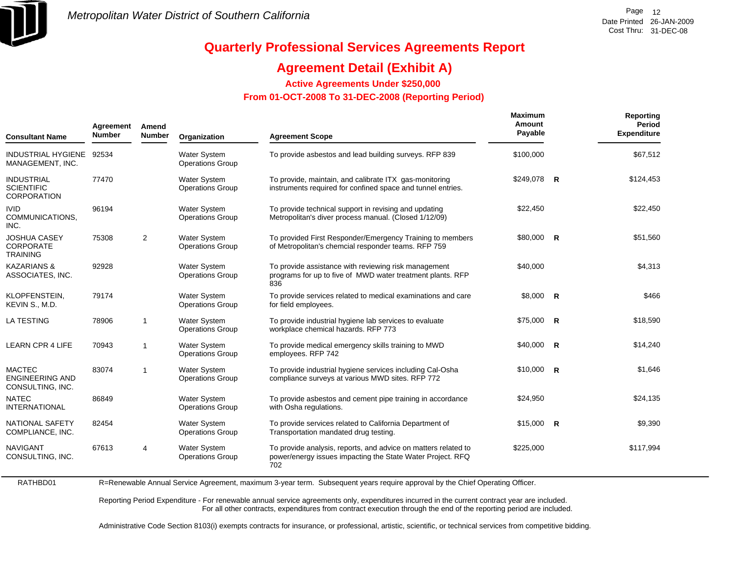# Metropolitan Water District of Southern California

Page 12
Date Printed 26-JAN-2009
Cost Thru: 31-DEC-08

## Quarterly Professional Services Agreements Report

## Agreement Detail (Exhibit A)

### Active Agreements Under $250,000

### From 01-OCT-2008 To 31-DEC-2008 (Reporting Period)

| Consultant Name | Agreement Number | Amend Number | Organization | Agreement Scope | Maximum Amount Payable | | Reporting Period Expenditure |
|---|---|---|---|---|---|---|---|
| INDUSTRIAL HYGIENE MANAGEMENT, INC. | 92534 | | Water System Operations Group | To provide asbestos and lead building surveys. RFP 839 | $100,000 | | $67,512 |
| INDUSTRIAL SCIENTIFIC CORPORATION | 77470 | | Water System Operations Group | To provide, maintain, and calibrate ITX gas-monitoring instruments required for confined space and tunnel entries. | $249,078 | R | $124,453 |
| IVID COMMUNICATIONS, INC. | 96194 | | Water System Operations Group | To provide technical support in revising and updating Metropolitan's diver process manual. (Closed 1/12/09) | $22,450 | | $22,450 |
| JOSHUA CASEY CORPORATE TRAINING | 75308 | 2 | Water System Operations Group | To provided First Responder/Emergency Training to members of Metropolitan's chemcial responder teams. RFP 759 | $80,000 | R | $51,560 |
| KAZARIANS & ASSOCIATES, INC. | 92928 | | Water System Operations Group | To provide assistance with reviewing risk management programs for up to five of MWD water treatment plants. RFP 836 | $40,000 | | $4,313 |
| KLOPFENSTEIN, KEVIN S., M.D. | 79174 | | Water System Operations Group | To provide services related to medical examinations and care for field employees. | $8,000 | R | $466 |
| LA TESTING | 78906 | 1 | Water System Operations Group | To provide industrial hygiene lab services to evaluate workplace chemical hazards. RFP 773 | $75,000 | R | $18,590 |
| LEARN CPR 4 LIFE | 70943 | 1 | Water System Operations Group | To provide medical emergency skills training to MWD employees. RFP 742 | $40,000 | R | $14,240 |
| MACTEC ENGINEERING AND CONSULTING, INC. | 83074 | 1 | Water System Operations Group | To provide industrial hygiene services including Cal-Osha compliance surveys at various MWD sites. RFP 772 | $10,000 | R | $1,646 |
| NATEC INTERNATIONAL | 86849 | | Water System Operations Group | To provide asbestos and cement pipe training in accordance with Osha regulations. | $24,950 | | $24,135 |
| NATIONAL SAFETY COMPLIANCE, INC. | 82454 | | Water System Operations Group | To provide services related to California Department of Transportation mandated drug testing. | $15,000 | R | $9,390 |
| NAVIGANT CONSULTING, INC. | 67613 | 4 | Water System Operations Group | To provide analysis, reports, and advice on matters related to power/energy issues impacting the State Water Project. RFQ 702 | $225,000 | | $117,994 |

RATHBD01

R=Renewable Annual Service Agreement, maximum 3-year term. Subsequent years require approval by the Chief Operating Officer.

Reporting Period Expenditure - For renewable annual service agreements only, expenditures incurred in the current contract year are included. For all other contracts, expenditures from contract execution through the end of the reporting period are included.

Administrative Code Section 8103(i) exempts contracts for insurance, or professional, artistic, scientific, or technical services from competitive bidding.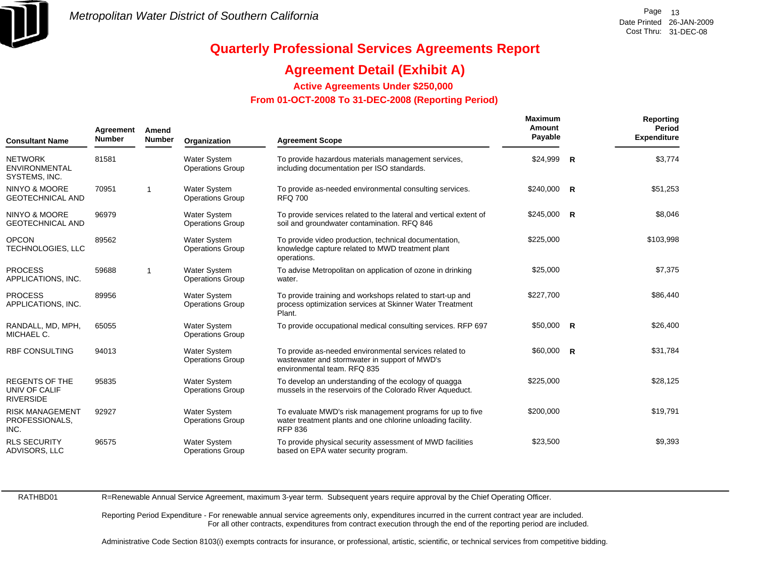Metropolitan Water District of Southern California

Date Printed 26-JAN-2009
Cost Thru: 31-DEC-08

# Quarterly Professional Services Agreements Report

## Agreement Detail (Exhibit A)

### Active Agreements Under $250,000

### From 01-OCT-2008 To 31-DEC-2008 (Reporting Period)

| Consultant Name | Agreement Number | Amend Number | Organization | Agreement Scope | Maximum Amount Payable | | Reporting Period Expenditure |
|---|---|---|---|---|---|---|---|
| NETWORK ENVIRONMENTAL SYSTEMS, INC. | 81581 | | Water System Operations Group | To provide hazardous materials management services, including documentation per ISO standards. | $24,999 | R | $3,774 |
| NINYO & MOORE GEOTECHNICAL AND | 70951 | 1 | Water System Operations Group | To provide as-needed environmental consulting services. RFQ 700 | $240,000 | R | $51,253 |
| NINYO & MOORE GEOTECHNICAL AND | 96979 | | Water System Operations Group | To provide services related to the lateral and vertical extent of soil and groundwater contamination. RFQ 846 | $245,000 | R | $8,046 |
| OPCON TECHNOLOGIES, LLC | 89562 | | Water System Operations Group | To provide video production, technical documentation, knowledge capture related to MWD treatment plant operations. | $225,000 | | $103,998 |
| PROCESS APPLICATIONS, INC. | 59688 | 1 | Water System Operations Group | To advise Metropolitan on application of ozone in drinking water. | $25,000 | | $7,375 |
| PROCESS APPLICATIONS, INC. | 89956 | | Water System Operations Group | To provide training and workshops related to start-up and process optimization services at Skinner Water Treatment Plant. | $227,700 | | $86,440 |
| RANDALL, MD, MPH, MICHAEL C. | 65055 | | Water System Operations Group | To provide occupational medical consulting services. RFP 697 | $50,000 | R | $26,400 |
| RBF CONSULTING | 94013 | | Water System Operations Group | To provide as-needed environmental services related to wastewater and stormwater in support of MWD's environmental team. RFQ 835 | $60,000 | R | $31,784 |
| REGENTS OF THE UNIV OF CALIF RIVERSIDE | 95835 | | Water System Operations Group | To develop an understanding of the ecology of quagga mussels in the reservoirs of the Colorado River Aqueduct. | $225,000 | | $28,125 |
| RISK MANAGEMENT PROFESSIONALS, INC. | 92927 | | Water System Operations Group | To evaluate MWD's risk management programs for up to five water treatment plants and one chlorine unloading facility. RFP 836 | $200,000 | | $19,791 |
| RLS SECURITY ADVISORS, LLC | 96575 | | Water System Operations Group | To provide physical security assessment of MWD facilities based on EPA water security program. | $23,500 | | $9,393 |

RATHBD01

R=Renewable Annual Service Agreement, maximum 3-year term. Subsequent years require approval by the Chief Operating Officer.

Reporting Period Expenditure - For renewable annual service agreements only, expenditures incurred in the current contract year are included.
For all other contracts, expenditures from contract execution through the end of the reporting period are included.

Administrative Code Section 8103(i) exempts contracts for insurance, or professional, artistic, scientific, or technical services from competitive bidding.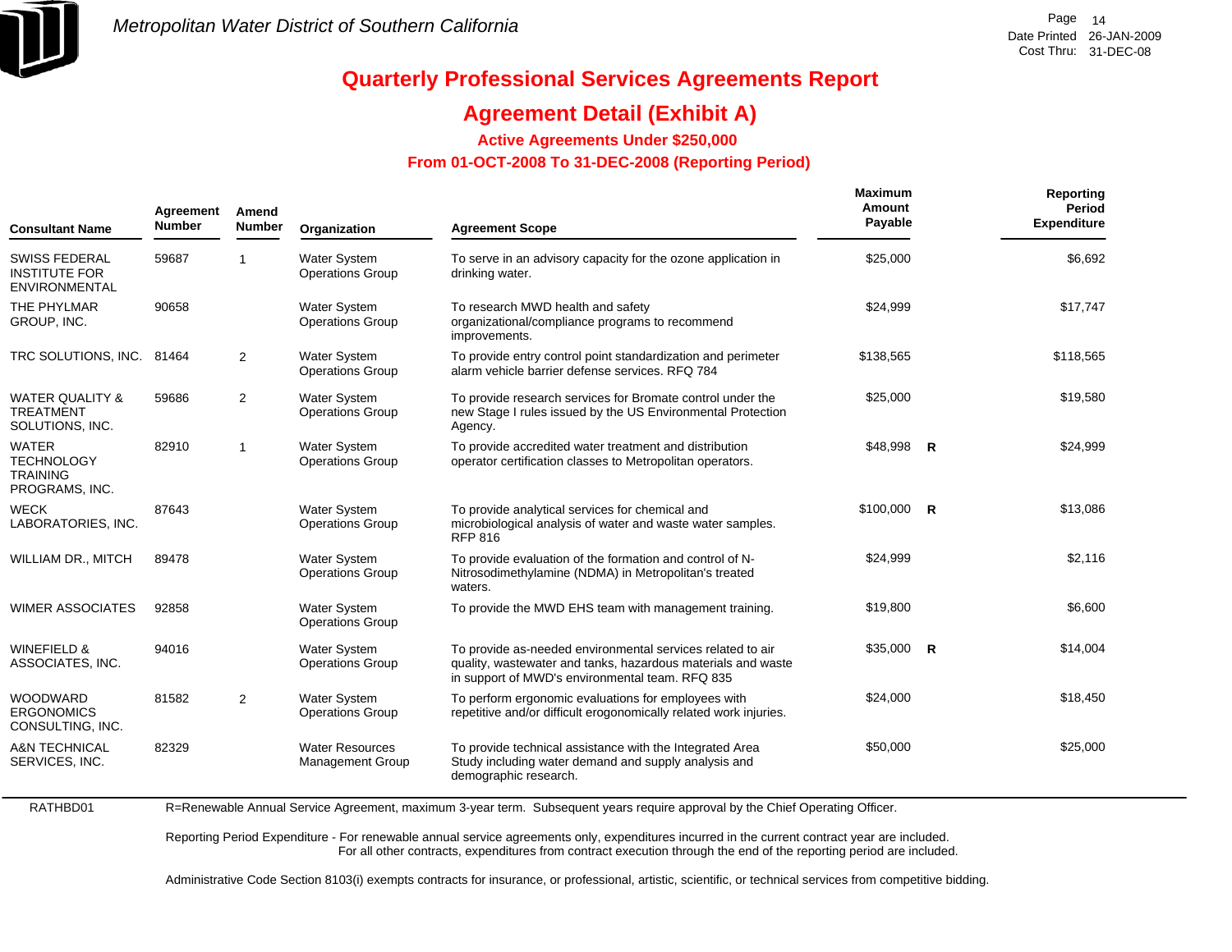# Quarterly Professional Services Agreements Report

## Agreement Detail (Exhibit A)

### Active Agreements Under $250,000

### From 01-OCT-2008 To 31-DEC-2008 (Reporting Period)

| Consultant Name | Agreement Number | Amend Number | Organization | Agreement Scope | Maximum Amount Payable | | Reporting Period Expenditure |
|---|---|---|---|---|---|---|---|
| SWISS FEDERAL INSTITUTE FOR ENVIRONMENTAL | 59687 | 1 | Water System Operations Group | To serve in an advisory capacity for the ozone application in drinking water. | $25,000 | | $6,692 |
| THE PHYLMAR GROUP, INC. | 90658 | | Water System Operations Group | To research MWD health and safety organizational/compliance programs to recommend improvements. | $24,999 | | $17,747 |
| TRC SOLUTIONS, INC. | 81464 | 2 | Water System Operations Group | To provide entry control point standardization and perimeter alarm vehicle barrier defense services. RFQ 784 | $138,565 | | $118,565 |
| WATER QUALITY & TREATMENT SOLUTIONS, INC. | 59686 | 2 | Water System Operations Group | To provide research services for Bromate control under the new Stage I rules issued by the US Environmental Protection Agency. | $25,000 | | $19,580 |
| WATER TECHNOLOGY TRAINING PROGRAMS, INC. | 82910 | 1 | Water System Operations Group | To provide accredited water treatment and distribution operator certification classes to Metropolitan operators. | $48,998 | R | $24,999 |
| WECK LABORATORIES, INC. | 87643 | | Water System Operations Group | To provide analytical services for chemical and microbiological analysis of water and waste water samples. RFP 816 | $100,000 | R | $13,086 |
| WILLIAM DR., MITCH | 89478 | | Water System Operations Group | To provide evaluation of the formation and control of N-Nitrosodimethylamine (NDMA) in Metropolitan's treated waters. | $24,999 | | $2,116 |
| WIMER ASSOCIATES | 92858 | | Water System Operations Group | To provide the MWD EHS team with management training. | $19,800 | | $6,600 |
| WINEFIELD & ASSOCIATES, INC. | 94016 | | Water System Operations Group | To provide as-needed environmental services related to air quality, wastewater and tanks, hazardous materials and waste in support of MWD's environmental team. RFQ 835 | $35,000 | R | $14,004 |
| WOODWARD ERGONOMICS CONSULTING, INC. | 81582 | 2 | Water System Operations Group | To perform ergonomic evaluations for employees with repetitive and/or difficult erogonomically related work injuries. | $24,000 | | $18,450 |
| A&N TECHNICAL SERVICES, INC. | 82329 | | Water Resources Management Group | To provide technical assistance with the Integrated Area Study including water demand and supply analysis and demographic research. | $50,000 | | $25,000 |

RATHBD01

R=Renewable Annual Service Agreement, maximum 3-year term. Subsequent years require approval by the Chief Operating Officer.

Reporting Period Expenditure - For renewable annual service agreements only, expenditures incurred in the current contract year are included. For all other contracts, expenditures from contract execution through the end of the reporting period are included.

Administrative Code Section 8103(i) exempts contracts for insurance, or professional, artistic, scientific, or technical services from competitive bidding.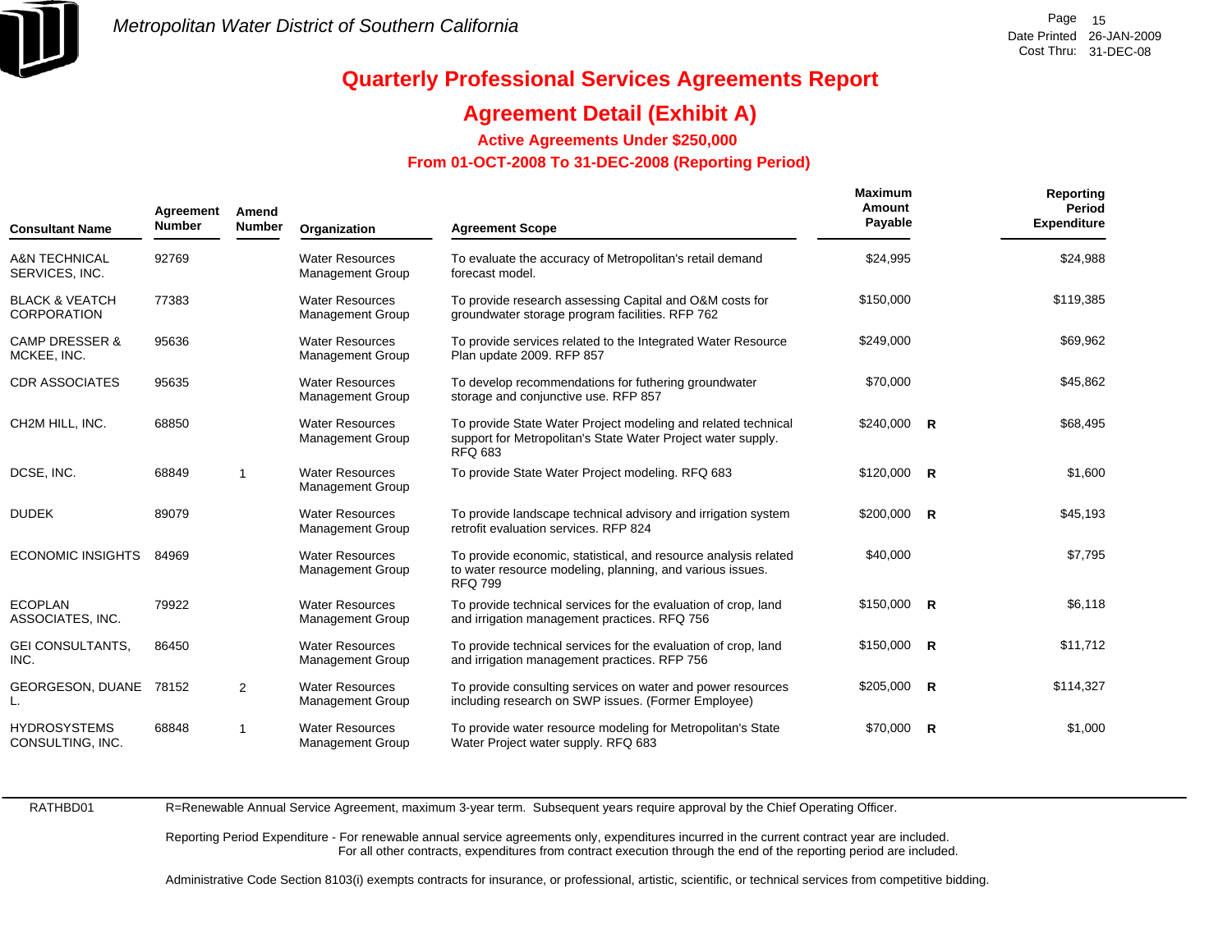# Quarterly Professional Services Agreements Report

## Agreement Detail (Exhibit A)

### Active Agreements Under $250,000

### From 01-OCT-2008 To 31-DEC-2008 (Reporting Period)

| Consultant Name | Agreement Number | Amend Number | Organization | Agreement Scope | Maximum Amount Payable | | Reporting Period Expenditure |
|---|---|---|---|---|---|---|---|
| A&N TECHNICAL SERVICES, INC. | 92769 | | Water Resources Management Group | To evaluate the accuracy of Metropolitan's retail demand forecast model. | $24,995 | | $24,988 |
| BLACK & VEATCH CORPORATION | 77383 | | Water Resources Management Group | To provide research assessing Capital and O&M costs for groundwater storage program facilities. RFP 762 | $150,000 | | $119,385 |
| CAMP DRESSER & MCKEE, INC. | 95636 | | Water Resources Management Group | To provide services related to the Integrated Water Resource Plan update 2009. RFP 857 | $249,000 | | $69,962 |
| CDR ASSOCIATES | 95635 | | Water Resources Management Group | To develop recommendations for futhering groundwater storage and conjunctive use. RFP 857 | $70,000 | | $45,862 |
| CH2M HILL, INC. | 68850 | | Water Resources Management Group | To provide State Water Project modeling and related technical support for Metropolitan's State Water Project water supply. RFQ 683 | $240,000 | R | $68,495 |
| DCSE, INC. | 68849 | 1 | Water Resources Management Group | To provide State Water Project modeling. RFQ 683 | $120,000 | R | $1,600 |
| DUDEK | 89079 | | Water Resources Management Group | To provide landscape technical advisory and irrigation system retrofit evaluation services. RFP 824 | $200,000 | R | $45,193 |
| ECONOMIC INSIGHTS | 84969 | | Water Resources Management Group | To provide economic, statistical, and resource analysis related to water resource modeling, planning, and various issues. RFQ 799 | $40,000 | | $7,795 |
| ECOPLAN ASSOCIATES, INC. | 79922 | | Water Resources Management Group | To provide technical services for the evaluation of crop, land and irrigation management practices. RFQ 756 | $150,000 | R | $6,118 |
| GEI CONSULTANTS, INC. | 86450 | | Water Resources Management Group | To provide technical services for the evaluation of crop, land and irrigation management practices. RFP 756 | $150,000 | R | $11,712 |
| GEORGESON, DUANE L. | 78152 | 2 | Water Resources Management Group | To provide consulting services on water and power resources including research on SWP issues. (Former Employee) | $205,000 | R | $114,327 |
| HYDROSYSTEMS CONSULTING, INC. | 68848 | 1 | Water Resources Management Group | To provide water resource modeling for Metropolitan's State Water Project water supply. RFQ 683 | $70,000 | R | $1,000 |

RATHBD01

R=Renewable Annual Service Agreement, maximum 3-year term. Subsequent years require approval by the Chief Operating Officer.

Reporting Period Expenditure - For renewable annual service agreements only, expenditures incurred in the current contract year are included. For all other contracts, expenditures from contract execution through the end of the reporting period are included.

Administrative Code Section 8103(i) exempts contracts for insurance, or professional, artistic, scientific, or technical services from competitive bidding.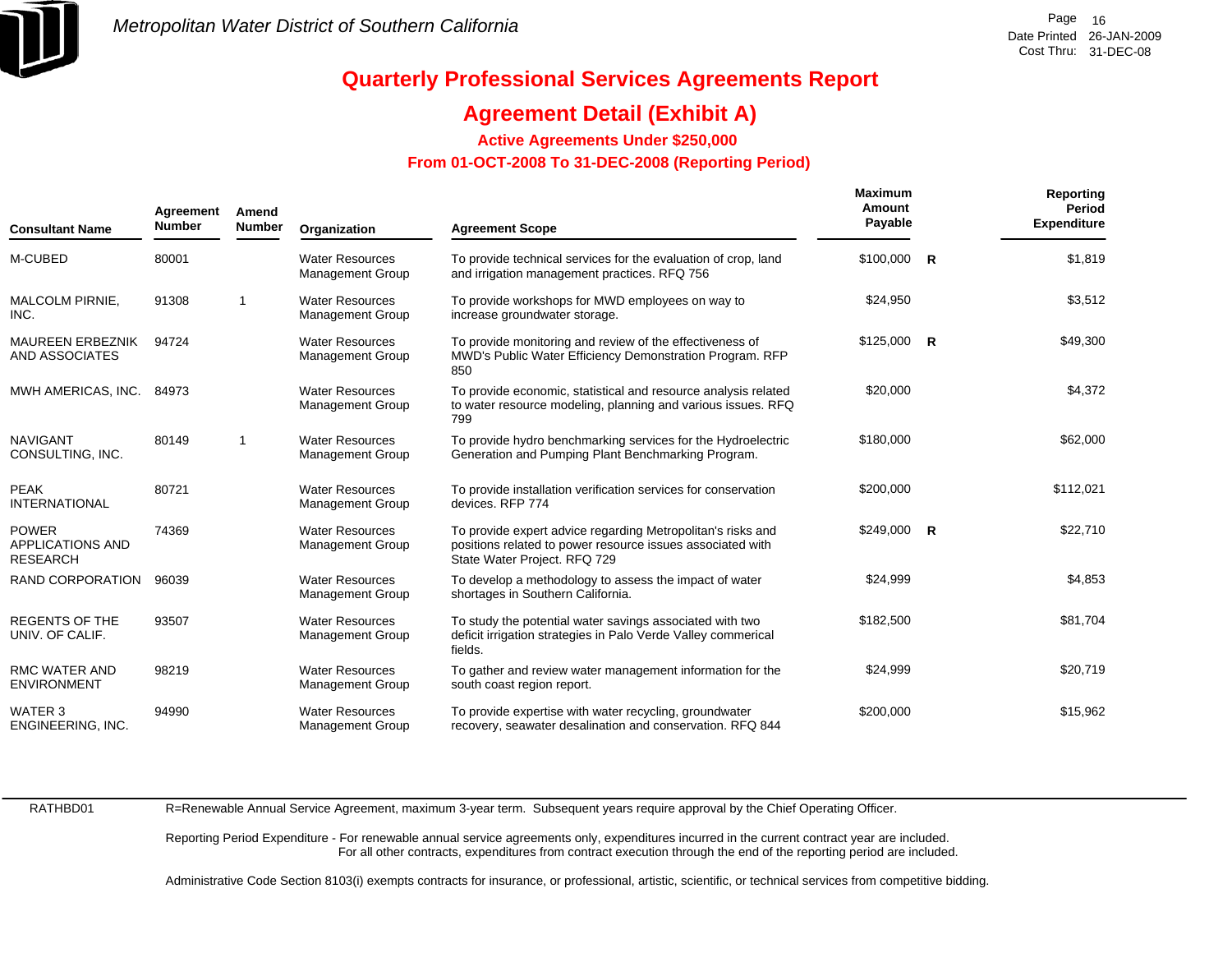# Quarterly Professional Services Agreements Report

## Agreement Detail (Exhibit A)

### Active Agreements Under $250,000

### From 01-OCT-2008 To 31-DEC-2008 (Reporting Period)

| Consultant Name | Agreement Number | Amend Number | Organization | Agreement Scope | Maximum Amount Payable | | Reporting Period Expenditure |
|---|---|---|---|---|---|---|---|
| M-CUBED | 80001 | | Water Resources Management Group | To provide technical services for the evaluation of crop, land and irrigation management practices. RFQ 756 | $100,000 | R | $1,819 |
| MALCOLM PIRNIE, INC. | 91308 | 1 | Water Resources Management Group | To provide workshops for MWD employees on way to increase groundwater storage. | $24,950 | | $3,512 |
| MAUREEN ERBEZNIK AND ASSOCIATES | 94724 | | Water Resources Management Group | To provide monitoring and review of the effectiveness of MWD's Public Water Efficiency Demonstration Program. RFP 850 | $125,000 | R | $49,300 |
| MWH AMERICAS, INC. | 84973 | | Water Resources Management Group | To provide economic, statistical and resource analysis related to water resource modeling, planning and various issues. RFQ 799 | $20,000 | | $4,372 |
| NAVIGANT CONSULTING, INC. | 80149 | 1 | Water Resources Management Group | To provide hydro benchmarking services for the Hydroelectric Generation and Pumping Plant Benchmarking Program. | $180,000 | | $62,000 |
| PEAK INTERNATIONAL | 80721 | | Water Resources Management Group | To provide installation verification services for conservation devices. RFP 774 | $200,000 | | $112,021 |
| POWER APPLICATIONS AND RESEARCH | 74369 | | Water Resources Management Group | To provide expert advice regarding Metropolitan's risks and positions related to power resource issues associated with State Water Project. RFQ 729 | $249,000 | R | $22,710 |
| RAND CORPORATION | 96039 | | Water Resources Management Group | To develop a methodology to assess the impact of water shortages in Southern California. | $24,999 | | $4,853 |
| REGENTS OF THE UNIV. OF CALIF. | 93507 | | Water Resources Management Group | To study the potential water savings associated with two deficit irrigation strategies in Palo Verde Valley commerical fields. | $182,500 | | $81,704 |
| RMC WATER AND ENVIRONMENT | 98219 | | Water Resources Management Group | To gather and review water management information for the south coast region report. | $24,999 | | $20,719 |
| WATER 3 ENGINEERING, INC. | 94990 | | Water Resources Management Group | To provide expertise with water recycling, groundwater recovery, seawater desalination and conservation. RFQ 844 | $200,000 | | $15,962 |

RATHBD01

R=Renewable Annual Service Agreement, maximum 3-year term. Subsequent years require approval by the Chief Operating Officer.

Reporting Period Expenditure - For renewable annual service agreements only, expenditures incurred in the current contract year are included. For all other contracts, expenditures from contract execution through the end of the reporting period are included.

Administrative Code Section 8103(i) exempts contracts for insurance, or professional, artistic, scientific, or technical services from competitive bidding.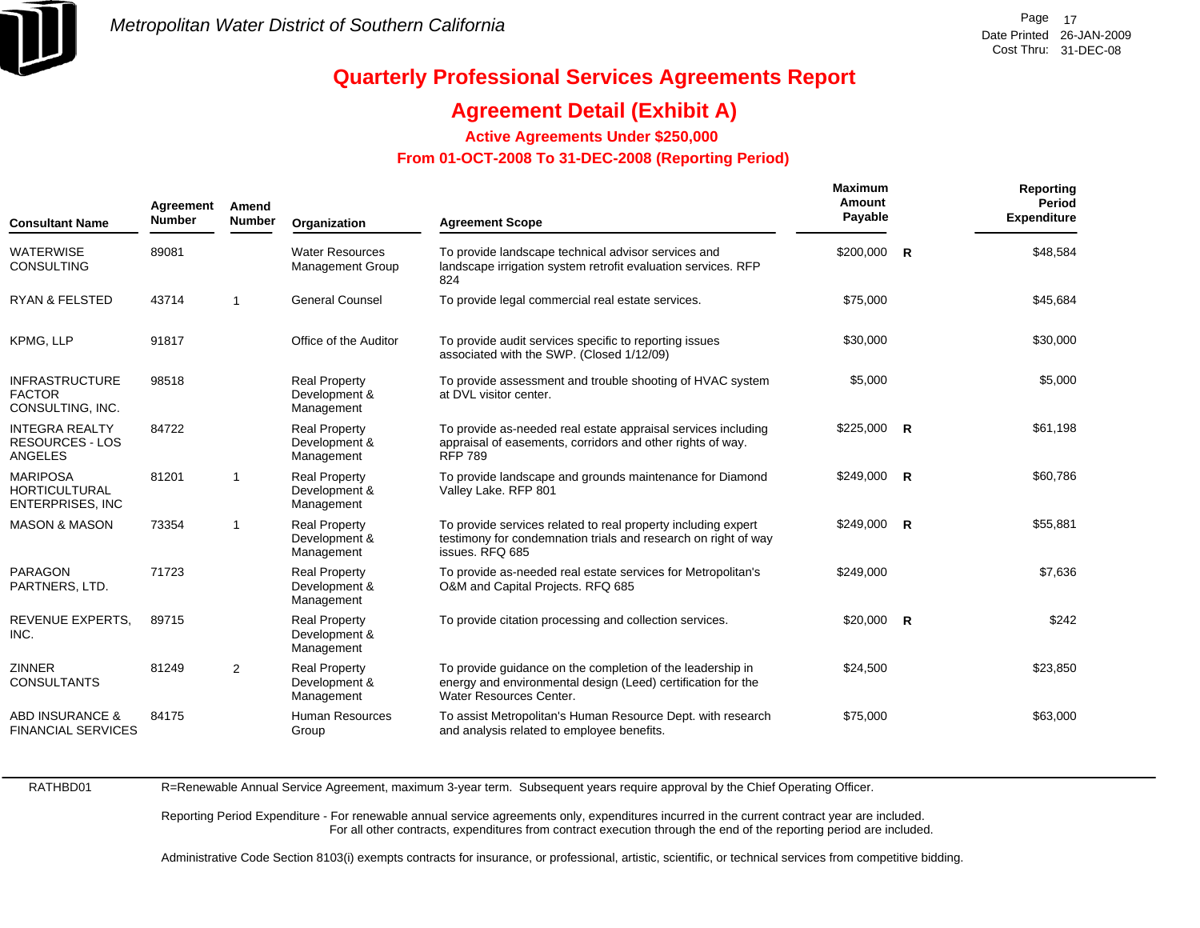# Quarterly Professional Services Agreements Report

## Agreement Detail (Exhibit A)

### Active Agreements Under $250,000

### From 01-OCT-2008 To 31-DEC-2008 (Reporting Period)

| Consultant Name | Agreement Number | Amend Number | Organization | Agreement Scope | Maximum Amount Payable | | Reporting Period Expenditure |
|---|---|---|---|---|---|---|---|
| WATERWISE CONSULTING | 89081 | | Water Resources Management Group | To provide landscape technical advisor services and landscape irrigation system retrofit evaluation services. RFP 824 | $200,000 | R | $48,584 |
| RYAN & FELSTED | 43714 | 1 | General Counsel | To provide legal commercial real estate services. | $75,000 | | $45,684 |
| KPMG, LLP | 91817 | | Office of the Auditor | To provide audit services specific to reporting issues associated with the SWP. (Closed 1/12/09) | $30,000 | | $30,000 |
| INFRASTRUCTURE FACTOR CONSULTING, INC. | 98518 | | Real Property Development & Management | To provide assessment and trouble shooting of HVAC system at DVL visitor center. | $5,000 | | $5,000 |
| INTEGRA REALTY RESOURCES - LOS ANGELES | 84722 | | Real Property Development & Management | To provide as-needed real estate appraisal services including appraisal of easements, corridors and other rights of way. RFP 789 | $225,000 | R | $61,198 |
| MARIPOSA HORTICULTURAL ENTERPRISES, INC | 81201 | 1 | Real Property Development & Management | To provide landscape and grounds maintenance for Diamond Valley Lake. RFP 801 | $249,000 | R | $60,786 |
| MASON & MASON | 73354 | 1 | Real Property Development & Management | To provide services related to real property including expert testimony for condemnation trials and research on right of way issues. RFQ 685 | $249,000 | R | $55,881 |
| PARAGON PARTNERS, LTD. | 71723 | | Real Property Development & Management | To provide as-needed real estate services for Metropolitan's O&M and Capital Projects. RFQ 685 | $249,000 | | $7,636 |
| REVENUE EXPERTS, INC. | 89715 | | Real Property Development & Management | To provide citation processing and collection services. | $20,000 | R | $242 |
| ZINNER CONSULTANTS | 81249 | 2 | Real Property Development & Management | To provide guidance on the completion of the leadership in energy and environmental design (Leed) certification for the Water Resources Center. | $24,500 | | $23,850 |
| ABD INSURANCE & FINANCIAL SERVICES | 84175 | | Human Resources Group | To assist Metropolitan's Human Resource Dept. with research and analysis related to employee benefits. | $75,000 | | $63,000 |

RATHBD01

R=Renewable Annual Service Agreement, maximum 3-year term. Subsequent years require approval by the Chief Operating Officer.

Reporting Period Expenditure - For renewable annual service agreements only, expenditures incurred in the current contract year are included. For all other contracts, expenditures from contract execution through the end of the reporting period are included.

Administrative Code Section 8103(i) exempts contracts for insurance, or professional, artistic, scientific, or technical services from competitive bidding.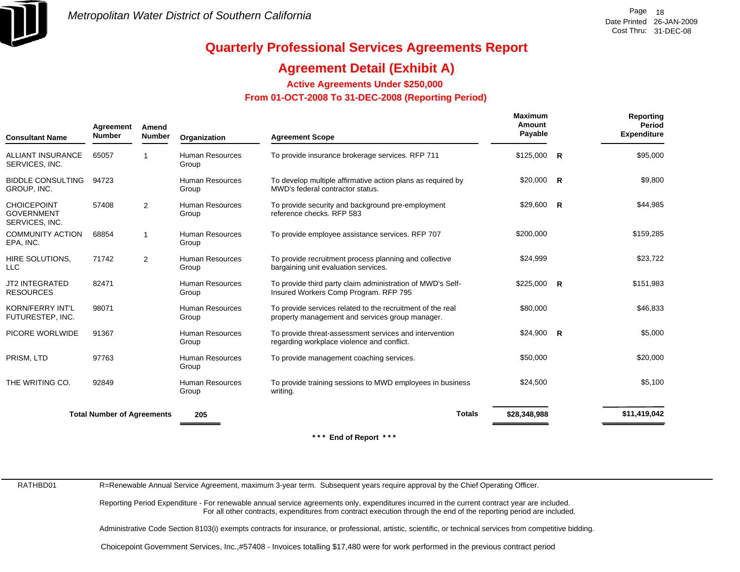# Quarterly Professional Services Agreements Report

## Agreement Detail (Exhibit A)

### Active Agreements Under $250,000

### From 01-OCT-2008 To 31-DEC-2008 (Reporting Period)

| Consultant Name | Agreement Number | Amend Number | Organization | Agreement Scope | Maximum Amount Payable | | Reporting Period Expenditure |
|---|---|---|---|---|---|---|---|
| ALLIANT INSURANCE SERVICES, INC. | 65057 | 1 | Human Resources Group | To provide insurance brokerage services. RFP 711 | $125,000 | R | $95,000 |
| BIDDLE CONSULTING GROUP, INC. | 94723 | | Human Resources Group | To develop multiple affirmative action plans as required by MWD's federal contractor status. | $20,000 | R | $9,800 |
| CHOICEPOINT GOVERNMENT SERVICES, INC. | 57408 | 2 | Human Resources Group | To provide security and background pre-employment reference checks. RFP 583 | $29,600 | R | $44,985 |
| COMMUNITY ACTION EPA, INC. | 68854 | 1 | Human Resources Group | To provide employee assistance services. RFP 707 | $200,000 | | $159,285 |
| HIRE SOLUTIONS, LLC | 71742 | 2 | Human Resources Group | To provide recruitment process planning and collective bargaining unit evaluation services. | $24,999 | | $23,722 |
| JT2 INTEGRATED RESOURCES | 82471 | | Human Resources Group | To provide third party claim administration of MWD's Self-Insured Workers Comp Program. RFP 795 | $225,000 | R | $151,983 |
| KORN/FERRY INT'L FUTURESTEP, INC. | 98071 | | Human Resources Group | To provide services related to the recruitment of the real property management and services group manager. | $80,000 | | $46,833 |
| PICORE WORLWIDE | 91367 | | Human Resources Group | To provide threat-assessment services and intervention regarding workplace violence and conflict. | $24,900 | R | $5,000 |
| PRISM, LTD | 97763 | | Human Resources Group | To provide management coaching services. | $50,000 | | $20,000 |
| THE WRITING CO. | 92849 | | Human Resources Group | To provide training sessions to MWD employees in business writing. | $24,500 | | $5,100 |
| **Total Number of Agreements** | | | **205** | **Totals** | **$28,348,988** | | **$11,419,042** |

**\*\*\* End of Report \*\*\***

RATHBD01

R=Renewable Annual Service Agreement, maximum 3-year term. Subsequent years require approval by the Chief Operating Officer.

Reporting Period Expenditure - For renewable annual service agreements only, expenditures incurred in the current contract year are included.
For all other contracts, expenditures from contract execution through the end of the reporting period are included.

Administrative Code Section 8103(i) exempts contracts for insurance, or professional, artistic, scientific, or technical services from competitive bidding.

Choicepoint Government Services, Inc.,#57408 - Invoices totalling $17,480 were for work performed in the previous contract period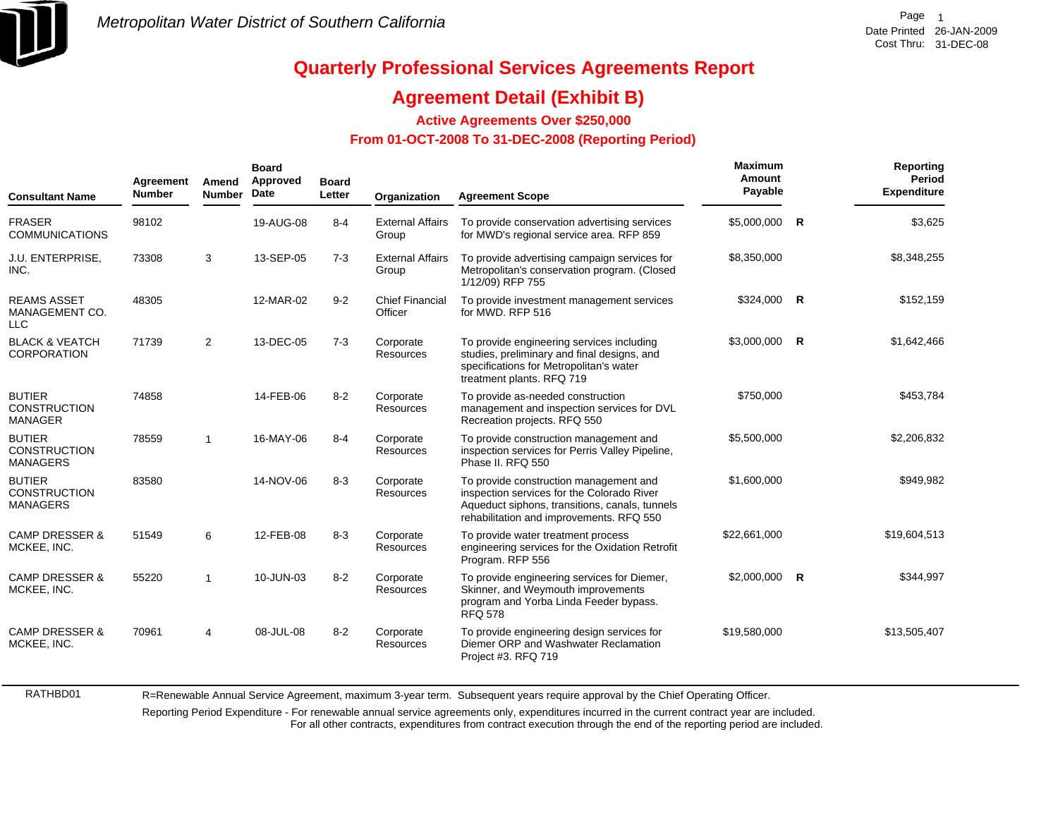Metropolitan Water District of Southern California

Date Printed 26-JAN-2009
Cost Thru: 31-DEC-08

# Quarterly Professional Services Agreements Report

## Agreement Detail (Exhibit B)

### Active Agreements Over $250,000

### From 01-OCT-2008 To 31-DEC-2008 (Reporting Period)

| Consultant Name | Agreement Number | Amend Number | Board Approved Date | Board Letter | Organization | Agreement Scope | Maximum Amount Payable | | Reporting Period Expenditure |
|---|---|---|---|---|---|---|---|---|---|
| FRASER COMMUNICATIONS | 98102 | | 19-AUG-08 | 8-4 | External Affairs Group | To provide conservation advertising services for MWD's regional service area. RFP 859 | $5,000,000 | R | $3,625 |
| J.U. ENTERPRISE, INC. | 73308 | 3 | 13-SEP-05 | 7-3 | External Affairs Group | To provide advertising campaign services for Metropolitan's conservation program. (Closed 1/12/09) RFP 755 | $8,350,000 | | $8,348,255 |
| REAMS ASSET MANAGEMENT CO. LLC | 48305 | | 12-MAR-02 | 9-2 | Chief Financial Officer | To provide investment management services for MWD. RFP 516 | $324,000 | R | $152,159 |
| BLACK & VEATCH CORPORATION | 71739 | 2 | 13-DEC-05 | 7-3 | Corporate Resources | To provide engineering services including studies, preliminary and final designs, and specifications for Metropolitan's water treatment plants. RFQ 719 | $3,000,000 | R | $1,642,466 |
| BUTIER CONSTRUCTION MANAGER | 74858 | | 14-FEB-06 | 8-2 | Corporate Resources | To provide as-needed construction management and inspection services for DVL Recreation projects. RFQ 550 | $750,000 | | $453,784 |
| BUTIER CONSTRUCTION MANAGERS | 78559 | 1 | 16-MAY-06 | 8-4 | Corporate Resources | To provide construction management and inspection services for Perris Valley Pipeline, Phase II. RFQ 550 | $5,500,000 | | $2,206,832 |
| BUTIER CONSTRUCTION MANAGERS | 83580 | | 14-NOV-06 | 8-3 | Corporate Resources | To provide construction management and inspection services for the Colorado River Aqueduct siphons, transitions, canals, tunnels rehabilitation and improvements. RFQ 550 | $1,600,000 | | $949,982 |
| CAMP DRESSER & MCKEE, INC. | 51549 | 6 | 12-FEB-08 | 8-3 | Corporate Resources | To provide water treatment process engineering services for the Oxidation Retrofit Program. RFP 556 | $22,661,000 | | $19,604,513 |
| CAMP DRESSER & MCKEE, INC. | 55220 | 1 | 10-JUN-03 | 8-2 | Corporate Resources | To provide engineering services for Diemer, Skinner, and Weymouth improvements program and Yorba Linda Feeder bypass. RFQ 578 | $2,000,000 | R | $344,997 |
| CAMP DRESSER & MCKEE, INC. | 70961 | 4 | 08-JUL-08 | 8-2 | Corporate Resources | To provide engineering design services for Diemer ORP and Washwater Reclamation Project #3. RFQ 719 | $19,580,000 | | $13,505,407 |

RATHBD01

R=Renewable Annual Service Agreement, maximum 3-year term. Subsequent years require approval by the Chief Operating Officer.

Reporting Period Expenditure - For renewable annual service agreements only, expenditures incurred in the current contract year are included. For all other contracts, expenditures from contract execution through the end of the reporting period are included.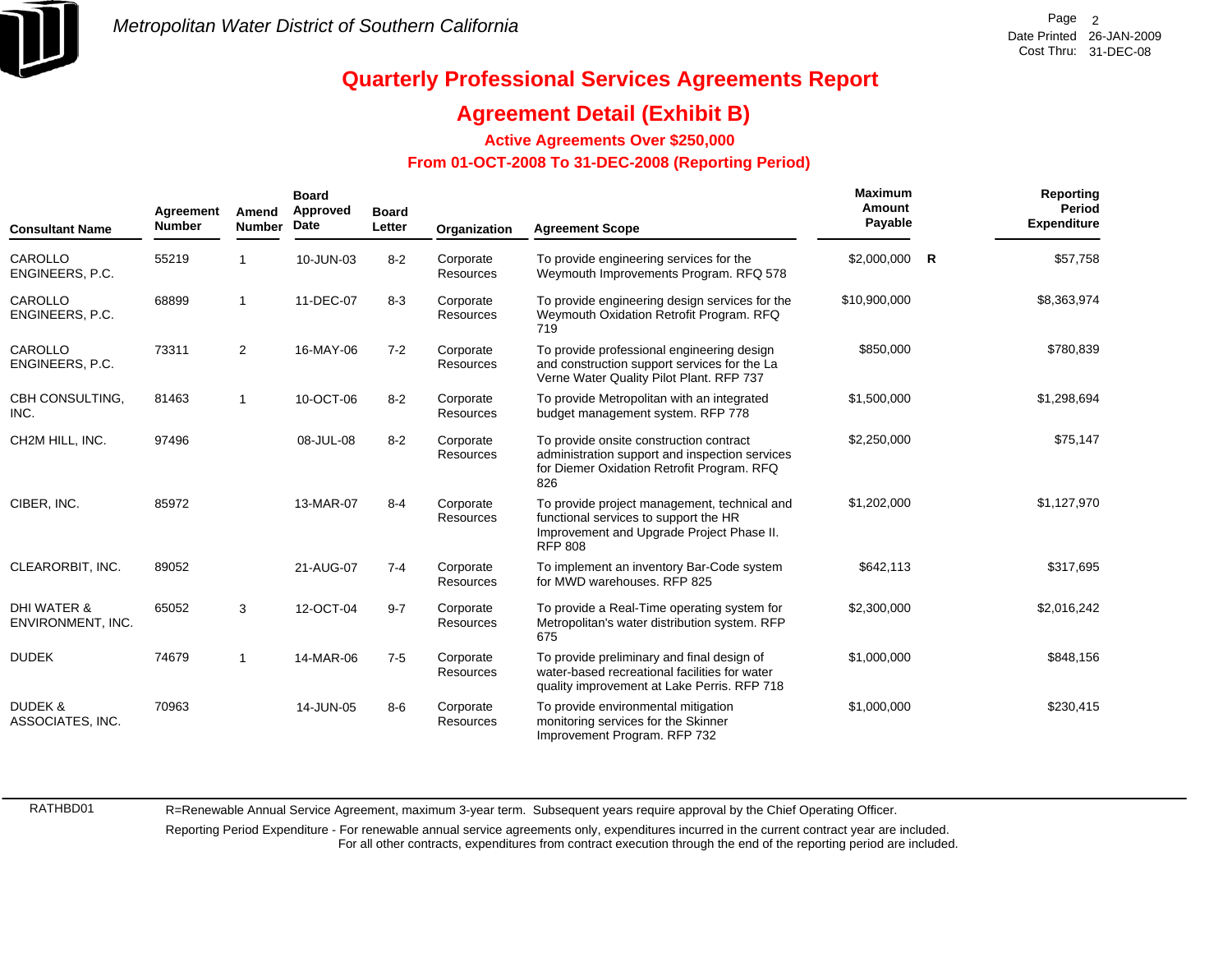# Quarterly Professional Services Agreements Report

## Agreement Detail (Exhibit B)

### Active Agreements Over $250,000

### From 01-OCT-2008 To 31-DEC-2008 (Reporting Period)

| Consultant Name | Agreement Number | Amend Number | Board Approved Date | Board Letter | Organization | Agreement Scope | Maximum Amount Payable | | Reporting Period Expenditure |
|---|---|---|---|---|---|---|---|---|---|
| CAROLLO ENGINEERS, P.C. | 55219 | 1 | 10-JUN-03 | 8-2 | Corporate Resources | To provide engineering services for the Weymouth Improvements Program. RFQ 578 | $2,000,000 | R | $57,758 |
| CAROLLO ENGINEERS, P.C. | 68899 | 1 | 11-DEC-07 | 8-3 | Corporate Resources | To provide engineering design services for the Weymouth Oxidation Retrofit Program. RFQ 719 | $10,900,000 | | $8,363,974 |
| CAROLLO ENGINEERS, P.C. | 73311 | 2 | 16-MAY-06 | 7-2 | Corporate Resources | To provide professional engineering design and construction support services for the La Verne Water Quality Pilot Plant. RFP 737 | $850,000 | | $780,839 |
| CBH CONSULTING, INC. | 81463 | 1 | 10-OCT-06 | 8-2 | Corporate Resources | To provide Metropolitan with an integrated budget management system. RFP 778 | $1,500,000 | | $1,298,694 |
| CH2M HILL, INC. | 97496 | | 08-JUL-08 | 8-2 | Corporate Resources | To provide onsite construction contract administration support and inspection services for Diemer Oxidation Retrofit Program. RFQ 826 | $2,250,000 | | $75,147 |
| CIBER, INC. | 85972 | | 13-MAR-07 | 8-4 | Corporate Resources | To provide project management, technical and functional services to support the HR Improvement and Upgrade Project Phase II. RFP 808 | $1,202,000 | | $1,127,970 |
| CLEARORBIT, INC. | 89052 | | 21-AUG-07 | 7-4 | Corporate Resources | To implement an inventory Bar-Code system for MWD warehouses. RFP 825 | $642,113 | | $317,695 |
| DHI WATER & ENVIRONMENT, INC. | 65052 | 3 | 12-OCT-04 | 9-7 | Corporate Resources | To provide a Real-Time operating system for Metropolitan's water distribution system. RFP 675 | $2,300,000 | | $2,016,242 |
| DUDEK | 74679 | 1 | 14-MAR-06 | 7-5 | Corporate Resources | To provide preliminary and final design of water-based recreational facilities for water quality improvement at Lake Perris. RFP 718 | $1,000,000 | | $848,156 |
| DUDEK & ASSOCIATES, INC. | 70963 | | 14-JUN-05 | 8-6 | Corporate Resources | To provide environmental mitigation monitoring services for the Skinner Improvement Program. RFP 732 | $1,000,000 | | $230,415 |

RATHBD01

R=Renewable Annual Service Agreement, maximum 3-year term. Subsequent years require approval by the Chief Operating Officer.

Reporting Period Expenditure - For renewable annual service agreements only, expenditures incurred in the current contract year are included. For all other contracts, expenditures from contract execution through the end of the reporting period are included.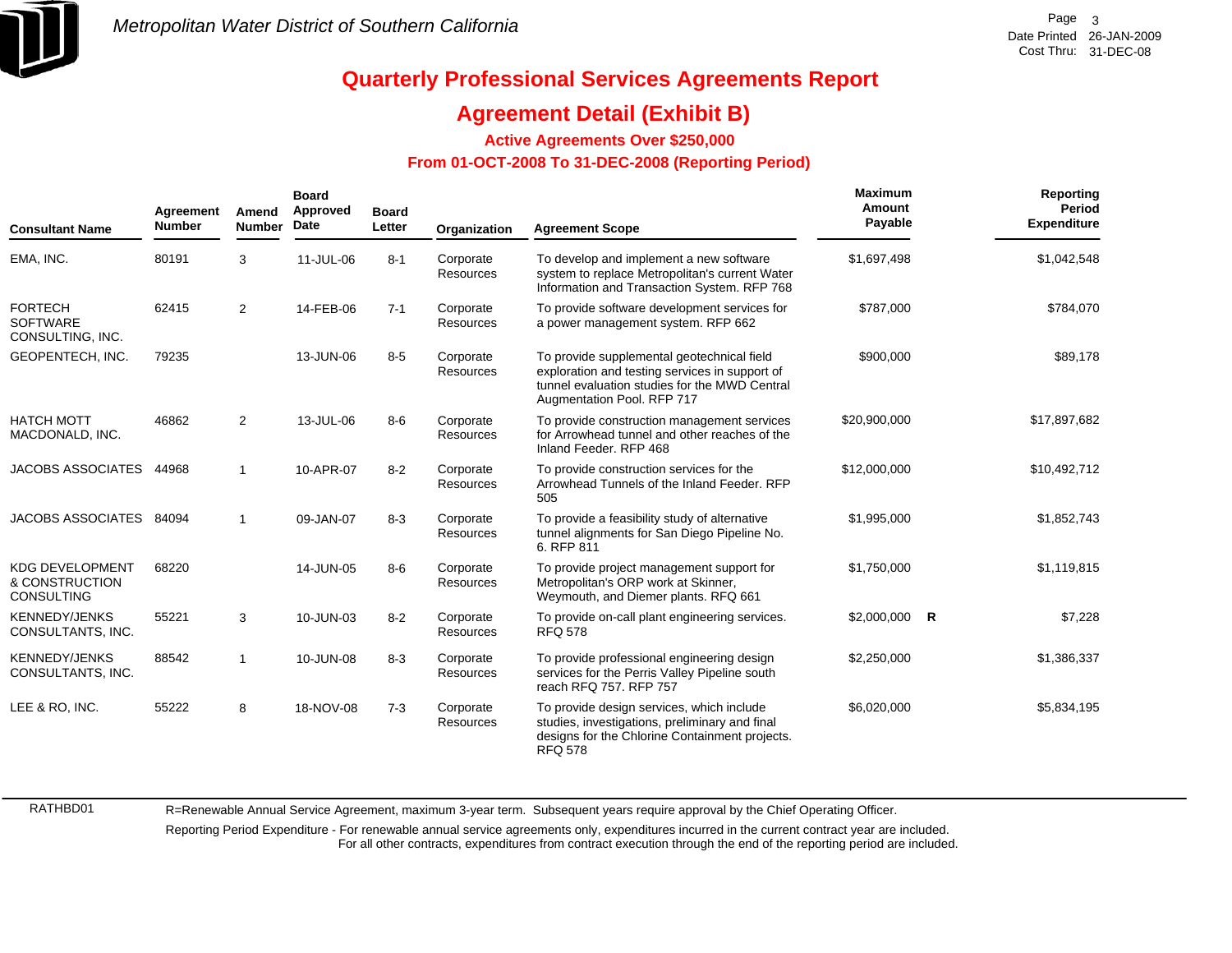Metropolitan Water District of Southern California

# Quarterly Professional Services Agreements Report

## Agreement Detail (Exhibit B)

### Active Agreements Over $250,000

### From 01-OCT-2008 To 31-DEC-2008 (Reporting Period)

| Consultant Name | Agreement Number | Amend Number | Board Approved Date | Board Letter | Organization | Agreement Scope | Maximum Amount Payable | | Reporting Period Expenditure |
|---|---|---|---|---|---|---|---|---|---|
| EMA, INC. | 80191 | 3 | 11-JUL-06 | 8-1 | Corporate Resources | To develop and implement a new software system to replace Metropolitan's current Water Information and Transaction System. RFP 768 | $1,697,498 | | $1,042,548 |
| FORTECH SOFTWARE CONSULTING, INC. | 62415 | 2 | 14-FEB-06 | 7-1 | Corporate Resources | To provide software development services for a power management system. RFP 662 | $787,000 | | $784,070 |
| GEOPENTECH, INC. | 79235 | | 13-JUN-06 | 8-5 | Corporate Resources | To provide supplemental geotechnical field exploration and testing services in support of tunnel evaluation studies for the MWD Central Augmentation Pool. RFP 717 | $900,000 | | $89,178 |
| HATCH MOTT MACDONALD, INC. | 46862 | 2 | 13-JUL-06 | 8-6 | Corporate Resources | To provide construction management services for Arrowhead tunnel and other reaches of the Inland Feeder. RFP 468 | $20,900,000 | | $17,897,682 |
| JACOBS ASSOCIATES | 44968 | 1 | 10-APR-07 | 8-2 | Corporate Resources | To provide construction services for the Arrowhead Tunnels of the Inland Feeder. RFP 505 | $12,000,000 | | $10,492,712 |
| JACOBS ASSOCIATES | 84094 | 1 | 09-JAN-07 | 8-3 | Corporate Resources | To provide a feasibility study of alternative tunnel alignments for San Diego Pipeline No. 6. RFP 811 | $1,995,000 | | $1,852,743 |
| KDG DEVELOPMENT & CONSTRUCTION CONSULTING | 68220 | | 14-JUN-05 | 8-6 | Corporate Resources | To provide project management support for Metropolitan's ORP work at Skinner, Weymouth, and Diemer plants. RFQ 661 | $1,750,000 | | $1,119,815 |
| KENNEDY/JENKS CONSULTANTS, INC. | 55221 | 3 | 10-JUN-03 | 8-2 | Corporate Resources | To provide on-call plant engineering services. RFQ 578 | $2,000,000 | R | $7,228 |
| KENNEDY/JENKS CONSULTANTS, INC. | 88542 | 1 | 10-JUN-08 | 8-3 | Corporate Resources | To provide professional engineering design services for the Perris Valley Pipeline south reach RFQ 757. RFP 757 | $2,250,000 | | $1,386,337 |
| LEE & RO, INC. | 55222 | 8 | 18-NOV-08 | 7-3 | Corporate Resources | To provide design services, which include studies, investigations, preliminary and final designs for the Chlorine Containment projects. RFQ 578 | $6,020,000 | | $5,834,195 |

RATHBD01

R=Renewable Annual Service Agreement, maximum 3-year term. Subsequent years require approval by the Chief Operating Officer.

Reporting Period Expenditure - For renewable annual service agreements only, expenditures incurred in the current contract year are included.
For all other contracts, expenditures from contract execution through the end of the reporting period are included.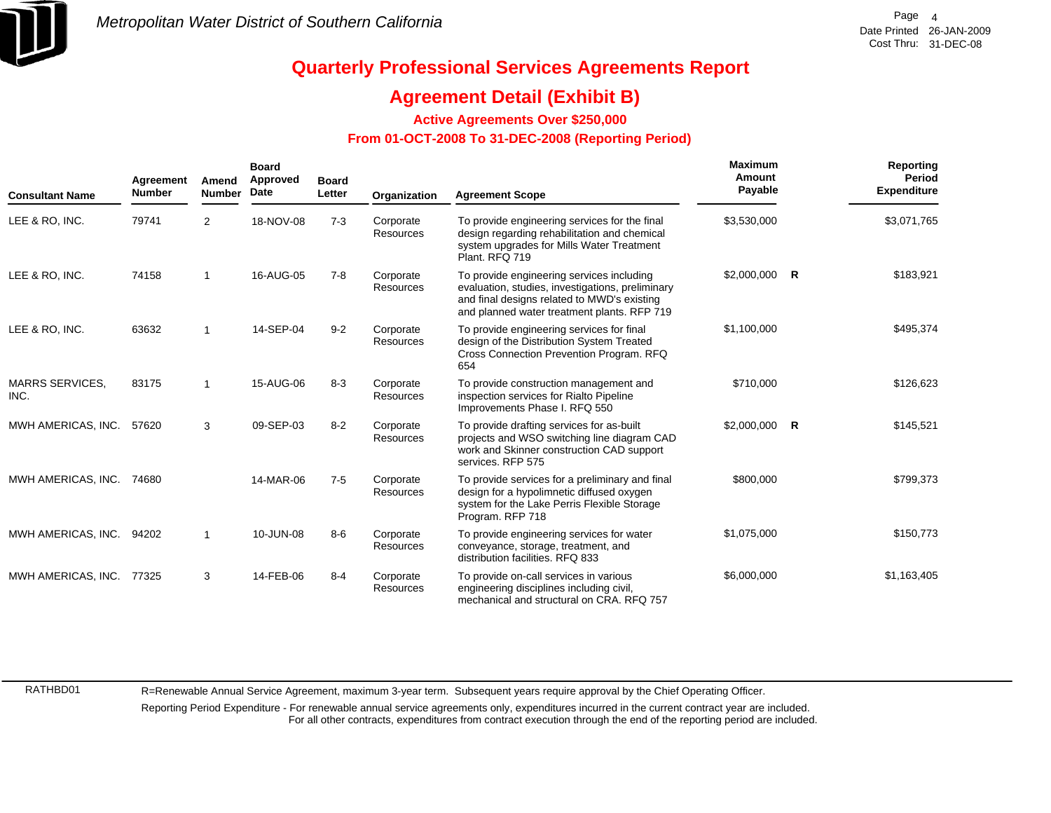Metropolitan Water District of Southern California

Date Printed 26-JAN-2009
Cost Thru: 31-DEC-08

# Quarterly Professional Services Agreements Report

## Agreement Detail (Exhibit B)

### Active Agreements Over $250,000

### From 01-OCT-2008 To 31-DEC-2008 (Reporting Period)

| Consultant Name | Agreement Number | Amend Number | Board Approved Date | Board Letter | Organization | Agreement Scope | Maximum Amount Payable | | Reporting Period Expenditure |
|---|---|---|---|---|---|---|---|---|---|
| LEE & RO, INC. | 79741 | 2 | 18-NOV-08 | 7-3 | Corporate Resources | To provide engineering services for the final design regarding rehabilitation and chemical system upgrades for Mills Water Treatment Plant. RFQ 719 | $3,530,000 | | $3,071,765 |
| LEE & RO, INC. | 74158 | 1 | 16-AUG-05 | 7-8 | Corporate Resources | To provide engineering services including evaluation, studies, investigations, preliminary and final designs related to MWD's existing and planned water treatment plants. RFP 719 | $2,000,000 | R | $183,921 |
| LEE & RO, INC. | 63632 | 1 | 14-SEP-04 | 9-2 | Corporate Resources | To provide engineering services for final design of the Distribution System Treated Cross Connection Prevention Program. RFQ 654 | $1,100,000 | | $495,374 |
| MARRS SERVICES, INC. | 83175 | 1 | 15-AUG-06 | 8-3 | Corporate Resources | To provide construction management and inspection services for Rialto Pipeline Improvements Phase I. RFQ 550 | $710,000 | | $126,623 |
| MWH AMERICAS, INC. | 57620 | 3 | 09-SEP-03 | 8-2 | Corporate Resources | To provide drafting services for as-built projects and WSO switching line diagram CAD work and Skinner construction CAD support services. RFP 575 | $2,000,000 | R | $145,521 |
| MWH AMERICAS, INC. | 74680 | | 14-MAR-06 | 7-5 | Corporate Resources | To provide services for a preliminary and final design for a hypolimnetic diffused oxygen system for the Lake Perris Flexible Storage Program. RFP 718 | $800,000 | | $799,373 |
| MWH AMERICAS, INC. | 94202 | 1 | 10-JUN-08 | 8-6 | Corporate Resources | To provide engineering services for water conveyance, storage, treatment, and distribution facilities. RFQ 833 | $1,075,000 | | $150,773 |
| MWH AMERICAS, INC. | 77325 | 3 | 14-FEB-06 | 8-4 | Corporate Resources | To provide on-call services in various engineering disciplines including civil, mechanical and structural on CRA. RFQ 757 | $6,000,000 | | $1,163,405 |

RATHBD01

R=Renewable Annual Service Agreement, maximum 3-year term. Subsequent years require approval by the Chief Operating Officer.

Reporting Period Expenditure - For renewable annual service agreements only, expenditures incurred in the current contract year are included.
For all other contracts, expenditures from contract execution through the end of the reporting period are included.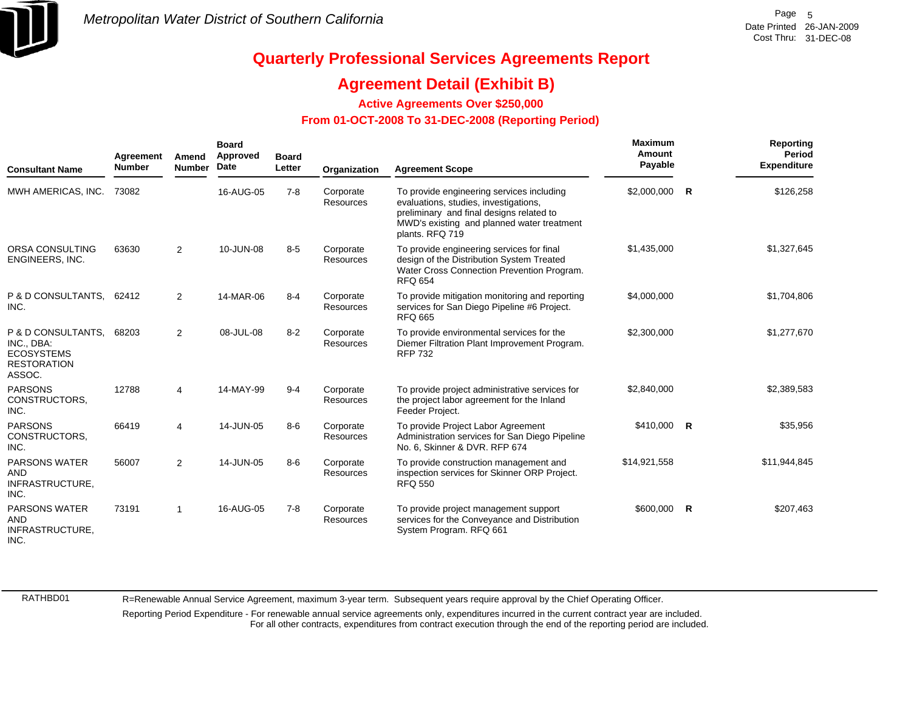# Metropolitan Water District of Southern California

Date Printed 26-JAN-2009
Cost Thru: 31-DEC-08

## Quarterly Professional Services Agreements Report

## Agreement Detail (Exhibit B)

### Active Agreements Over $250,000

### From 01-OCT-2008 To 31-DEC-2008 (Reporting Period)

| Consultant Name | Agreement Number | Amend Number | Board Approved Date | Board Letter | Organization | Agreement Scope | Maximum Amount Payable | | Reporting Period Expenditure |
|---|---|---|---|---|---|---|---|---|---|
| MWH AMERICAS, INC. | 73082 | | 16-AUG-05 | 7-8 | Corporate Resources | To provide engineering services including evaluations, studies, investigations, preliminary and final designs related to MWD's existing and planned water treatment plants. RFQ 719 | $2,000,000 | R | $126,258 |
| ORSA CONSULTING ENGINEERS, INC. | 63630 | 2 | 10-JUN-08 | 8-5 | Corporate Resources | To provide engineering services for final design of the Distribution System Treated Water Cross Connection Prevention Program. RFQ 654 | $1,435,000 | | $1,327,645 |
| P & D CONSULTANTS, INC. | 62412 | 2 | 14-MAR-06 | 8-4 | Corporate Resources | To provide mitigation monitoring and reporting services for San Diego Pipeline #6 Project. RFQ 665 | $4,000,000 | | $1,704,806 |
| P & D CONSULTANTS, INC., DBA: ECOSYSTEMS RESTORATION ASSOC. | 68203 | 2 | 08-JUL-08 | 8-2 | Corporate Resources | To provide environmental services for the Diemer Filtration Plant Improvement Program. RFP 732 | $2,300,000 | | $1,277,670 |
| PARSONS CONSTRUCTORS, INC. | 12788 | 4 | 14-MAY-99 | 9-4 | Corporate Resources | To provide project administrative services for the project labor agreement for the Inland Feeder Project. | $2,840,000 | | $2,389,583 |
| PARSONS CONSTRUCTORS, INC. | 66419 | 4 | 14-JUN-05 | 8-6 | Corporate Resources | To provide Project Labor Agreement Administration services for San Diego Pipeline No. 6, Skinner & DVR. RFP 674 | $410,000 | R | $35,956 |
| PARSONS WATER AND INFRASTRUCTURE, INC. | 56007 | 2 | 14-JUN-05 | 8-6 | Corporate Resources | To provide construction management and inspection services for Skinner ORP Project. RFQ 550 | $14,921,558 | | $11,944,845 |
| PARSONS WATER AND INFRASTRUCTURE, INC. | 73191 | 1 | 16-AUG-05 | 7-8 | Corporate Resources | To provide project management support services for the Conveyance and Distribution System Program. RFQ 661 | $600,000 | R | $207,463 |

RATHBD01

R=Renewable Annual Service Agreement, maximum 3-year term. Subsequent years require approval by the Chief Operating Officer.

Reporting Period Expenditure - For renewable annual service agreements only, expenditures incurred in the current contract year are included. For all other contracts, expenditures from contract execution through the end of the reporting period are included.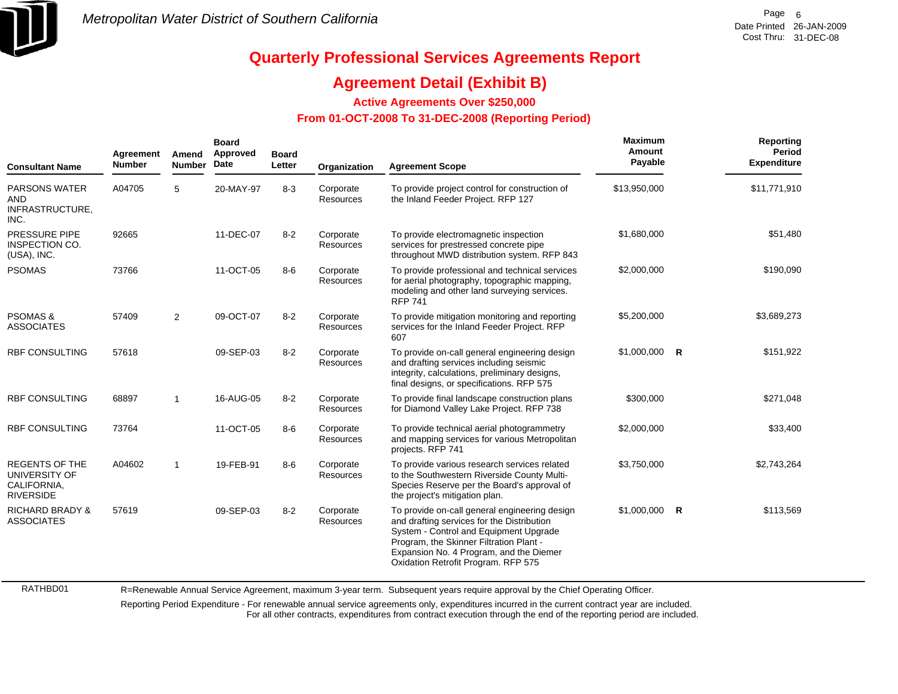# Quarterly Professional Services Agreements Report

## Agreement Detail (Exhibit B)

### Active Agreements Over $250,000

### From 01-OCT-2008 To 31-DEC-2008 (Reporting Period)

| Consultant Name | Agreement Number | Amend Number | Board Approved Date | Board Letter | Organization | Agreement Scope | Maximum Amount Payable | | Reporting Period Expenditure |
|---|---|---|---|---|---|---|---|---|---|
| PARSONS WATER AND INFRASTRUCTURE, INC. | A04705 | 5 | 20-MAY-97 | 8-3 | Corporate Resources | To provide project control for construction of the Inland Feeder Project. RFP 127 | $13,950,000 | | $11,771,910 |
| PRESSURE PIPE INSPECTION CO. (USA), INC. | 92665 | | 11-DEC-07 | 8-2 | Corporate Resources | To provide electromagnetic inspection services for prestressed concrete pipe throughout MWD distribution system. RFP 843 | $1,680,000 | | $51,480 |
| PSOMAS | 73766 | | 11-OCT-05 | 8-6 | Corporate Resources | To provide professional and technical services for aerial photography, topographic mapping, modeling and other land surveying services. RFP 741 | $2,000,000 | | $190,090 |
| PSOMAS & ASSOCIATES | 57409 | 2 | 09-OCT-07 | 8-2 | Corporate Resources | To provide mitigation monitoring and reporting services for the Inland Feeder Project. RFP 607 | $5,200,000 | | $3,689,273 |
| RBF CONSULTING | 57618 | | 09-SEP-03 | 8-2 | Corporate Resources | To provide on-call general engineering design and drafting services including seismic integrity, calculations, preliminary designs, final designs, or specifications. RFP 575 | $1,000,000 | R | $151,922 |
| RBF CONSULTING | 68897 | 1 | 16-AUG-05 | 8-2 | Corporate Resources | To provide final landscape construction plans for Diamond Valley Lake Project. RFP 738 | $300,000 | | $271,048 |
| RBF CONSULTING | 73764 | | 11-OCT-05 | 8-6 | Corporate Resources | To provide technical aerial photogrammetry and mapping services for various Metropolitan projects. RFP 741 | $2,000,000 | | $33,400 |
| REGENTS OF THE UNIVERSITY OF CALIFORNIA, RIVERSIDE | A04602 | 1 | 19-FEB-91 | 8-6 | Corporate Resources | To provide various research services related to the Southwestern Riverside County Multi-Species Reserve per the Board's approval of the project's mitigation plan. | $3,750,000 | | $2,743,264 |
| RICHARD BRADY & ASSOCIATES | 57619 | | 09-SEP-03 | 8-2 | Corporate Resources | To provide on-call general engineering design and drafting services for the Distribution System - Control and Equipment Upgrade Program, the Skinner Filtration Plant - Expansion No. 4 Program, and the Diemer Oxidation Retrofit Program. RFP 575 | $1,000,000 | R | $113,569 |

RATHBD01

R=Renewable Annual Service Agreement, maximum 3-year term. Subsequent years require approval by the Chief Operating Officer.

Reporting Period Expenditure - For renewable annual service agreements only, expenditures incurred in the current contract year are included. For all other contracts, expenditures from contract execution through the end of the reporting period are included.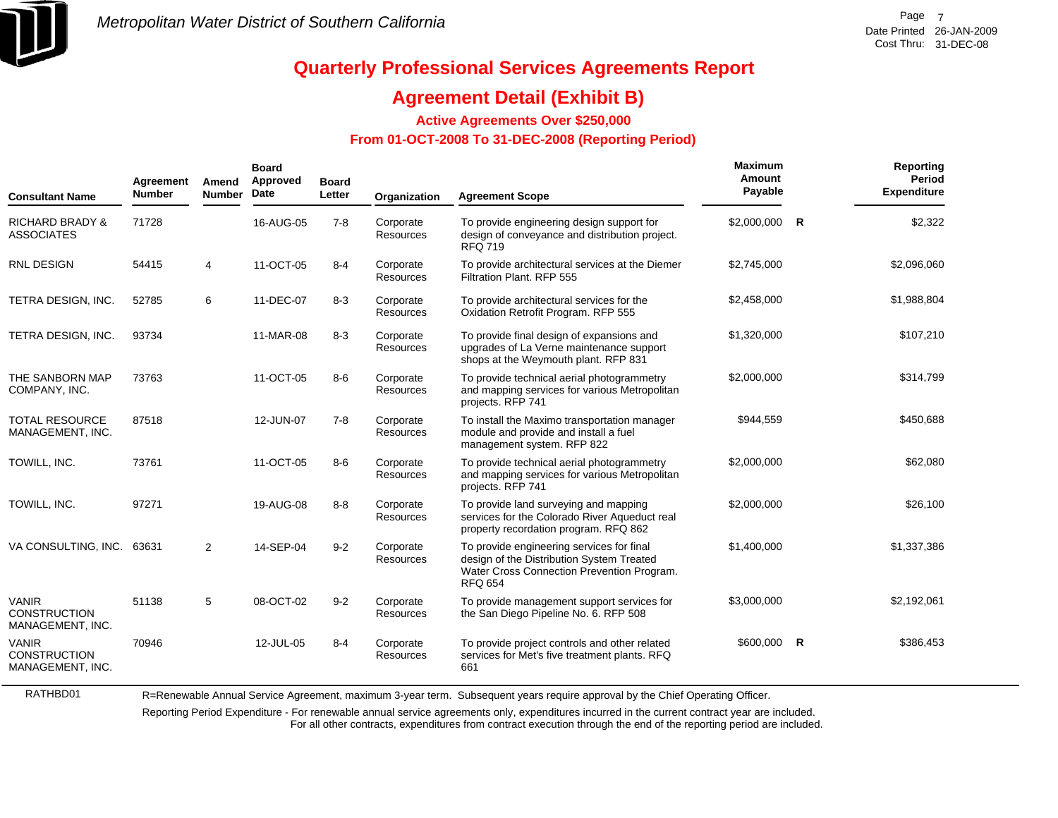Metropolitan Water District of Southern California

# Quarterly Professional Services Agreements Report

## Agreement Detail (Exhibit B)

### Active Agreements Over $250,000

### From 01-OCT-2008 To 31-DEC-2008 (Reporting Period)

| Consultant Name | Agreement Number | Amend Number | Board Approved Date | Board Letter | Organization | Agreement Scope | Maximum Amount Payable | | Reporting Period Expenditure |
|---|---|---|---|---|---|---|---|---|---|
| RICHARD BRADY & ASSOCIATES | 71728 | | 16-AUG-05 | 7-8 | Corporate Resources | To provide engineering design support for design of conveyance and distribution project. RFQ 719 | $2,000,000 | R | $2,322 |
| RNL DESIGN | 54415 | 4 | 11-OCT-05 | 8-4 | Corporate Resources | To provide architectural services at the Diemer Filtration Plant. RFP 555 | $2,745,000 | | $2,096,060 |
| TETRA DESIGN, INC. | 52785 | 6 | 11-DEC-07 | 8-3 | Corporate Resources | To provide architectural services for the Oxidation Retrofit Program. RFP 555 | $2,458,000 | | $1,988,804 |
| TETRA DESIGN, INC. | 93734 | | 11-MAR-08 | 8-3 | Corporate Resources | To provide final design of expansions and upgrades of La Verne maintenance support shops at the Weymouth plant. RFP 831 | $1,320,000 | | $107,210 |
| THE SANBORN MAP COMPANY, INC. | 73763 | | 11-OCT-05 | 8-6 | Corporate Resources | To provide technical aerial photogrammetry and mapping services for various Metropolitan projects. RFP 741 | $2,000,000 | | $314,799 |
| TOTAL RESOURCE MANAGEMENT, INC. | 87518 | | 12-JUN-07 | 7-8 | Corporate Resources | To install the Maximo transportation manager module and provide and install a fuel management system. RFP 822 | $944,559 | | $450,688 |
| TOWILL, INC. | 73761 | | 11-OCT-05 | 8-6 | Corporate Resources | To provide technical aerial photogrammetry and mapping services for various Metropolitan projects. RFP 741 | $2,000,000 | | $62,080 |
| TOWILL, INC. | 97271 | | 19-AUG-08 | 8-8 | Corporate Resources | To provide land surveying and mapping services for the Colorado River Aqueduct real property recordation program. RFQ 862 | $2,000,000 | | $26,100 |
| VA CONSULTING, INC. | 63631 | 2 | 14-SEP-04 | 9-2 | Corporate Resources | To provide engineering services for final design of the Distribution System Treated Water Cross Connection Prevention Program. RFQ 654 | $1,400,000 | | $1,337,386 |
| VANIR CONSTRUCTION MANAGEMENT, INC. | 51138 | 5 | 08-OCT-02 | 9-2 | Corporate Resources | To provide management support services for the San Diego Pipeline No. 6. RFP 508 | $3,000,000 | | $2,192,061 |
| VANIR CONSTRUCTION MANAGEMENT, INC. | 70946 | | 12-JUL-05 | 8-4 | Corporate Resources | To provide project controls and other related services for Met's five treatment plants. RFQ 661 | $600,000 | R | $386,453 |

RATHBD01

R=Renewable Annual Service Agreement, maximum 3-year term. Subsequent years require approval by the Chief Operating Officer.

Reporting Period Expenditure - For renewable annual service agreements only, expenditures incurred in the current contract year are included. For all other contracts, expenditures from contract execution through the end of the reporting period are included.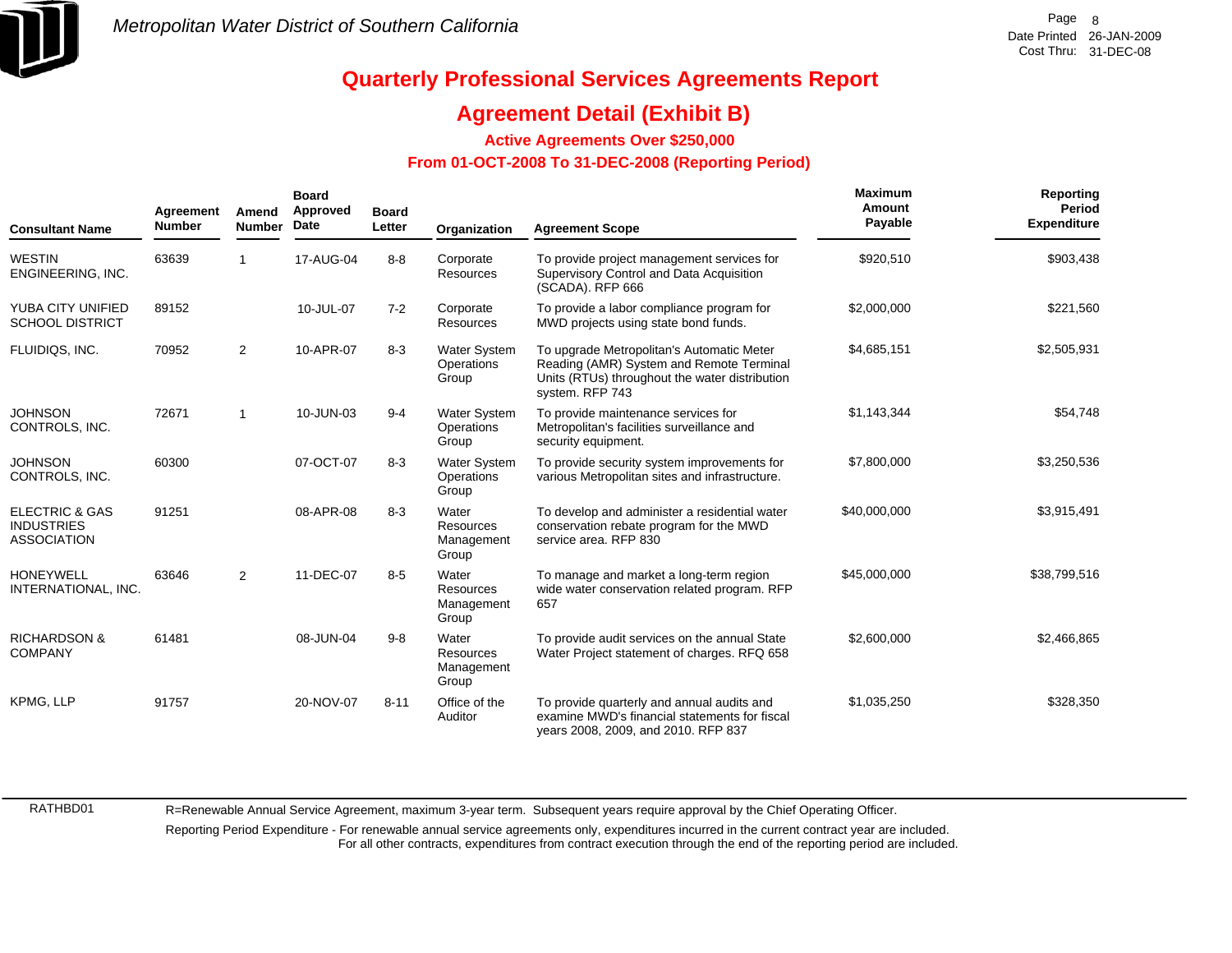Metropolitan Water District of Southern California

Date Printed 26-JAN-2009
Cost Thru: 31-DEC-08

# Quarterly Professional Services Agreements Report

## Agreement Detail (Exhibit B)

### Active Agreements Over $250,000

### From 01-OCT-2008 To 31-DEC-2008 (Reporting Period)

| Consultant Name | Agreement Number | Amend Number | Board Approved Date | Board Letter | Organization | Agreement Scope | Maximum Amount Payable | Reporting Period Expenditure |
|---|---|---|---|---|---|---|---|---|
| WESTIN ENGINEERING, INC. | 63639 | 1 | 17-AUG-04 | 8-8 | Corporate Resources | To provide project management services for Supervisory Control and Data Acquisition (SCADA). RFP 666 | $920,510 | $903,438 |
| YUBA CITY UNIFIED SCHOOL DISTRICT | 89152 | | 10-JUL-07 | 7-2 | Corporate Resources | To provide a labor compliance program for MWD projects using state bond funds. | $2,000,000 | $221,560 |
| FLUIDIQS, INC. | 70952 | 2 | 10-APR-07 | 8-3 | Water System Operations Group | To upgrade Metropolitan's Automatic Meter Reading (AMR) System and Remote Terminal Units (RTUs) throughout the water distribution system. RFP 743 | $4,685,151 | $2,505,931 |
| JOHNSON CONTROLS, INC. | 72671 | 1 | 10-JUN-03 | 9-4 | Water System Operations Group | To provide maintenance services for Metropolitan's facilities surveillance and security equipment. | $1,143,344 | $54,748 |
| JOHNSON CONTROLS, INC. | 60300 | | 07-OCT-07 | 8-3 | Water System Operations Group | To provide security system improvements for various Metropolitan sites and infrastructure. | $7,800,000 | $3,250,536 |
| ELECTRIC & GAS INDUSTRIES ASSOCIATION | 91251 | | 08-APR-08 | 8-3 | Water Resources Management Group | To develop and administer a residential water conservation rebate program for the MWD service area. RFP 830 | $40,000,000 | $3,915,491 |
| HONEYWELL INTERNATIONAL, INC. | 63646 | 2 | 11-DEC-07 | 8-5 | Water Resources Management Group | To manage and market a long-term region wide water conservation related program. RFP 657 | $45,000,000 | $38,799,516 |
| RICHARDSON & COMPANY | 61481 | | 08-JUN-04 | 9-8 | Water Resources Management Group | To provide audit services on the annual State Water Project statement of charges. RFQ 658 | $2,600,000 | $2,466,865 |
| KPMG, LLP | 91757 | | 20-NOV-07 | 8-11 | Office of the Auditor | To provide quarterly and annual audits and examine MWD's financial statements for fiscal years 2008, 2009, and 2010. RFP 837 | $1,035,250 | $328,350 |

RATHBD01

R=Renewable Annual Service Agreement, maximum 3-year term. Subsequent years require approval by the Chief Operating Officer.

Reporting Period Expenditure - For renewable annual service agreements only, expenditures incurred in the current contract year are included.
For all other contracts, expenditures from contract execution through the end of the reporting period are included.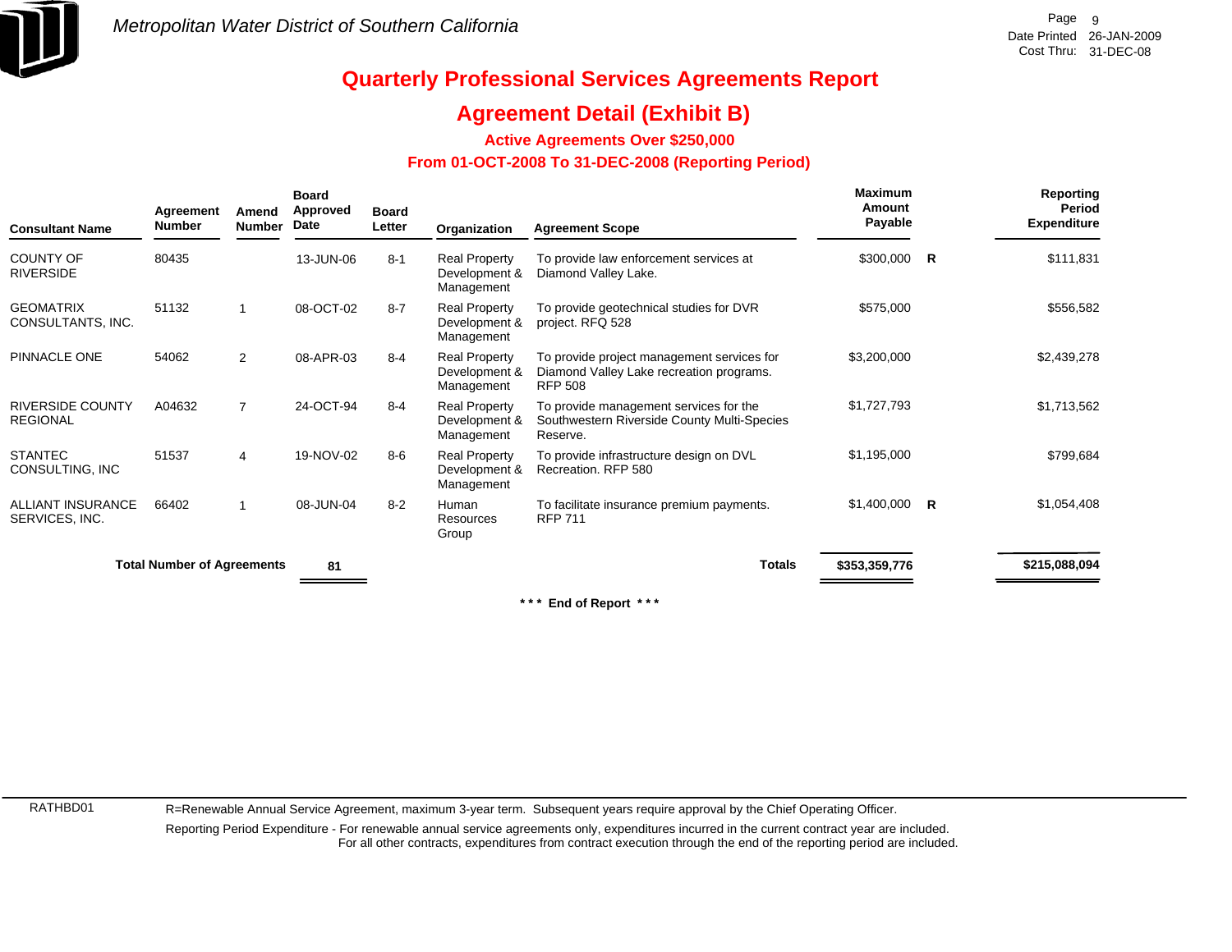# Quarterly Professional Services Agreements Report

## Agreement Detail (Exhibit B)

### Active Agreements Over $250,000

### From 01-OCT-2008 To 31-DEC-2008 (Reporting Period)

| Consultant Name | Agreement Number | Amend Number | Board Approved Date | Board Letter | Organization | Agreement Scope | Maximum Amount Payable | | Reporting Period Expenditure |
|---|---|---|---|---|---|---|---|---|---|
| COUNTY OF RIVERSIDE | 80435 | | 13-JUN-06 | 8-1 | Real Property Development & Management | To provide law enforcement services at Diamond Valley Lake. | $300,000 | R | $111,831 |
| GEOMATRIX CONSULTANTS, INC. | 51132 | 1 | 08-OCT-02 | 8-7 | Real Property Development & Management | To provide geotechnical studies for DVR project. RFQ 528 | $575,000 | | $556,582 |
| PINNACLE ONE | 54062 | 2 | 08-APR-03 | 8-4 | Real Property Development & Management | To provide project management services for Diamond Valley Lake recreation programs. RFP 508 | $3,200,000 | | $2,439,278 |
| RIVERSIDE COUNTY REGIONAL | A04632 | 7 | 24-OCT-94 | 8-4 | Real Property Development & Management | To provide management services for the Southwestern Riverside County Multi-Species Reserve. | $1,727,793 | | $1,713,562 |
| STANTEC CONSULTING, INC | 51537 | 4 | 19-NOV-02 | 8-6 | Real Property Development & Management | To provide infrastructure design on DVL Recreation. RFP 580 | $1,195,000 | | $799,684 |
| ALLIANT INSURANCE SERVICES, INC. | 66402 | 1 | 08-JUN-04 | 8-2 | Human Resources Group | To facilitate insurance premium payments. RFP 711 | $1,400,000 | R | $1,054,408 |
| **Total Number of Agreements** | | | **81** | | | **Totals** | **$353,359,776** | | **$215,088,094** |

**\*\*\* End of Report \*\*\***

RATHBD01

R=Renewable Annual Service Agreement, maximum 3-year term. Subsequent years require approval by the Chief Operating Officer.

Reporting Period Expenditure - For renewable annual service agreements only, expenditures incurred in the current contract year are included. For all other contracts, expenditures from contract execution through the end of the reporting period are included.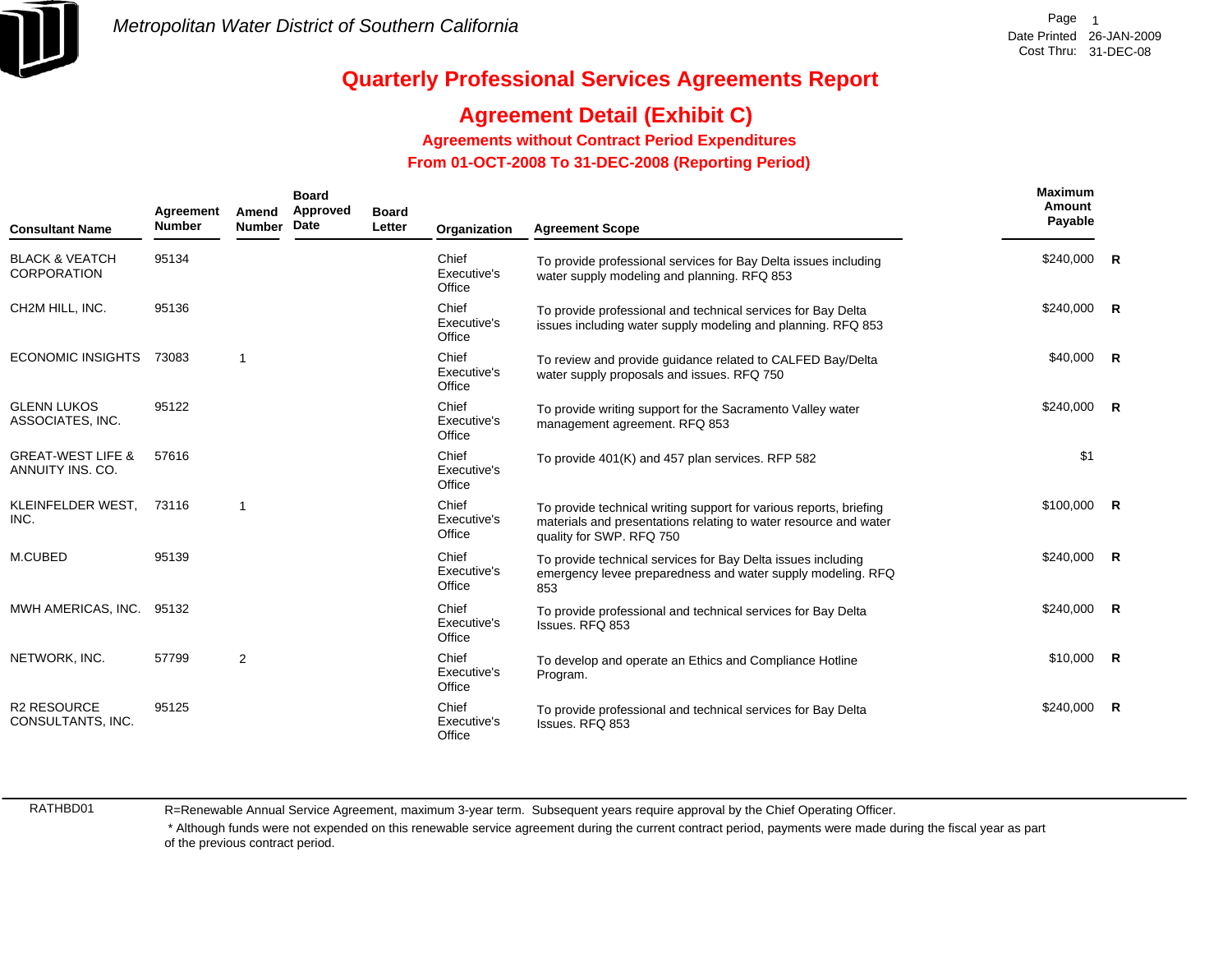Metropolitan Water District of Southern California

Date Printed 26-JAN-2009
Cost Thru: 31-DEC-08

# Quarterly Professional Services Agreements Report

## Agreement Detail (Exhibit C)

### Agreements without Contract Period Expenditures

### From 01-OCT-2008 To 31-DEC-2008 (Reporting Period)

| Consultant Name | Agreement Number | Amend Number | Board Approved Date | Board Letter | Organization | Agreement Scope | Maximum Amount Payable | |
|---|---|---|---|---|---|---|---|---|
| BLACK & VEATCH CORPORATION | 95134 | | | | Chief Executive's Office | To provide professional services for Bay Delta issues including water supply modeling and planning. RFQ 853 | $240,000 | R |
| CH2M HILL, INC. | 95136 | | | | Chief Executive's Office | To provide professional and technical services for Bay Delta issues including water supply modeling and planning. RFQ 853 | $240,000 | R |
| ECONOMIC INSIGHTS | 73083 | 1 | | | Chief Executive's Office | To review and provide guidance related to CALFED Bay/Delta water supply proposals and issues. RFQ 750 | $40,000 | R |
| GLENN LUKOS ASSOCIATES, INC. | 95122 | | | | Chief Executive's Office | To provide writing support for the Sacramento Valley water management agreement. RFQ 853 | $240,000 | R |
| GREAT-WEST LIFE & ANNUITY INS. CO. | 57616 | | | | Chief Executive's Office | To provide 401(K) and 457 plan services. RFP 582 | $1 | |
| KLEINFELDER WEST, INC. | 73116 | 1 | | | Chief Executive's Office | To provide technical writing support for various reports, briefing materials and presentations relating to water resource and water quality for SWP. RFQ 750 | $100,000 | R |
| M.CUBED | 95139 | | | | Chief Executive's Office | To provide technical services for Bay Delta issues including emergency levee preparedness and water supply modeling. RFQ 853 | $240,000 | R |
| MWH AMERICAS, INC. | 95132 | | | | Chief Executive's Office | To provide professional and technical services for Bay Delta Issues. RFQ 853 | $240,000 | R |
| NETWORK, INC. | 57799 | 2 | | | Chief Executive's Office | To develop and operate an Ethics and Compliance Hotline Program. | $10,000 | R |
| R2 RESOURCE CONSULTANTS, INC. | 95125 | | | | Chief Executive's Office | To provide professional and technical services for Bay Delta Issues. RFQ 853 | $240,000 | R |

RATHBD01

R=Renewable Annual Service Agreement, maximum 3-year term. Subsequent years require approval by the Chief Operating Officer.

* Although funds were not expended on this renewable service agreement during the current contract period, payments were made during the fiscal year as part of the previous contract period.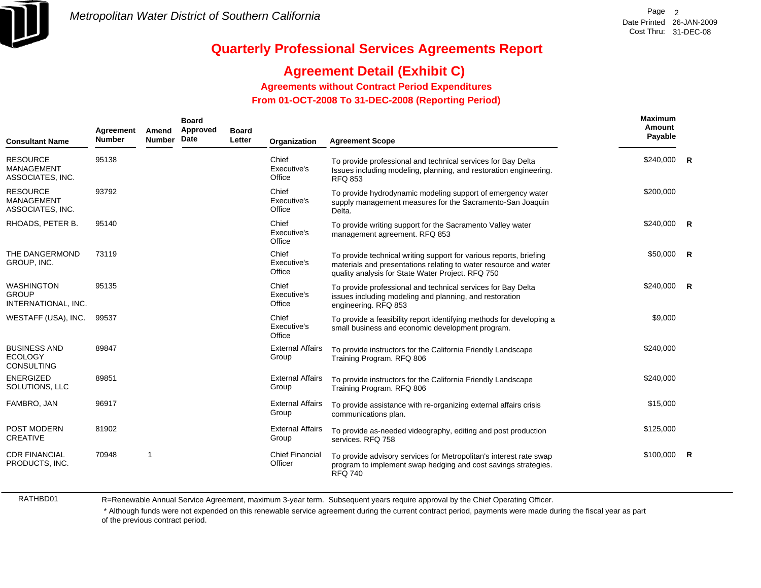Metropolitan Water District of Southern California

# Quarterly Professional Services Agreements Report

## Agreement Detail (Exhibit C)

### Agreements without Contract Period Expenditures

### From 01-OCT-2008 To 31-DEC-2008 (Reporting Period)

| Consultant Name | Agreement Number | Amend Number | Board Approved Date | Board Letter | Organization | Agreement Scope | Maximum Amount Payable | |
|---|---|---|---|---|---|---|---|---|
| RESOURCE MANAGEMENT ASSOCIATES, INC. | 95138 | | | | Chief Executive's Office | To provide professional and technical services for Bay Delta Issues including modeling, planning, and restoration engineering. RFQ 853 | $240,000 | R |
| RESOURCE MANAGEMENT ASSOCIATES, INC. | 93792 | | | | Chief Executive's Office | To provide hydrodynamic modeling support of emergency water supply management measures for the Sacramento-San Joaquin Delta. | $200,000 | |
| RHOADS, PETER B. | 95140 | | | | Chief Executive's Office | To provide writing support for the Sacramento Valley water management agreement. RFQ 853 | $240,000 | R |
| THE DANGERMOND GROUP, INC. | 73119 | | | | Chief Executive's Office | To provide technical writing support for various reports, briefing materials and presentations relating to water resource and water quality analysis for State Water Project. RFQ 750 | $50,000 | R |
| WASHINGTON GROUP INTERNATIONAL, INC. | 95135 | | | | Chief Executive's Office | To provide professional and technical services for Bay Delta issues including modeling and planning, and restoration engineering. RFQ 853 | $240,000 | R |
| WESTAFF (USA), INC. | 99537 | | | | Chief Executive's Office | To provide a feasibility report identifying methods for developing a small business and economic development program. | $9,000 | |
| BUSINESS AND ECOLOGY CONSULTING | 89847 | | | | External Affairs Group | To provide instructors for the California Friendly Landscape Training Program. RFQ 806 | $240,000 | |
| ENERGIZED SOLUTIONS, LLC | 89851 | | | | External Affairs Group | To provide instructors for the California Friendly Landscape Training Program. RFQ 806 | $240,000 | |
| FAMBRO, JAN | 96917 | | | | External Affairs Group | To provide assistance with re-organizing external affairs crisis communications plan. | $15,000 | |
| POST MODERN CREATIVE | 81902 | | | | External Affairs Group | To provide as-needed videography, editing and post production services. RFQ 758 | $125,000 | |
| CDR FINANCIAL PRODUCTS, INC. | 70948 | 1 | | | Chief Financial Officer | To provide advisory services for Metropolitan's interest rate swap program to implement swap hedging and cost savings strategies. RFQ 740 | $100,000 | R |

RATHBD01

R=Renewable Annual Service Agreement, maximum 3-year term. Subsequent years require approval by the Chief Operating Officer.

* Although funds were not expended on this renewable service agreement during the current contract period, payments were made during the fiscal year as part of the previous contract period.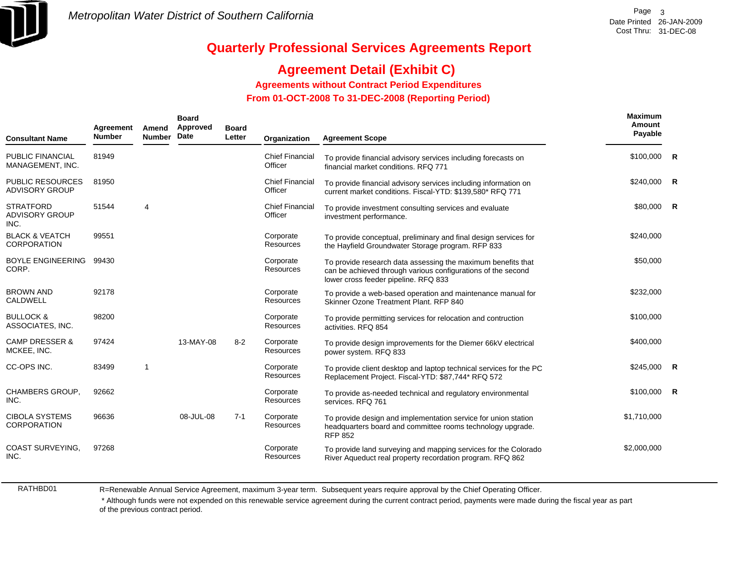Metropolitan Water District of Southern California

# Quarterly Professional Services Agreements Report

## Agreement Detail (Exhibit C)

### Agreements without Contract Period Expenditures

### From 01-OCT-2008 To 31-DEC-2008 (Reporting Period)

| Consultant Name | Agreement Number | Amend Number | Board Approved Date | Board Letter | Organization | Agreement Scope | Maximum Amount Payable | |
|---|---|---|---|---|---|---|---|---|
| PUBLIC FINANCIAL MANAGEMENT, INC. | 81949 | | | | Chief Financial Officer | To provide financial advisory services including forecasts on financial market conditions. RFQ 771 | $100,000 | R |
| PUBLIC RESOURCES ADVISORY GROUP | 81950 | | | | Chief Financial Officer | To provide financial advisory services including information on current market conditions. Fiscal-YTD: $139,580* RFQ 771 | $240,000 | R |
| STRATFORD ADVISORY GROUP INC. | 51544 | 4 | | | Chief Financial Officer | To provide investment consulting services and evaluate investment performance. | $80,000 | R |
| BLACK & VEATCH CORPORATION | 99551 | | | | Corporate Resources | To provide conceptual, preliminary and final design services for the Hayfield Groundwater Storage program. RFP 833 | $240,000 | |
| BOYLE ENGINEERING CORP. | 99430 | | | | Corporate Resources | To provide research data assessing the maximum benefits that can be achieved through various configurations of the second lower cross feeder pipeline. RFQ 833 | $50,000 | |
| BROWN AND CALDWELL | 92178 | | | | Corporate Resources | To provide a web-based operation and maintenance manual for Skinner Ozone Treatment Plant. RFP 840 | $232,000 | |
| BULLOCK & ASSOCIATES, INC. | 98200 | | | | Corporate Resources | To provide permitting services for relocation and contruction activities. RFQ 854 | $100,000 | |
| CAMP DRESSER & MCKEE, INC. | 97424 | | 13-MAY-08 | 8-2 | Corporate Resources | To provide design improvements for the Diemer 66kV electrical power system. RFQ 833 | $400,000 | |
| CC-OPS INC. | 83499 | 1 | | | Corporate Resources | To provide client desktop and laptop technical services for the PC Replacement Project. Fiscal-YTD: $87,744* RFQ 572 | $245,000 | R |
| CHAMBERS GROUP, INC. | 92662 | | | | Corporate Resources | To provide as-needed technical and regulatory environmental services. RFQ 761 | $100,000 | R |
| CIBOLA SYSTEMS CORPORATION | 96636 | | 08-JUL-08 | 7-1 | Corporate Resources | To provide design and implementation service for union station headquarters board and committee rooms technology upgrade. RFP 852 | $1,710,000 | |
| COAST SURVEYING, INC. | 97268 | | | | Corporate Resources | To provide land surveying and mapping services for the Colorado River Aqueduct real property recordation program. RFQ 862 | $2,000,000 | |

RATHBD01

R=Renewable Annual Service Agreement, maximum 3-year term. Subsequent years require approval by the Chief Operating Officer.

* Although funds were not expended on this renewable service agreement during the current contract period, payments were made during the fiscal year as part of the previous contract period.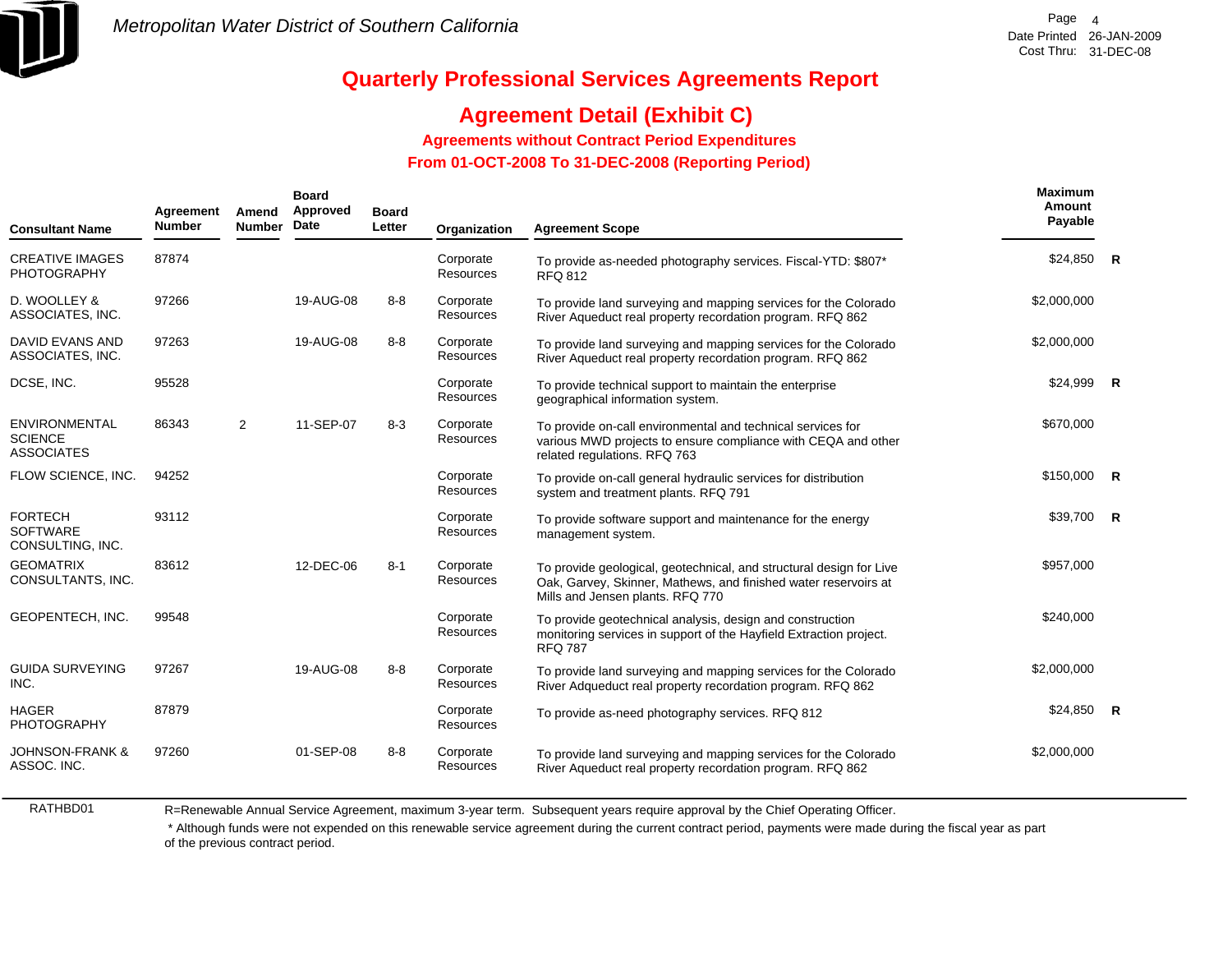# Quarterly Professional Services Agreements Report

## Agreement Detail (Exhibit C)

### Agreements without Contract Period Expenditures

### From 01-OCT-2008 To 31-DEC-2008 (Reporting Period)

| Consultant Name | Agreement Number | Amend Number | Board Approved Date | Board Letter | Organization | Agreement Scope | Maximum Amount Payable | |
|---|---|---|---|---|---|---|---|---|
| CREATIVE IMAGES PHOTOGRAPHY | 87874 | | | | Corporate Resources | To provide as-needed photography services. Fiscal-YTD: $807* RFQ 812 | $24,850 | R |
| D. WOOLLEY & ASSOCIATES, INC. | 97266 | | 19-AUG-08 | 8-8 | Corporate Resources | To provide land surveying and mapping services for the Colorado River Aqueduct real property recordation program. RFQ 862 | $2,000,000 | |
| DAVID EVANS AND ASSOCIATES, INC. | 97263 | | 19-AUG-08 | 8-8 | Corporate Resources | To provide land surveying and mapping services for the Colorado River Aqueduct real property recordation program. RFQ 862 | $2,000,000 | |
| DCSE, INC. | 95528 | | | | Corporate Resources | To provide technical support to maintain the enterprise geographical information system. | $24,999 | R |
| ENVIRONMENTAL SCIENCE ASSOCIATES | 86343 | 2 | 11-SEP-07 | 8-3 | Corporate Resources | To provide on-call environmental and technical services for various MWD projects to ensure compliance with CEQA and other related regulations. RFQ 763 | $670,000 | |
| FLOW SCIENCE, INC. | 94252 | | | | Corporate Resources | To provide on-call general hydraulic services for distribution system and treatment plants. RFQ 791 | $150,000 | R |
| FORTECH SOFTWARE CONSULTING, INC. | 93112 | | | | Corporate Resources | To provide software support and maintenance for the energy management system. | $39,700 | R |
| GEOMATRIX CONSULTANTS, INC. | 83612 | | 12-DEC-06 | 8-1 | Corporate Resources | To provide geological, geotechnical, and structural design for Live Oak, Garvey, Skinner, Mathews, and finished water reservoirs at Mills and Jensen plants. RFQ 770 | $957,000 | |
| GEOPENTECH, INC. | 99548 | | | | Corporate Resources | To provide geotechnical analysis, design and construction monitoring services in support of the Hayfield Extraction project. RFQ 787 | $240,000 | |
| GUIDA SURVEYING INC. | 97267 | | 19-AUG-08 | 8-8 | Corporate Resources | To provide land surveying and mapping services for the Colorado River Adqueduct real property recordation program. RFQ 862 | $2,000,000 | |
| HAGER PHOTOGRAPHY | 87879 | | | | Corporate Resources | To provide as-need photography services. RFQ 812 | $24,850 | R |
| JOHNSON-FRANK & ASSOC. INC. | 97260 | | 01-SEP-08 | 8-8 | Corporate Resources | To provide land surveying and mapping services for the Colorado River Aqueduct real property recordation program. RFQ 862 | $2,000,000 | |

RATHBD01

R=Renewable Annual Service Agreement, maximum 3-year term. Subsequent years require approval by the Chief Operating Officer.

* Although funds were not expended on this renewable service agreement during the current contract period, payments were made during the fiscal year as part of the previous contract period.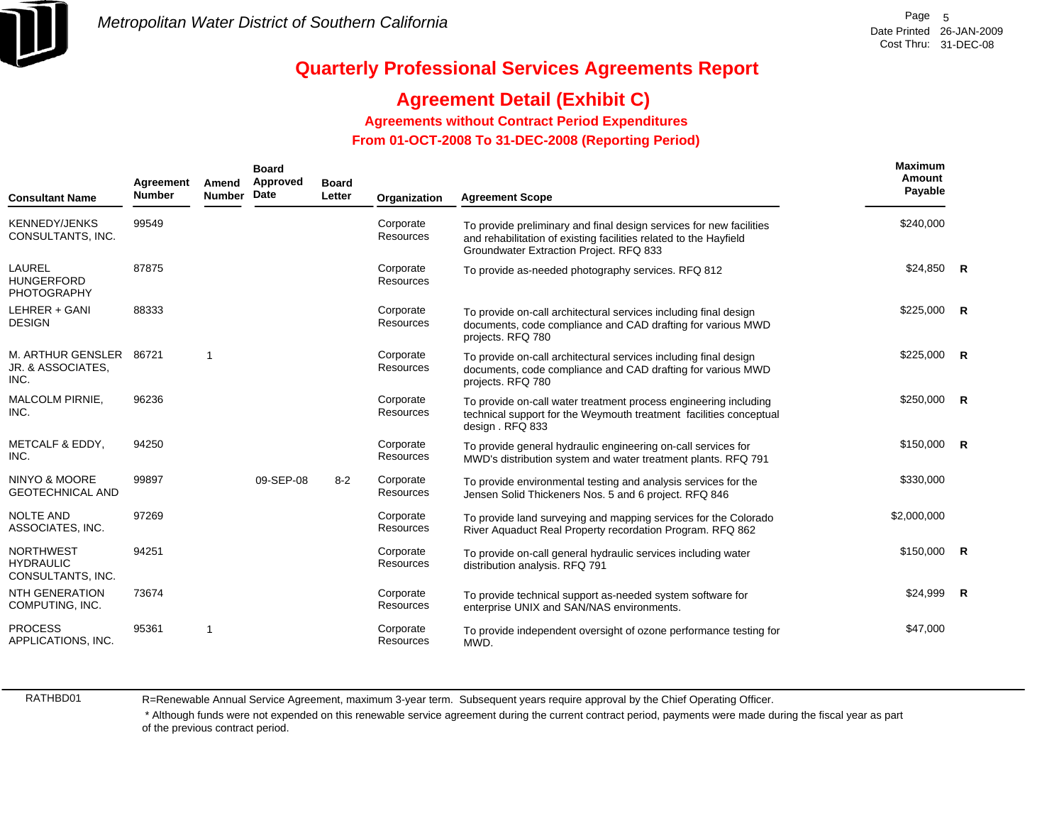Metropolitan Water District of Southern California

# Quarterly Professional Services Agreements Report

## Agreement Detail (Exhibit C)

### Agreements without Contract Period Expenditures

### From 01-OCT-2008 To 31-DEC-2008 (Reporting Period)

| Consultant Name | Agreement Number | Amend Number | Board Approved Date | Board Letter | Organization | Agreement Scope | Maximum Amount Payable | |
|---|---|---|---|---|---|---|---|---|
| KENNEDY/JENKS CONSULTANTS, INC. | 99549 | | | | Corporate Resources | To provide preliminary and final design services for new facilities and rehabilitation of existing facilities related to the Hayfield Groundwater Extraction Project. RFQ 833 | $240,000 | |
| LAUREL HUNGERFORD PHOTOGRAPHY | 87875 | | | | Corporate Resources | To provide as-needed photography services. RFQ 812 | $24,850 | R |
| LEHRER + GANI DESIGN | 88333 | | | | Corporate Resources | To provide on-call architectural services including final design documents, code compliance and CAD drafting for various MWD projects. RFQ 780 | $225,000 | R |
| M. ARTHUR GENSLER JR. & ASSOCIATES, INC. | 86721 | 1 | | | Corporate Resources | To provide on-call architectural services including final design documents, code compliance and CAD drafting for various MWD projects. RFQ 780 | $225,000 | R |
| MALCOLM PIRNIE, INC. | 96236 | | | | Corporate Resources | To provide on-call water treatment process engineering including technical support for the Weymouth treatment facilities conceptual design . RFQ 833 | $250,000 | R |
| METCALF & EDDY, INC. | 94250 | | | | Corporate Resources | To provide general hydraulic engineering on-call services for MWD's distribution system and water treatment plants. RFQ 791 | $150,000 | R |
| NINYO & MOORE GEOTECHNICAL AND | 99897 | | 09-SEP-08 | 8-2 | Corporate Resources | To provide environmental testing and analysis services for the Jensen Solid Thickeners Nos. 5 and 6 project. RFQ 846 | $330,000 | |
| NOLTE AND ASSOCIATES, INC. | 97269 | | | | Corporate Resources | To provide land surveying and mapping services for the Colorado River Aquaduct Real Property recordation Program. RFQ 862 | $2,000,000 | |
| NORTHWEST HYDRAULIC CONSULTANTS, INC. | 94251 | | | | Corporate Resources | To provide on-call general hydraulic services including water distribution analysis. RFQ 791 | $150,000 | R |
| NTH GENERATION COMPUTING, INC. | 73674 | | | | Corporate Resources | To provide technical support as-needed system software for enterprise UNIX and SAN/NAS environments. | $24,999 | R |
| PROCESS APPLICATIONS, INC. | 95361 | 1 | | | Corporate Resources | To provide independent oversight of ozone performance testing for MWD. | $47,000 | |

RATHBD01

R=Renewable Annual Service Agreement, maximum 3-year term. Subsequent years require approval by the Chief Operating Officer.

* Although funds were not expended on this renewable service agreement during the current contract period, payments were made during the fiscal year as part of the previous contract period.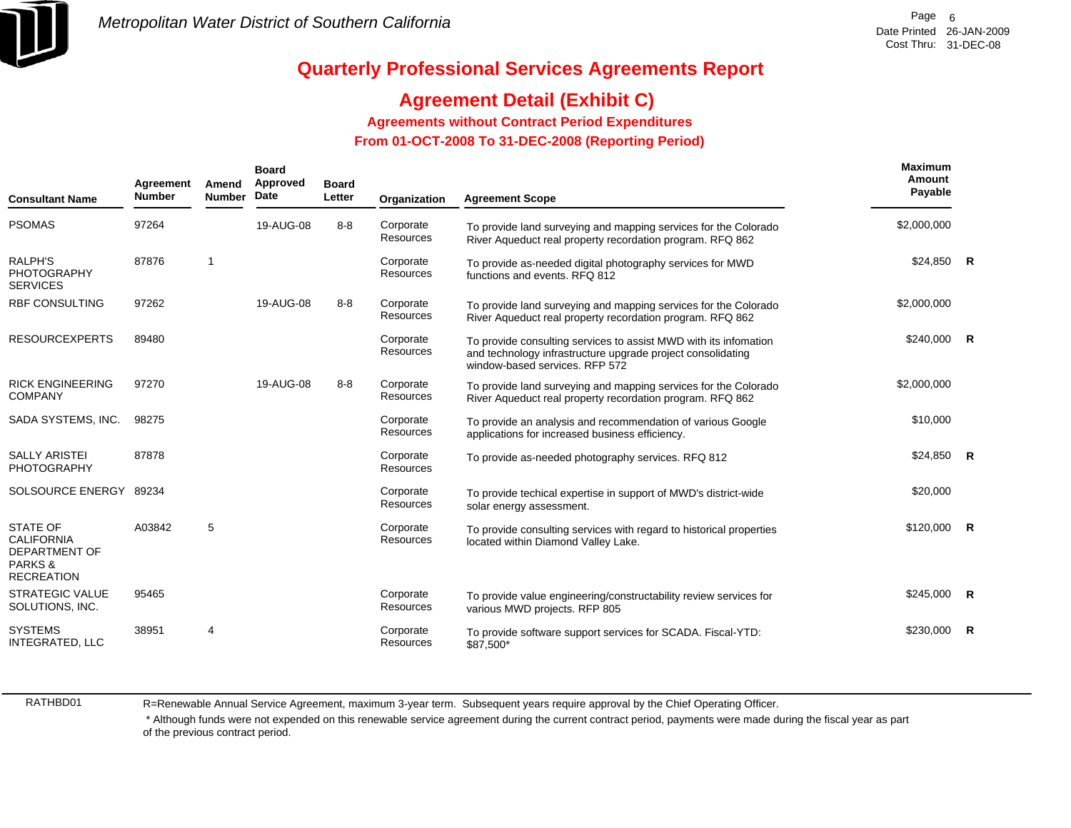Metropolitan Water District of Southern California

# Quarterly Professional Services Agreements Report

## Agreement Detail (Exhibit C)

### Agreements without Contract Period Expenditures

### From 01-OCT-2008 To 31-DEC-2008 (Reporting Period)

| Consultant Name | Agreement Number | Amend Number | Board Approved Date | Board Letter | Organization | Agreement Scope | Maximum Amount Payable | |
|---|---|---|---|---|---|---|---|---|
| PSOMAS | 97264 | | 19-AUG-08 | 8-8 | Corporate Resources | To provide land surveying and mapping services for the Colorado River Aqueduct real property recordation program. RFQ 862 | $2,000,000 | |
| RALPH'S PHOTOGRAPHY SERVICES | 87876 | 1 | | | Corporate Resources | To provide as-needed digital photography services for MWD functions and events. RFQ 812 | $24,850 | R |
| RBF CONSULTING | 97262 | | 19-AUG-08 | 8-8 | Corporate Resources | To provide land surveying and mapping services for the Colorado River Aqueduct real property recordation program. RFQ 862 | $2,000,000 | |
| RESOURCEXPERTS | 89480 | | | | Corporate Resources | To provide consulting services to assist MWD with its infomation and technology infrastructure upgrade project consolidating window-based services. RFP 572 | $240,000 | R |
| RICK ENGINEERING COMPANY | 97270 | | 19-AUG-08 | 8-8 | Corporate Resources | To provide land surveying and mapping services for the Colorado River Aqueduct real property recordation program. RFQ 862 | $2,000,000 | |
| SADA SYSTEMS, INC. | 98275 | | | | Corporate Resources | To provide an analysis and recommendation of various Google applications for increased business efficiency. | $10,000 | |
| SALLY ARISTEI PHOTOGRAPHY | 87878 | | | | Corporate Resources | To provide as-needed photography services. RFQ 812 | $24,850 | R |
| SOLSOURCE ENERGY | 89234 | | | | Corporate Resources | To provide techical expertise in support of MWD's district-wide solar energy assessment. | $20,000 | |
| STATE OF CALIFORNIA DEPARTMENT OF PARKS & RECREATION | A03842 | 5 | | | Corporate Resources | To provide consulting services with regard to historical properties located within Diamond Valley Lake. | $120,000 | R |
| STRATEGIC VALUE SOLUTIONS, INC. | 95465 | | | | Corporate Resources | To provide value engineering/constructability review services for various MWD projects. RFP 805 | $245,000 | R |
| SYSTEMS INTEGRATED, LLC | 38951 | 4 | | | Corporate Resources | To provide software support services for SCADA. Fiscal-YTD: $87,500* | $230,000 | R |

RATHBD01

R=Renewable Annual Service Agreement, maximum 3-year term. Subsequent years require approval by the Chief Operating Officer.

* Although funds were not expended on this renewable service agreement during the current contract period, payments were made during the fiscal year as part of the previous contract period.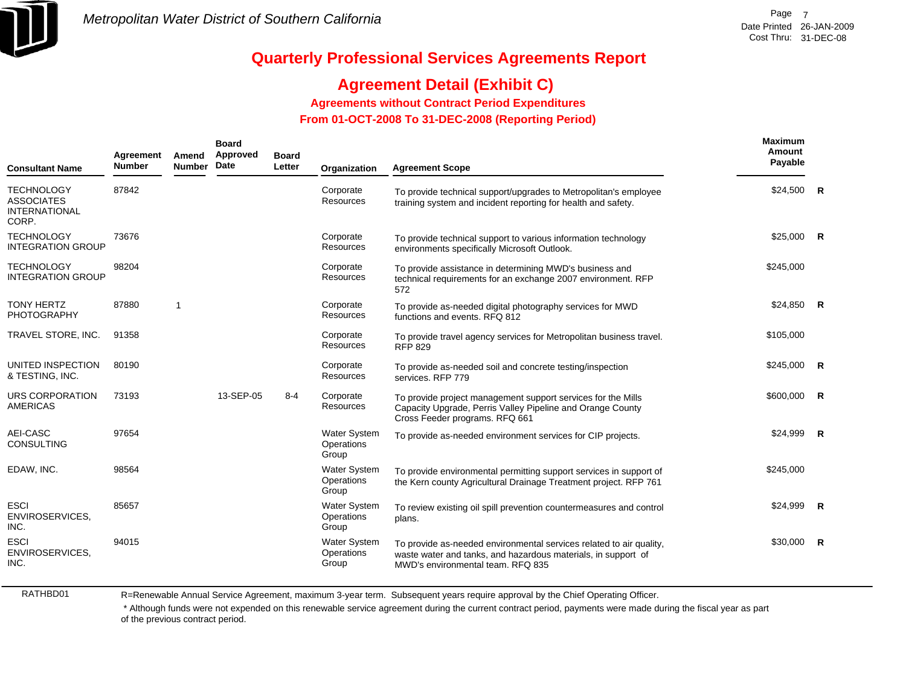# Quarterly Professional Services Agreements Report

## Agreement Detail (Exhibit C)

### Agreements without Contract Period Expenditures

### From 01-OCT-2008 To 31-DEC-2008 (Reporting Period)

| Consultant Name | Agreement Number | Amend Number | Board Approved Date | Board Letter | Organization | Agreement Scope | Maximum Amount Payable | |
|---|---|---|---|---|---|---|---|---|
| TECHNOLOGY ASSOCIATES INTERNATIONAL CORP. | 87842 | | | | Corporate Resources | To provide technical support/upgrades to Metropolitan's employee training system and incident reporting for health and safety. | $24,500 | R |
| TECHNOLOGY INTEGRATION GROUP | 73676 | | | | Corporate Resources | To provide technical support to various information technology environments specifically Microsoft Outlook. | $25,000 | R |
| TECHNOLOGY INTEGRATION GROUP | 98204 | | | | Corporate Resources | To provide assistance in determining MWD's business and technical requirements for an exchange 2007 environment. RFP 572 | $245,000 | |
| TONY HERTZ PHOTOGRAPHY | 87880 | 1 | | | Corporate Resources | To provide as-needed digital photography services for MWD functions and events. RFQ 812 | $24,850 | R |
| TRAVEL STORE, INC. | 91358 | | | | Corporate Resources | To provide travel agency services for Metropolitan business travel. RFP 829 | $105,000 | |
| UNITED INSPECTION & TESTING, INC. | 80190 | | | | Corporate Resources | To provide as-needed soil and concrete testing/inspection services. RFP 779 | $245,000 | R |
| URS CORPORATION AMERICAS | 73193 | | 13-SEP-05 | 8-4 | Corporate Resources | To provide project management support services for the Mills Capacity Upgrade, Perris Valley Pipeline and Orange County Cross Feeder programs. RFQ 661 | $600,000 | R |
| AEI-CASC CONSULTING | 97654 | | | | Water System Operations Group | To provide as-needed environment services for CIP projects. | $24,999 | R |
| EDAW, INC. | 98564 | | | | Water System Operations Group | To provide environmental permitting support services in support of the Kern county Agricultural Drainage Treatment project. RFP 761 | $245,000 | |
| ESCI ENVIROSERVICES, INC. | 85657 | | | | Water System Operations Group | To review existing oil spill prevention countermeasures and control plans. | $24,999 | R |
| ESCI ENVIROSERVICES, INC. | 94015 | | | | Water System Operations Group | To provide as-needed environmental services related to air quality, waste water and tanks, and hazardous materials, in support of MWD's environmental team. RFQ 835 | $30,000 | R |

RATHBD01

R=Renewable Annual Service Agreement, maximum 3-year term. Subsequent years require approval by the Chief Operating Officer.

* Although funds were not expended on this renewable service agreement during the current contract period, payments were made during the fiscal year as part of the previous contract period.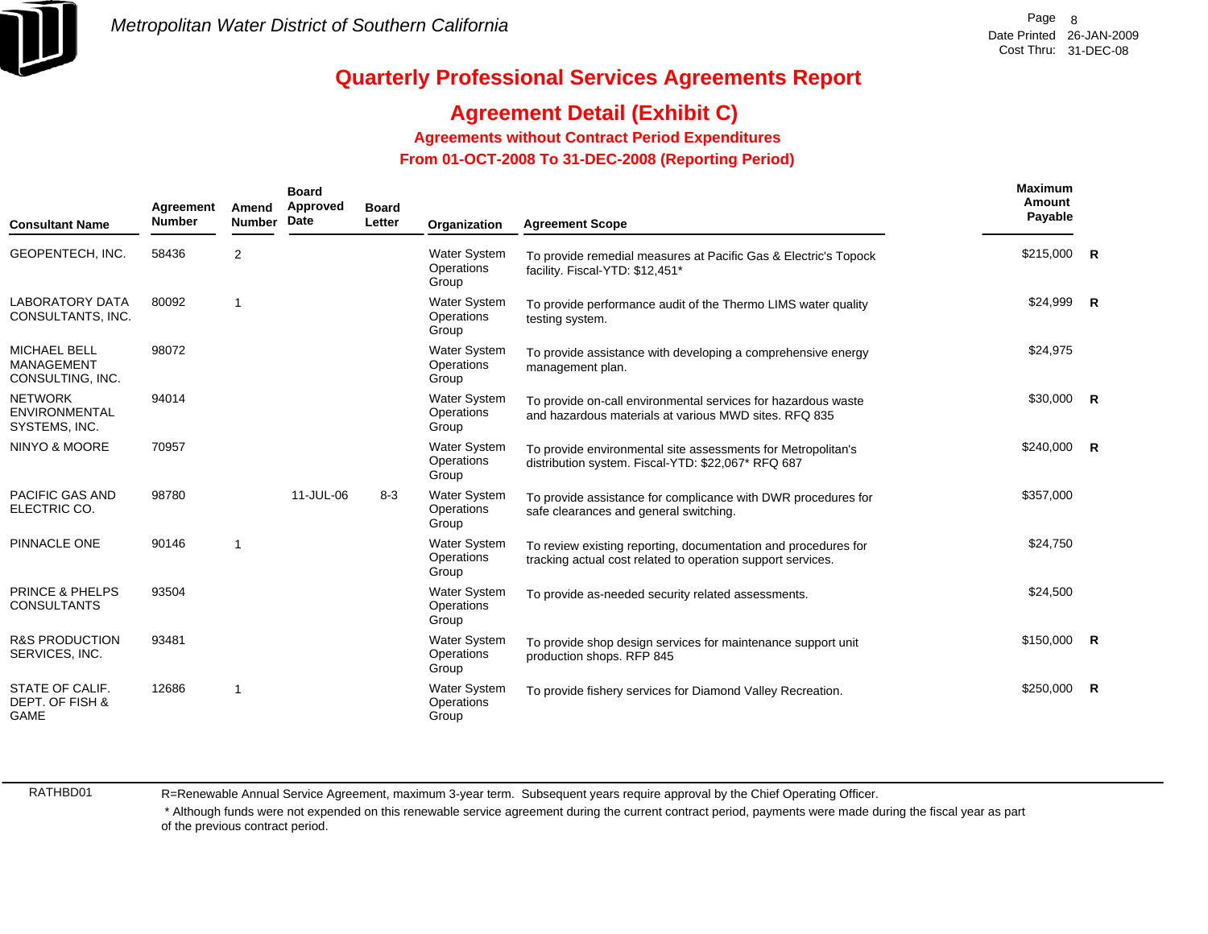Metropolitan Water District of Southern California

# Quarterly Professional Services Agreements Report

## Agreement Detail (Exhibit C)

### Agreements without Contract Period Expenditures

### From 01-OCT-2008 To 31-DEC-2008 (Reporting Period)

Date Printed 26-JAN-2009
Cost Thru: 31-DEC-08

| Consultant Name | Agreement Number | Amend Number | Board Approved Date | Board Letter | Organization | Agreement Scope | Maximum Amount Payable | |
|---|---|---|---|---|---|---|---|---|
| GEOPENTECH, INC. | 58436 | 2 | | | Water System Operations Group | To provide remedial measures at Pacific Gas & Electric's Topock facility. Fiscal-YTD: $12,451* | $215,000 | R |
| LABORATORY DATA CONSULTANTS, INC. | 80092 | 1 | | | Water System Operations Group | To provide performance audit of the Thermo LIMS water quality testing system. | $24,999 | R |
| MICHAEL BELL MANAGEMENT CONSULTING, INC. | 98072 | | | | Water System Operations Group | To provide assistance with developing a comprehensive energy management plan. | $24,975 | |
| NETWORK ENVIRONMENTAL SYSTEMS, INC. | 94014 | | | | Water System Operations Group | To provide on-call environmental services for hazardous waste and hazardous materials at various MWD sites. RFQ 835 | $30,000 | R |
| NINYO & MOORE | 70957 | | | | Water System Operations Group | To provide environmental site assessments for Metropolitan's distribution system. Fiscal-YTD: $22,067* RFQ 687 | $240,000 | R |
| PACIFIC GAS AND ELECTRIC CO. | 98780 | | 11-JUL-06 | 8-3 | Water System Operations Group | To provide assistance for complicance with DWR procedures for safe clearances and general switching. | $357,000 | |
| PINNACLE ONE | 90146 | 1 | | | Water System Operations Group | To review existing reporting, documentation and procedures for tracking actual cost related to operation support services. | $24,750 | |
| PRINCE & PHELPS CONSULTANTS | 93504 | | | | Water System Operations Group | To provide as-needed security related assessments. | $24,500 | |
| R&S PRODUCTION SERVICES, INC. | 93481 | | | | Water System Operations Group | To provide shop design services for maintenance support unit production shops. RFP 845 | $150,000 | R |
| STATE OF CALIF. DEPT. OF FISH & GAME | 12686 | 1 | | | Water System Operations Group | To provide fishery services for Diamond Valley Recreation. | $250,000 | R |

RATHBD01

R=Renewable Annual Service Agreement, maximum 3-year term. Subsequent years require approval by the Chief Operating Officer.

* Although funds were not expended on this renewable service agreement during the current contract period, payments were made during the fiscal year as part of the previous contract period.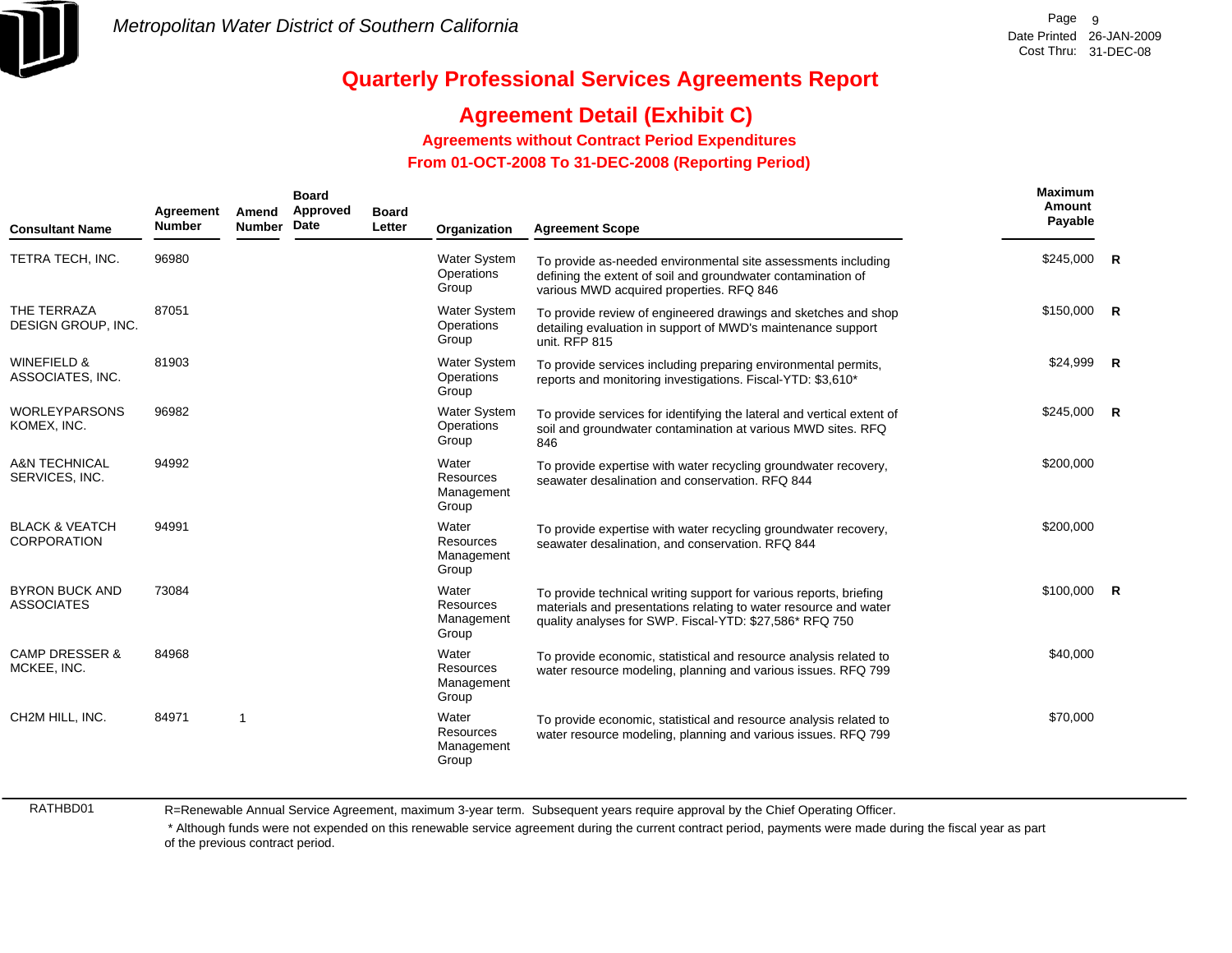# Quarterly Professional Services Agreements Report

## Agreement Detail (Exhibit C)

### Agreements without Contract Period Expenditures

### From 01-OCT-2008 To 31-DEC-2008 (Reporting Period)

| Consultant Name | Agreement Number | Amend Number | Board Approved Date | Board Letter | Organization | Agreement Scope | Maximum Amount Payable | |
|---|---|---|---|---|---|---|---|---|
| TETRA TECH, INC. | 96980 | | | | Water System Operations Group | To provide as-needed environmental site assessments including defining the extent of soil and groundwater contamination of various MWD acquired properties. RFQ 846 | $245,000 | R |
| THE TERRAZA DESIGN GROUP, INC. | 87051 | | | | Water System Operations Group | To provide review of engineered drawings and sketches and shop detailing evaluation in support of MWD's maintenance support unit. RFP 815 | $150,000 | R |
| WINEFIELD & ASSOCIATES, INC. | 81903 | | | | Water System Operations Group | To provide services including preparing environmental permits, reports and monitoring investigations. Fiscal-YTD: $3,610* | $24,999 | R |
| WORLEYPARSONS KOMEX, INC. | 96982 | | | | Water System Operations Group | To provide services for identifying the lateral and vertical extent of soil and groundwater contamination at various MWD sites. RFQ 846 | $245,000 | R |
| A&N TECHNICAL SERVICES, INC. | 94992 | | | | Water Resources Management Group | To provide expertise with water recycling groundwater recovery, seawater desalination and conservation. RFQ 844 | $200,000 | |
| BLACK & VEATCH CORPORATION | 94991 | | | | Water Resources Management Group | To provide expertise with water recycling groundwater recovery, seawater desalination, and conservation. RFQ 844 | $200,000 | |
| BYRON BUCK AND ASSOCIATES | 73084 | | | | Water Resources Management Group | To provide technical writing support for various reports, briefing materials and presentations relating to water resource and water quality analyses for SWP. Fiscal-YTD: $27,586* RFQ 750 | $100,000 | R |
| CAMP DRESSER & MCKEE, INC. | 84968 | | | | Water Resources Management Group | To provide economic, statistical and resource analysis related to water resource modeling, planning and various issues. RFQ 799 | $40,000 | |
| CH2M HILL, INC. | 84971 | 1 | | | Water Resources Management Group | To provide economic, statistical and resource analysis related to water resource modeling, planning and various issues. RFQ 799 | $70,000 | |

RATHBD01

R=Renewable Annual Service Agreement, maximum 3-year term. Subsequent years require approval by the Chief Operating Officer.

\* Although funds were not expended on this renewable service agreement during the current contract period, payments were made during the fiscal year as part of the previous contract period.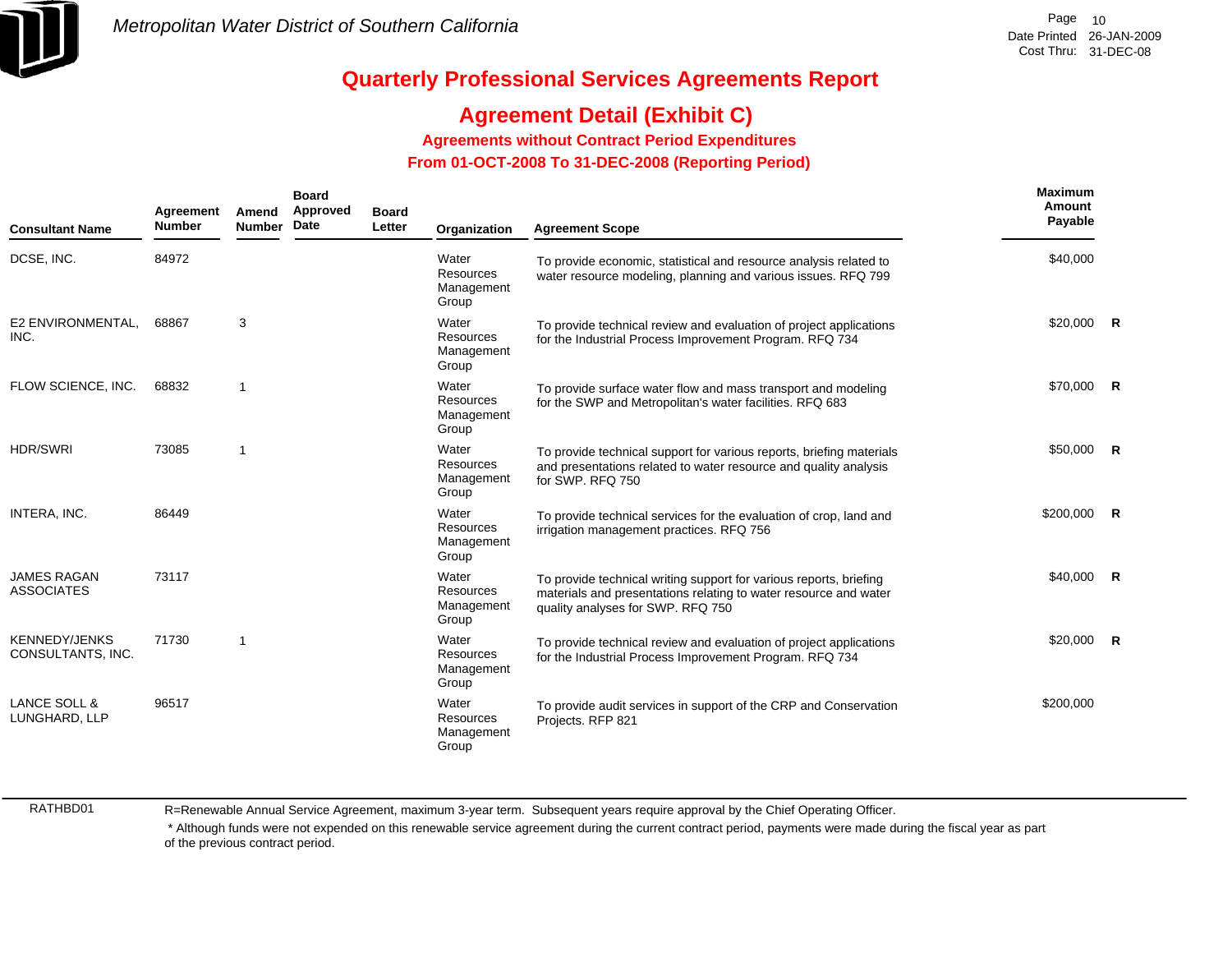Metropolitan Water District of Southern California

# Quarterly Professional Services Agreements Report

## Agreement Detail (Exhibit C)

### Agreements without Contract Period Expenditures

### From 01-OCT-2008 To 31-DEC-2008 (Reporting Period)

Date Printed 26-JAN-2009
Cost Thru: 31-DEC-08

| Consultant Name | Agreement Number | Amend Number | Board Approved Date | Board Letter | Organization | Agreement Scope | Maximum Amount Payable | |
|---|---|---|---|---|---|---|---|---|
| DCSE, INC. | 84972 | | | | Water Resources Management Group | To provide economic, statistical and resource analysis related to water resource modeling, planning and various issues. RFQ 799 | $40,000 | |
| E2 ENVIRONMENTAL, INC. | 68867 | 3 | | | Water Resources Management Group | To provide technical review and evaluation of project applications for the Industrial Process Improvement Program. RFQ 734 | $20,000 | R |
| FLOW SCIENCE, INC. | 68832 | 1 | | | Water Resources Management Group | To provide surface water flow and mass transport and modeling for the SWP and Metropolitan's water facilities. RFQ 683 | $70,000 | R |
| HDR/SWRI | 73085 | 1 | | | Water Resources Management Group | To provide technical support for various reports, briefing materials and presentations related to water resource and quality analysis for SWP. RFQ 750 | $50,000 | R |
| INTERA, INC. | 86449 | | | | Water Resources Management Group | To provide technical services for the evaluation of crop, land and irrigation management practices. RFQ 756 | $200,000 | R |
| JAMES RAGAN ASSOCIATES | 73117 | | | | Water Resources Management Group | To provide technical writing support for various reports, briefing materials and presentations relating to water resource and water quality analyses for SWP. RFQ 750 | $40,000 | R |
| KENNEDY/JENKS CONSULTANTS, INC. | 71730 | 1 | | | Water Resources Management Group | To provide technical review and evaluation of project applications for the Industrial Process Improvement Program. RFQ 734 | $20,000 | R |
| LANCE SOLL & LUNGHARD, LLP | 96517 | | | | Water Resources Management Group | To provide audit services in support of the CRP and Conservation Projects. RFP 821 | $200,000 | |

RATHBD01

R=Renewable Annual Service Agreement, maximum 3-year term. Subsequent years require approval by the Chief Operating Officer.

* Although funds were not expended on this renewable service agreement during the current contract period, payments were made during the fiscal year as part of the previous contract period.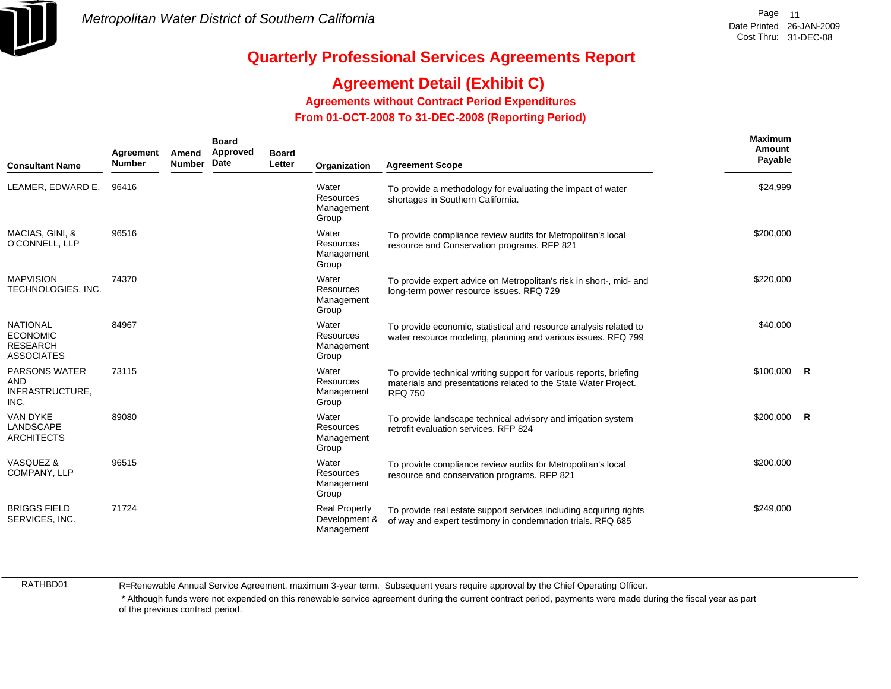# Quarterly Professional Services Agreements Report

## Agreement Detail (Exhibit C)

### Agreements without Contract Period Expenditures

### From 01-OCT-2008 To 31-DEC-2008 (Reporting Period)

| Consultant Name | Agreement Number | Amend Number | Board Approved Date | Board Letter | Organization | Agreement Scope | Maximum Amount Payable | |
|---|---|---|---|---|---|---|---|---|
| LEAMER, EDWARD E. | 96416 | | | | Water Resources Management Group | To provide a methodology for evaluating the impact of water shortages in Southern California. | $24,999 | |
| MACIAS, GINI, & O'CONNELL, LLP | 96516 | | | | Water Resources Management Group | To provide compliance review audits for Metropolitan's local resource and Conservation programs. RFP 821 | $200,000 | |
| MAPVISION TECHNOLOGIES, INC. | 74370 | | | | Water Resources Management Group | To provide expert advice on Metropolitan's risk in short-, mid- and long-term power resource issues. RFQ 729 | $220,000 | |
| NATIONAL ECONOMIC RESEARCH ASSOCIATES | 84967 | | | | Water Resources Management Group | To provide economic, statistical and resource analysis related to water resource modeling, planning and various issues. RFQ 799 | $40,000 | |
| PARSONS WATER AND INFRASTRUCTURE, INC. | 73115 | | | | Water Resources Management Group | To provide technical writing support for various reports, briefing materials and presentations related to the State Water Project. RFQ 750 | $100,000 | R |
| VAN DYKE LANDSCAPE ARCHITECTS | 89080 | | | | Water Resources Management Group | To provide landscape technical advisory and irrigation system retrofit evaluation services. RFP 824 | $200,000 | R |
| VASQUEZ & COMPANY, LLP | 96515 | | | | Water Resources Management Group | To provide compliance review audits for Metropolitan's local resource and conservation programs. RFP 821 | $200,000 | |
| BRIGGS FIELD SERVICES, INC. | 71724 | | | | Real Property Development & Management | To provide real estate support services including acquiring rights of way and expert testimony in condemnation trials. RFQ 685 | $249,000 | |

RATHBD01

R=Renewable Annual Service Agreement, maximum 3-year term. Subsequent years require approval by the Chief Operating Officer.

* Although funds were not expended on this renewable service agreement during the current contract period, payments were made during the fiscal year as part of the previous contract period.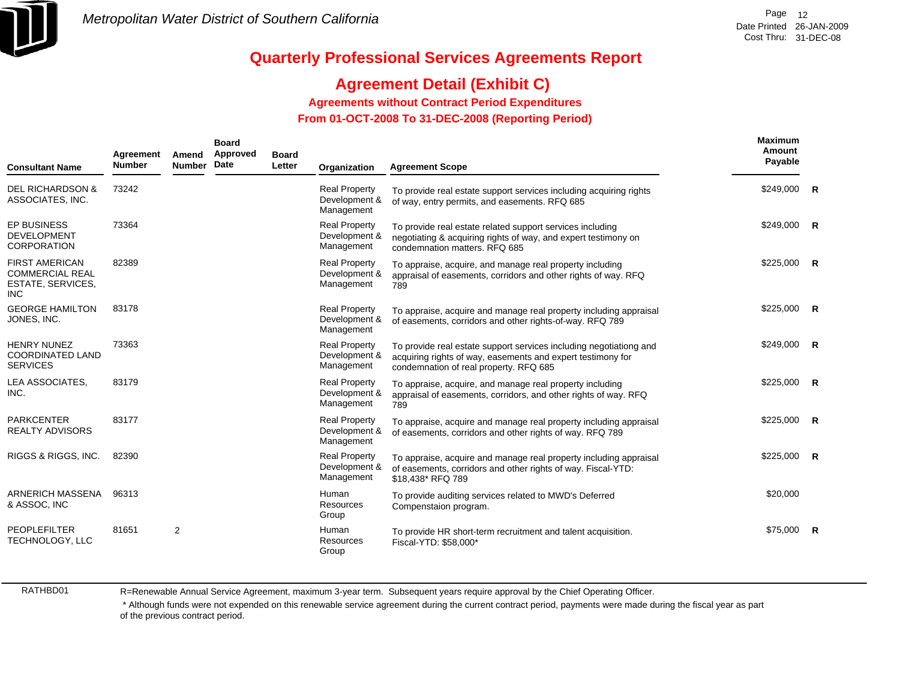Metropolitan Water District of Southern California

Date Printed 26-JAN-2009
Cost Thru: 31-DEC-08

# Quarterly Professional Services Agreements Report

## Agreement Detail (Exhibit C)

### Agreements without Contract Period Expenditures

### From 01-OCT-2008 To 31-DEC-2008 (Reporting Period)

| Consultant Name | Agreement Number | Amend Number | Board Approved Date | Board Letter | Organization | Agreement Scope | Maximum Amount Payable | |
|---|---|---|---|---|---|---|---|---|
| DEL RICHARDSON & ASSOCIATES, INC. | 73242 | | | | Real Property Development & Management | To provide real estate support services including acquiring rights of way, entry permits, and easements. RFQ 685 | $249,000 | R |
| EP BUSINESS DEVELOPMENT CORPORATION | 73364 | | | | Real Property Development & Management | To provide real estate related support services including negotiating & acquiring rights of way, and expert testimony on condemnation matters. RFQ 685 | $249,000 | R |
| FIRST AMERICAN COMMERCIAL REAL ESTATE, SERVICES, INC | 82389 | | | | Real Property Development & Management | To appraise, acquire, and manage real property including appraisal of easements, corridors and other rights of way. RFQ 789 | $225,000 | R |
| GEORGE HAMILTON JONES, INC. | 83178 | | | | Real Property Development & Management | To appraise, acquire and manage real property including appraisal of easements, corridors and other rights-of-way. RFQ 789 | $225,000 | R |
| HENRY NUNEZ COORDINATED LAND SERVICES | 73363 | | | | Real Property Development & Management | To provide real estate support services including negotiationg and acquiring rights of way, easements and expert testimony for condemnation of real property. RFQ 685 | $249,000 | R |
| LEA ASSOCIATES, INC. | 83179 | | | | Real Property Development & Management | To appraise, acquire, and manage real property including appraisal of easements, corridors, and other rights of way. RFQ 789 | $225,000 | R |
| PARKCENTER REALTY ADVISORS | 83177 | | | | Real Property Development & Management | To appraise, acquire and manage real property including appraisal of easements, corridors and other rights of way. RFQ 789 | $225,000 | R |
| RIGGS & RIGGS, INC. | 82390 | | | | Real Property Development & Management | To appraise, acquire and manage real property including appraisal of easements, corridors and other rights of way. Fiscal-YTD: $18,438* RFQ 789 | $225,000 | R |
| ARNERICH MASSENA & ASSOC, INC | 96313 | | | | Human Resources Group | To provide auditing services related to MWD's Deferred Compenstaion program. | $20,000 | |
| PEOPLEFILTER TECHNOLOGY, LLC | 81651 | 2 | | | Human Resources Group | To provide HR short-term recruitment and talent acquisition. Fiscal-YTD: $58,000* | $75,000 | R |

RATHBD01

R=Renewable Annual Service Agreement, maximum 3-year term. Subsequent years require approval by the Chief Operating Officer.

* Although funds were not expended on this renewable service agreement during the current contract period, payments were made during the fiscal year as part of the previous contract period.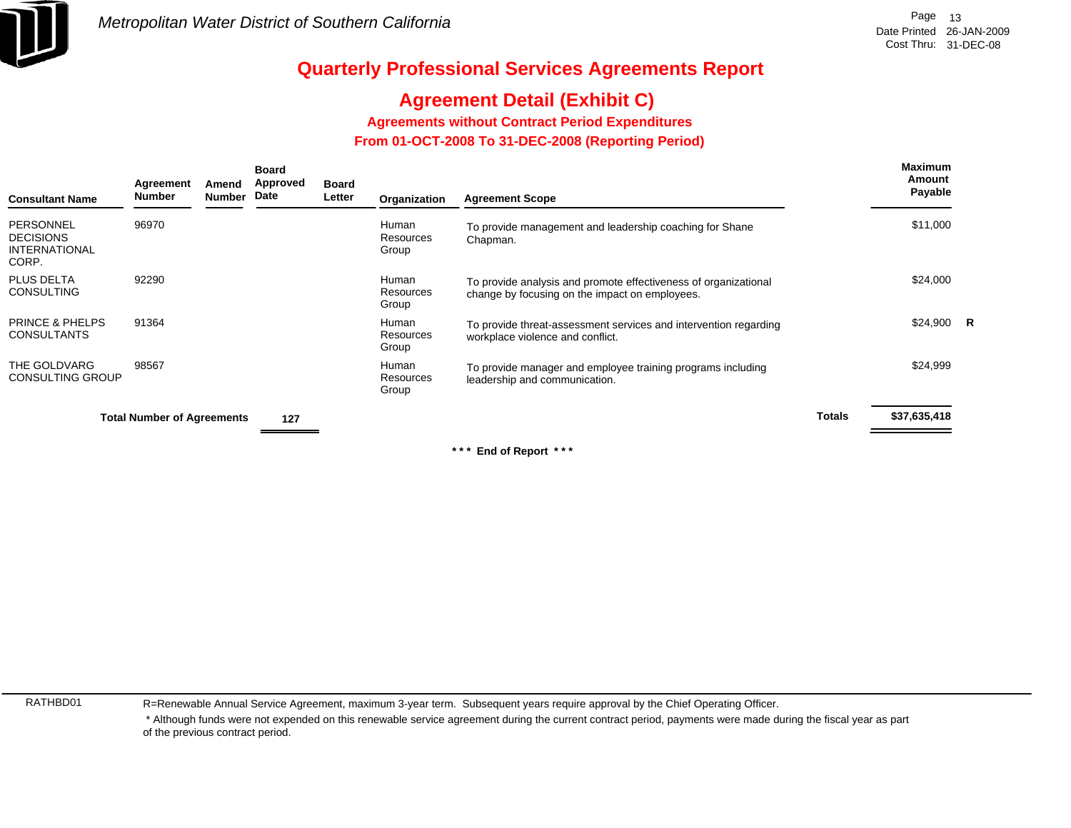Metropolitan Water District of Southern California

# Quarterly Professional Services Agreements Report

## Agreement Detail (Exhibit C)

### Agreements without Contract Period Expenditures

### From 01-OCT-2008 To 31-DEC-2008 (Reporting Period)

| Consultant Name | Agreement Number | Amend Number | Board Approved Date | Board Letter | Organization | Agreement Scope | | Maximum Amount Payable | |
|---|---|---|---|---|---|---|---|---|---|
| PERSONNEL DECISIONS INTERNATIONAL CORP. | 96970 | | | | Human Resources Group | To provide management and leadership coaching for Shane Chapman. | | $11,000 | |
| PLUS DELTA CONSULTING | 92290 | | | | Human Resources Group | To provide analysis and promote effectiveness of organizational change by focusing on the impact on employees. | | $24,000 | |
| PRINCE & PHELPS CONSULTANTS | 91364 | | | | Human Resources Group | To provide threat-assessment services and intervention regarding workplace violence and conflict. | | $24,900 | R |
| THE GOLDVARG CONSULTING GROUP | 98567 | | | | Human Resources Group | To provide manager and employee training programs including leadership and communication. | | $24,999 | |
| **Total Number of Agreements** | | | **127** | | | | **Totals** | **$37,635,418** | |

**\*\*\* End of Report \*\*\***

RATHBD01

R=Renewable Annual Service Agreement, maximum 3-year term. Subsequent years require approval by the Chief Operating Officer.

* Although funds were not expended on this renewable service agreement during the current contract period, payments were made during the fiscal year as part of the previous contract period.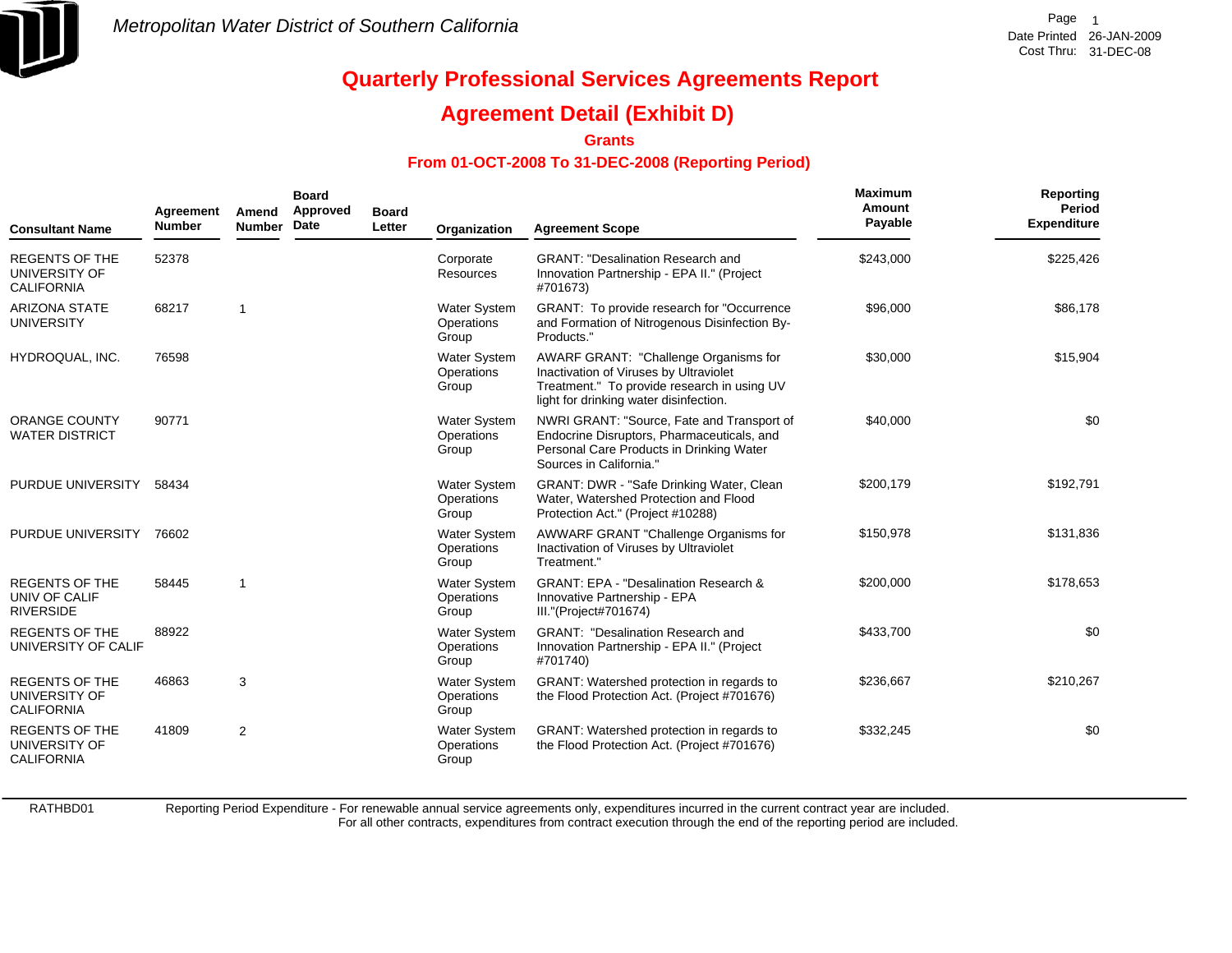Metropolitan Water District of Southern California

Date Printed 26-JAN-2009
Cost Thru: 31-DEC-08

# Quarterly Professional Services Agreements Report

## Agreement Detail (Exhibit D)

### Grants

### From 01-OCT-2008 To 31-DEC-2008 (Reporting Period)

| Consultant Name | Agreement Number | Amend Number | Board Approved Date | Board Letter | Organization | Agreement Scope | Maximum Amount Payable | Reporting Period Expenditure |
|---|---|---|---|---|---|---|---|---|
| REGENTS OF THE UNIVERSITY OF CALIFORNIA | 52378 | | | | Corporate Resources | GRANT: "Desalination Research and Innovation Partnership - EPA II." (Project #701673) | $243,000 | $225,426 |
| ARIZONA STATE UNIVERSITY | 68217 | 1 | | | Water System Operations Group | GRANT: To provide research for "Occurrence and Formation of Nitrogenous Disinfection By-Products." | $96,000 | $86,178 |
| HYDROQUAL, INC. | 76598 | | | | Water System Operations Group | AWARF GRANT: "Challenge Organisms for Inactivation of Viruses by Ultraviolet Treatment." To provide research in using UV light for drinking water disinfection. | $30,000 | $15,904 |
| ORANGE COUNTY WATER DISTRICT | 90771 | | | | Water System Operations Group | NWRI GRANT: "Source, Fate and Transport of Endocrine Disruptors, Pharmaceuticals, and Personal Care Products in Drinking Water Sources in California." | $40,000 | $0 |
| PURDUE UNIVERSITY | 58434 | | | | Water System Operations Group | GRANT: DWR - "Safe Drinking Water, Clean Water, Watershed Protection and Flood Protection Act." (Project #10288) | $200,179 | $192,791 |
| PURDUE UNIVERSITY | 76602 | | | | Water System Operations Group | AWWARF GRANT "Challenge Organisms for Inactivation of Viruses by Ultraviolet Treatment." | $150,978 | $131,836 |
| REGENTS OF THE UNIV OF CALIF RIVERSIDE | 58445 | 1 | | | Water System Operations Group | GRANT: EPA - "Desalination Research & Innovative Partnership - EPA III."(Project#701674) | $200,000 | $178,653 |
| REGENTS OF THE UNIVERSITY OF CALIF | 88922 | | | | Water System Operations Group | GRANT: "Desalination Research and Innovation Partnership - EPA II." (Project #701740) | $433,700 | $0 |
| REGENTS OF THE UNIVERSITY OF CALIFORNIA | 46863 | 3 | | | Water System Operations Group | GRANT: Watershed protection in regards to the Flood Protection Act. (Project #701676) | $236,667 | $210,267 |
| REGENTS OF THE UNIVERSITY OF CALIFORNIA | 41809 | 2 | | | Water System Operations Group | GRANT: Watershed protection in regards to the Flood Protection Act. (Project #701676) | $332,245 | $0 |

RATHBD01

Reporting Period Expenditure - For renewable annual service agreements only, expenditures incurred in the current contract year are included.
For all other contracts, expenditures from contract execution through the end of the reporting period are included.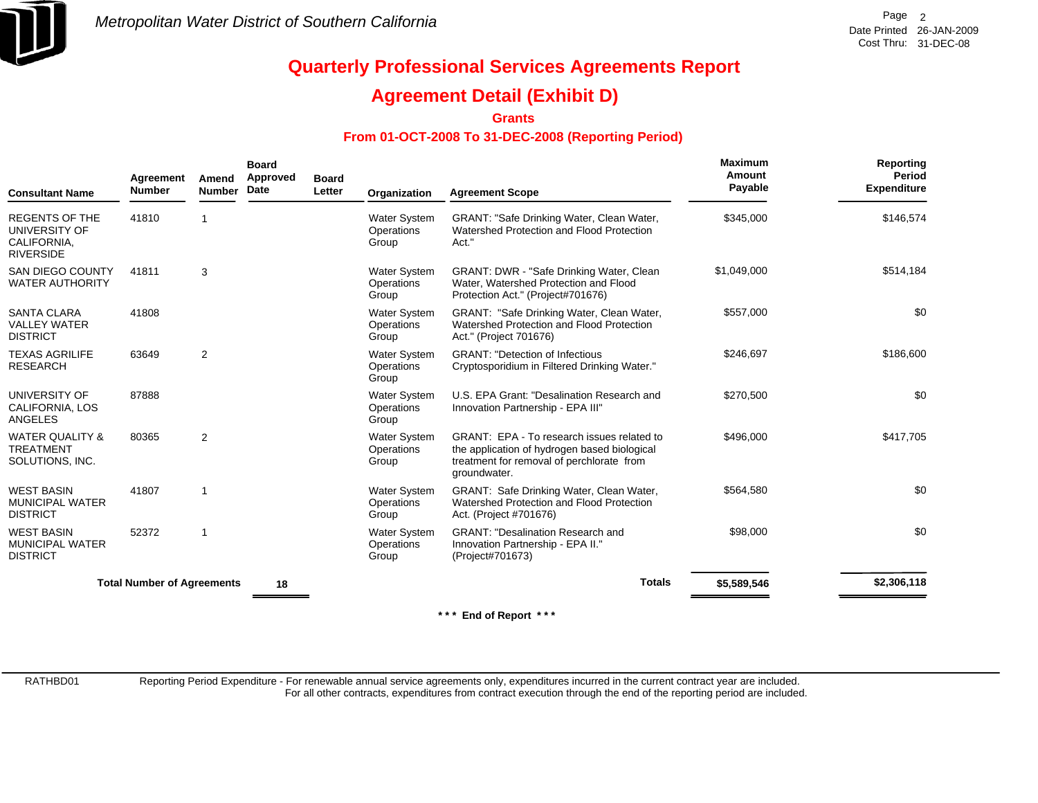Metropolitan Water District of Southern California

# Quarterly Professional Services Agreements Report

## Agreement Detail (Exhibit D)

### Grants

### From 01-OCT-2008 To 31-DEC-2008 (Reporting Period)

| Consultant Name | Agreement Number | Amend Number | Board Approved Date | Board Letter | Organization | Agreement Scope | Maximum Amount Payable | Reporting Period Expenditure |
|---|---|---|---|---|---|---|---|---|
| REGENTS OF THE UNIVERSITY OF CALIFORNIA, RIVERSIDE | 41810 | 1 | | | Water System Operations Group | GRANT: "Safe Drinking Water, Clean Water, Watershed Protection and Flood Protection Act." | $345,000 | $146,574 |
| SAN DIEGO COUNTY WATER AUTHORITY | 41811 | 3 | | | Water System Operations Group | GRANT: DWR - "Safe Drinking Water, Clean Water, Watershed Protection and Flood Protection Act." (Project#701676) | $1,049,000 | $514,184 |
| SANTA CLARA VALLEY WATER DISTRICT | 41808 | | | | Water System Operations Group | GRANT: "Safe Drinking Water, Clean Water, Watershed Protection and Flood Protection Act." (Project 701676) | $557,000 | $0 |
| TEXAS AGRILIFE RESEARCH | 63649 | 2 | | | Water System Operations Group | GRANT: "Detection of Infectious Cryptosporidium in Filtered Drinking Water." | $246,697 | $186,600 |
| UNIVERSITY OF CALIFORNIA, LOS ANGELES | 87888 | | | | Water System Operations Group | U.S. EPA Grant: "Desalination Research and Innovation Partnership - EPA III" | $270,500 | $0 |
| WATER QUALITY & TREATMENT SOLUTIONS, INC. | 80365 | 2 | | | Water System Operations Group | GRANT: EPA - To research issues related to the application of hydrogen based biological treatment for removal of perchlorate from groundwater. | $496,000 | $417,705 |
| WEST BASIN MUNICIPAL WATER DISTRICT | 41807 | 1 | | | Water System Operations Group | GRANT: Safe Drinking Water, Clean Water, Watershed Protection and Flood Protection Act. (Project #701676) | $564,580 | $0 |
| WEST BASIN MUNICIPAL WATER DISTRICT | 52372 | 1 | | | Water System Operations Group | GRANT: "Desalination Research and Innovation Partnership - EPA II." (Project#701673) | $98,000 | $0 |
| **Total Number of Agreements** | | | **18** | | | **Totals** | **$5,589,546** | **$2,306,118** |

*** End of Report ***

RATHBD01 Reporting Period Expenditure - For renewable annual service agreements only, expenditures incurred in the current contract year are included. For all other contracts, expenditures from contract execution through the end of the reporting period are included.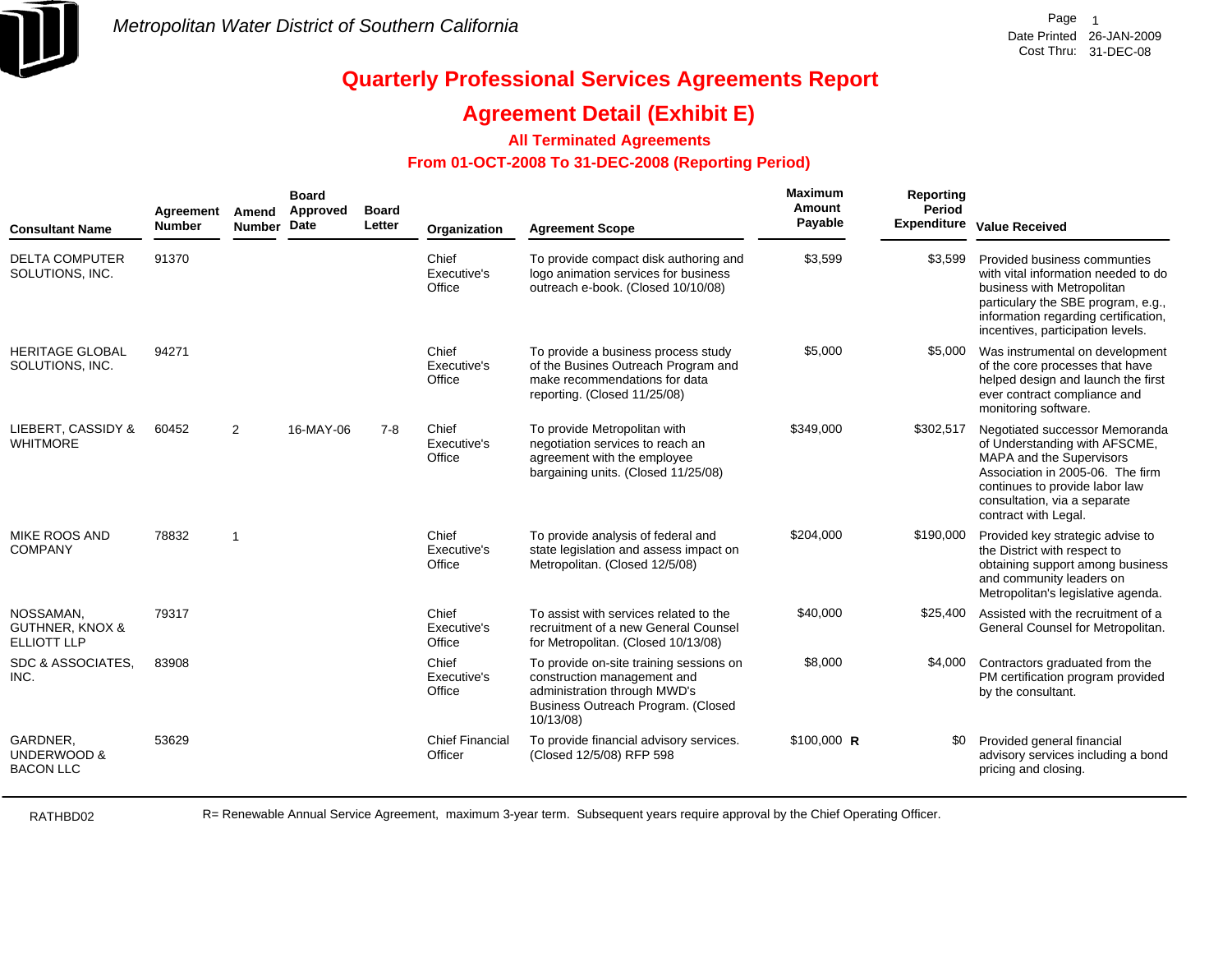Metropolitan Water District of Southern California

Date Printed 26-JAN-2009
Cost Thru: 31-DEC-08

# Quarterly Professional Services Agreements Report

## Agreement Detail (Exhibit E)

### All Terminated Agreements

### From 01-OCT-2008 To 31-DEC-2008 (Reporting Period)

| Consultant Name | Agreement Number | Amend Number | Board Approved Date | Board Letter | Organization | Agreement Scope | Maximum Amount Payable | Reporting Period Expenditure | Value Received |
|---|---|---|---|---|---|---|---|---|---|
| DELTA COMPUTER SOLUTIONS, INC. | 91370 | | | | Chief Executive's Office | To provide compact disk authoring and logo animation services for business outreach e-book. (Closed 10/10/08) | $3,599 | $3,599 | Provided business communties with vital information needed to do business with Metropolitan particulary the SBE program, e.g., information regarding certification, incentives, participation levels. |
| HERITAGE GLOBAL SOLUTIONS, INC. | 94271 | | | | Chief Executive's Office | To provide a business process study of the Busines Outreach Program and make recommendations for data reporting. (Closed 11/25/08) | $5,000 | $5,000 | Was instrumental on development of the core processes that have helped design and launch the first ever contract compliance and monitoring software. |
| LIEBERT, CASSIDY & WHITMORE | 60452 | 2 | 16-MAY-06 | 7-8 | Chief Executive's Office | To provide Metropolitan with negotiation services to reach an agreement with the employee bargaining units. (Closed 11/25/08) | $349,000 | $302,517 | Negotiated successor Memoranda of Understanding with AFSCME, MAPA and the Supervisors Association in 2005-06. The firm continues to provide labor law consultation, via a separate contract with Legal. |
| MIKE ROOS AND COMPANY | 78832 | 1 | | | Chief Executive's Office | To provide analysis of federal and state legislation and assess impact on Metropolitan. (Closed 12/5/08) | $204,000 | $190,000 | Provided key strategic advise to the District with respect to obtaining support among business and community leaders on Metropolitan's legislative agenda. |
| NOSSAMAN, GUTHNER, KNOX & ELLIOTT LLP | 79317 | | | | Chief Executive's Office | To assist with services related to the recruitment of a new General Counsel for Metropolitan. (Closed 10/13/08) | $40,000 | $25,400 | Assisted with the recruitment of a General Counsel for Metropolitan. |
| SDC & ASSOCIATES, INC. | 83908 | | | | Chief Executive's Office | To provide on-site training sessions on construction management and administration through MWD's Business Outreach Program. (Closed 10/13/08) | $8,000 | $4,000 | Contractors graduated from the PM certification program provided by the consultant. |
| GARDNER, UNDERWOOD & BACON LLC | 53629 | | | | Chief Financial Officer | To provide financial advisory services. (Closed 12/5/08) RFP 598 | $100,000 **R** | $0 | Provided general financial advisory services including a bond pricing and closing. |

RATHBD02

R= Renewable Annual Service Agreement, maximum 3-year term. Subsequent years require approval by the Chief Operating Officer.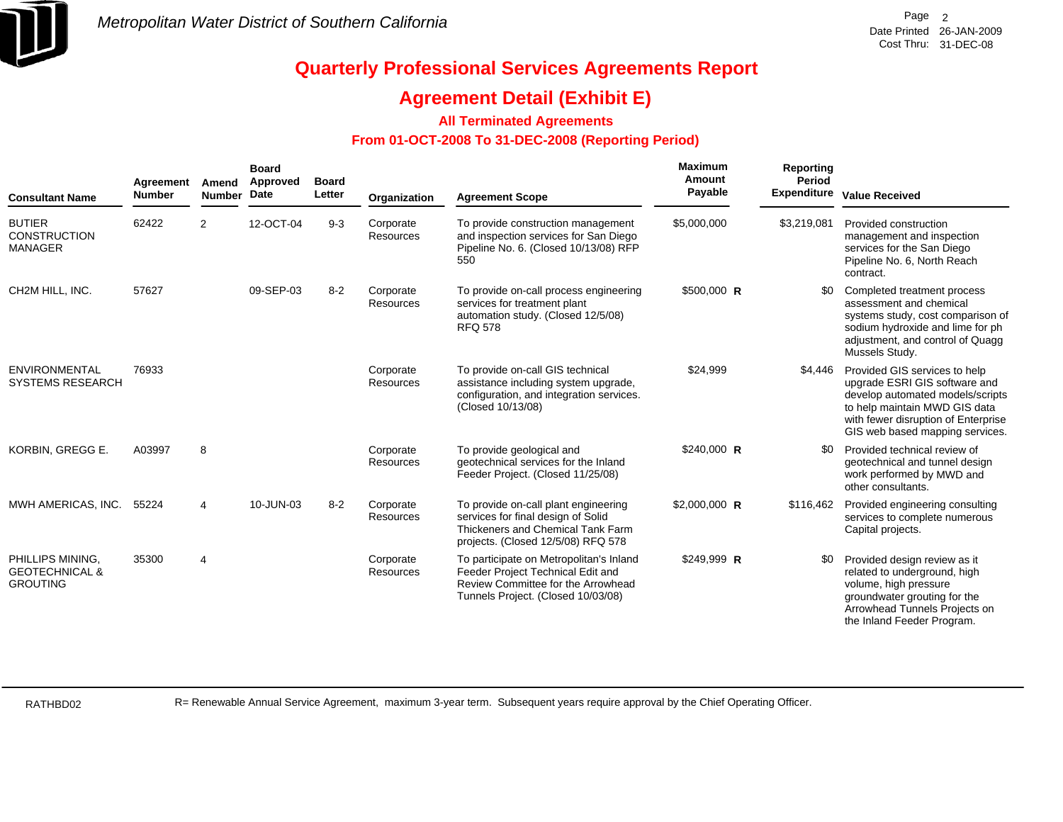# Metropolitan Water District of Southern California

Page 2
Date Printed 26-JAN-2009
Cost Thru: 31-DEC-08

## Quarterly Professional Services Agreements Report

## Agreement Detail (Exhibit E)

### All Terminated Agreements

### From 01-OCT-2008 To 31-DEC-2008 (Reporting Period)

| Consultant Name | Agreement Number | Amend Number | Board Approved Date | Board Letter | Organization | Agreement Scope | Maximum Amount Payable | | Reporting Period Expenditure | Value Received |
|---|---|---|---|---|---|---|---|---|---|---|
| BUTIER CONSTRUCTION MANAGER | 62422 | 2 | 12-OCT-04 | 9-3 | Corporate Resources | To provide construction management and inspection services for San Diego Pipeline No. 6. (Closed 10/13/08) RFP 550 | $5,000,000 | | $3,219,081 | Provided construction management and inspection services for the San Diego Pipeline No. 6, North Reach contract. |
| CH2M HILL, INC. | 57627 | | 09-SEP-03 | 8-2 | Corporate Resources | To provide on-call process engineering services for treatment plant automation study. (Closed 12/5/08) RFQ 578 | $500,000 | R | $0 | Completed treatment process assessment and chemical systems study, cost comparison of sodium hydroxide and lime for ph adjustment, and control of Quagg Mussels Study. |
| ENVIRONMENTAL SYSTEMS RESEARCH | 76933 | | | | Corporate Resources | To provide on-call GIS technical assistance including system upgrade, configuration, and integration services. (Closed 10/13/08) | $24,999 | | $4,446 | Provided GIS services to help upgrade ESRI GIS software and develop automated models/scripts to help maintain MWD GIS data with fewer disruption of Enterprise GIS web based mapping services. |
| KORBIN, GREGG E. | A03997 | 8 | | | Corporate Resources | To provide geological and geotechnical services for the Inland Feeder Project. (Closed 11/25/08) | $240,000 | R | $0 | Provided technical review of geotechnical and tunnel design work performed by MWD and other consultants. |
| MWH AMERICAS, INC. | 55224 | 4 | 10-JUN-03 | 8-2 | Corporate Resources | To provide on-call plant engineering services for final design of Solid Thickeners and Chemical Tank Farm projects. (Closed 12/5/08) RFQ 578 | $2,000,000 | R | $116,462 | Provided engineering consulting services to complete numerous Capital projects. |
| PHILLIPS MINING, GEOTECHNICAL & GROUTING | 35300 | 4 | | | Corporate Resources | To participate on Metropolitan's Inland Feeder Project Technical Edit and Review Committee for the Arrowhead Tunnels Project. (Closed 10/03/08) | $249,999 | R | $0 | Provided design review as it related to underground, high volume, high pressure groundwater grouting for the Arrowhead Tunnels Projects on the Inland Feeder Program. |

RATHBD02

R= Renewable Annual Service Agreement, maximum 3-year term. Subsequent years require approval by the Chief Operating Officer.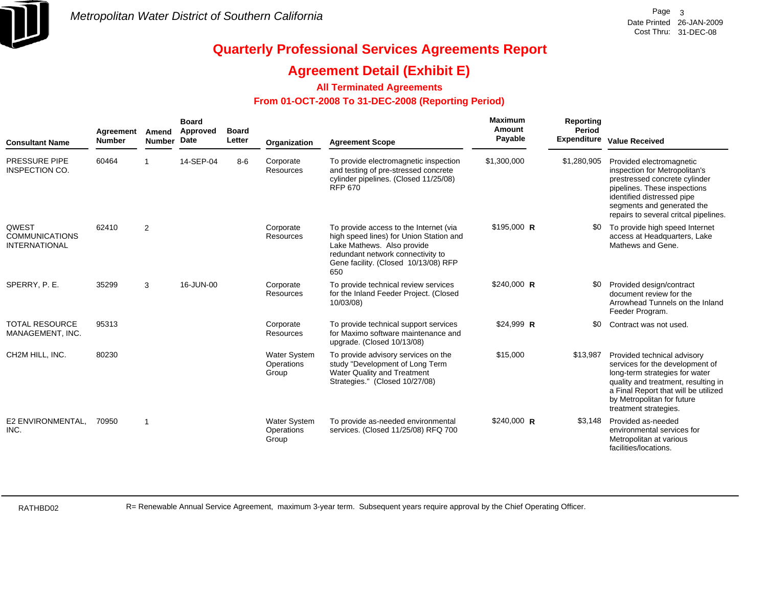Metropolitan Water District of Southern California

Date Printed 26-JAN-2009
Cost Thru: 31-DEC-08

# Quarterly Professional Services Agreements Report

## Agreement Detail (Exhibit E)

### All Terminated Agreements

### From 01-OCT-2008 To 31-DEC-2008 (Reporting Period)

| Consultant Name | Agreement Number | Amend Number | Board Approved Date | Board Letter | Organization | Agreement Scope | Maximum Amount Payable | | Reporting Period Expenditure | Value Received |
|---|---|---|---|---|---|---|---|---|---|---|
| PRESSURE PIPE INSPECTION CO. | 60464 | 1 | 14-SEP-04 | 8-6 | Corporate Resources | To provide electromagnetic inspection and testing of pre-stressed concrete cylinder pipelines. (Closed 11/25/08) RFP 670 | $1,300,000 | | $1,280,905 | Provided electromagnetic inspection for Metropolitan's prestressed concrete cylinder pipelines. These inspections identified distressed pipe segments and generated the repairs to several critcal pipelines. |
| QWEST COMMUNICATIONS INTERNATIONAL | 62410 | 2 | | | Corporate Resources | To provide access to the Internet (via high speed lines) for Union Station and Lake Mathews. Also provide redundant network connectivity to Gene facility. (Closed 10/13/08) RFP 650 | $195,000 | R | $0 | To provide high speed Internet access at Headquarters, Lake Mathews and Gene. |
| SPERRY, P. E. | 35299 | 3 | 16-JUN-00 | | Corporate Resources | To provide technical review services for the Inland Feeder Project. (Closed 10/03/08) | $240,000 | R | $0 | Provided design/contract document review for the Arrowhead Tunnels on the Inland Feeder Program. |
| TOTAL RESOURCE MANAGEMENT, INC. | 95313 | | | | Corporate Resources | To provide technical support services for Maximo software maintenance and upgrade. (Closed 10/13/08) | $24,999 | R | $0 | Contract was not used. |
| CH2M HILL, INC. | 80230 | | | | Water System Operations Group | To provide advisory services on the study "Development of Long Term Water Quality and Treatment Strategies." (Closed 10/27/08) | $15,000 | | $13,987 | Provided technical advisory services for the development of long-term strategies for water quality and treatment, resulting in a Final Report that will be utilized by Metropolitan for future treatment strategies. |
| E2 ENVIRONMENTAL, INC. | 70950 | 1 | | | Water System Operations Group | To provide as-needed environmental services. (Closed 11/25/08) RFQ 700 | $240,000 | R | $3,148 | Provided as-needed environmental services for Metropolitan at various facilities/locations. |

RATHBD02

R= Renewable Annual Service Agreement, maximum 3-year term. Subsequent years require approval by the Chief Operating Officer.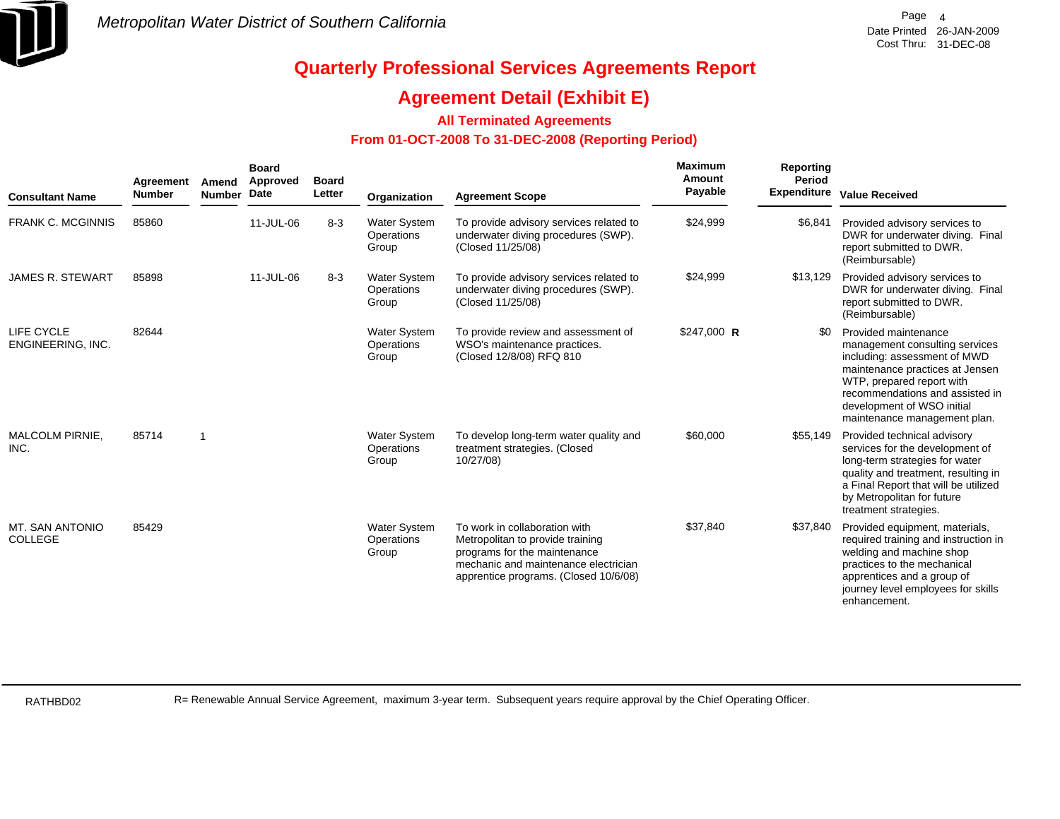*Metropolitan Water District of Southern California*

Date Printed 26-JAN-2009
Cost Thru: 31-DEC-08

# Quarterly Professional Services Agreements Report

## Agreement Detail (Exhibit E)

### All Terminated Agreements

### From 01-OCT-2008 To 31-DEC-2008 (Reporting Period)

| Consultant Name | Agreement Number | Amend Number | Board Approved Date | Board Letter | Organization | Agreement Scope | Maximum Amount Payable | | Reporting Period Expenditure | Value Received |
|---|---|---|---|---|---|---|---|---|---|---|
| FRANK C. MCGINNIS | 85860 | | 11-JUL-06 | 8-3 | Water System Operations Group | To provide advisory services related to underwater diving procedures (SWP). (Closed 11/25/08) | $24,999 | | $6,841 | Provided advisory services to DWR for underwater diving. Final report submitted to DWR. (Reimbursable) |
| JAMES R. STEWART | 85898 | | 11-JUL-06 | 8-3 | Water System Operations Group | To provide advisory services related to underwater diving procedures (SWP). (Closed 11/25/08) | $24,999 | | $13,129 | Provided advisory services to DWR for underwater diving. Final report submitted to DWR. (Reimbursable) |
| LIFE CYCLE ENGINEERING, INC. | 82644 | | | | Water System Operations Group | To provide review and assessment of WSO's maintenance practices. (Closed 12/8/08) RFQ 810 | $247,000 | **R** | $0 | Provided maintenance management consulting services including: assessment of MWD maintenance practices at Jensen WTP, prepared report with recommendations and assisted in development of WSO initial maintenance management plan. |
| MALCOLM PIRNIE, INC. | 85714 | 1 | | | Water System Operations Group | To develop long-term water quality and treatment strategies. (Closed 10/27/08) | $60,000 | | $55,149 | Provided technical advisory services for the development of long-term strategies for water quality and treatment, resulting in a Final Report that will be utilized by Metropolitan for future treatment strategies. |
| MT. SAN ANTONIO COLLEGE | 85429 | | | | Water System Operations Group | To work in collaboration with Metropolitan to provide training programs for the maintenance mechanic and maintenance electrician apprentice programs. (Closed 10/6/08) | $37,840 | | $37,840 | Provided equipment, materials, required training and instruction in welding and machine shop practices to the mechanical apprentices and a group of journey level employees for skills enhancement. |

RATHBD02

R= Renewable Annual Service Agreement, maximum 3-year term. Subsequent years require approval by the Chief Operating Officer.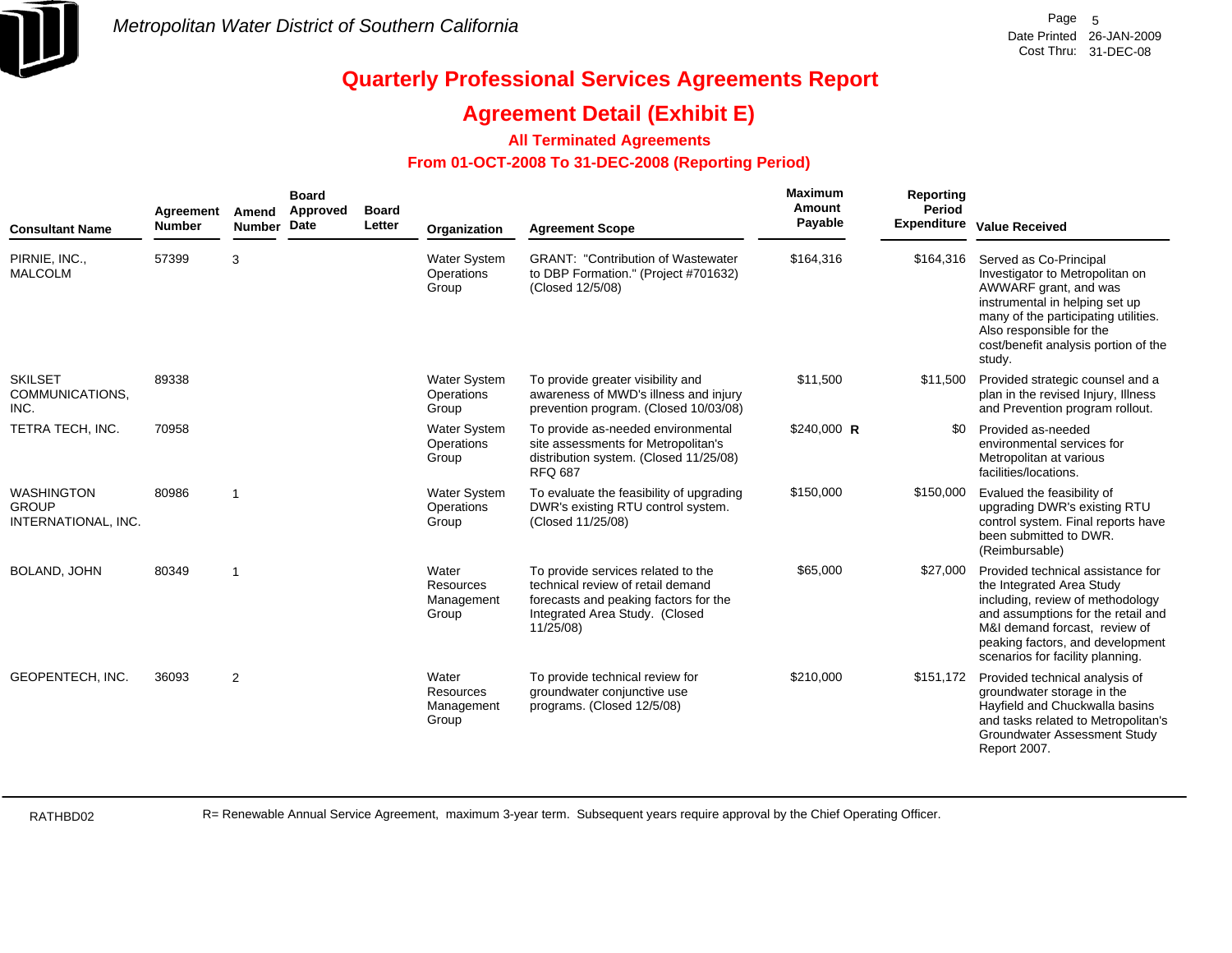# Quarterly Professional Services Agreements Report

## Agreement Detail (Exhibit E)

### All Terminated Agreements

### From 01-OCT-2008 To 31-DEC-2008 (Reporting Period)

| Consultant Name | Agreement Number | Amend Number | Board Approved Date | Board Letter | Organization | Agreement Scope | Maximum Amount Payable | Reporting Period Expenditure | Value Received |
|---|---|---|---|---|---|---|---|---|---|
| PIRNIE, INC., MALCOLM | 57399 | 3 | | | Water System Operations Group | GRANT: "Contribution of Wastewater to DBP Formation." (Project #701632) (Closed 12/5/08) | $164,316 | $164,316 | Served as Co-Principal Investigator to Metropolitan on AWWARF grant, and was instrumental in helping set up many of the participating utilities. Also responsible for the cost/benefit analysis portion of the study. |
| SKILSET COMMUNICATIONS, INC. | 89338 | | | | Water System Operations Group | To provide greater visibility and awareness of MWD's illness and injury prevention program. (Closed 10/03/08) | $11,500 | $11,500 | Provided strategic counsel and a plan in the revised Injury, Illness and Prevention program rollout. |
| TETRA TECH, INC. | 70958 | | | | Water System Operations Group | To provide as-needed environmental site assessments for Metropolitan's distribution system. (Closed 11/25/08) RFQ 687 | $240,000 **R** | $0 | Provided as-needed environmental services for Metropolitan at various facilities/locations. |
| WASHINGTON GROUP INTERNATIONAL, INC. | 80986 | 1 | | | Water System Operations Group | To evaluate the feasibility of upgrading DWR's existing RTU control system. (Closed 11/25/08) | $150,000 | $150,000 | Evalued the feasibility of upgrading DWR's existing RTU control system. Final reports have been submitted to DWR. (Reimbursable) |
| BOLAND, JOHN | 80349 | 1 | | | Water Resources Management Group | To provide services related to the technical review of retail demand forecasts and peaking factors for the Integrated Area Study. (Closed 11/25/08) | $65,000 | $27,000 | Provided technical assistance for the Integrated Area Study including, review of methodology and assumptions for the retail and M&I demand forcast, review of peaking factors, and development scenarios for facility planning. |
| GEOPENTECH, INC. | 36093 | 2 | | | Water Resources Management Group | To provide technical review for groundwater conjunctive use programs. (Closed 12/5/08) | $210,000 | $151,172 | Provided technical analysis of groundwater storage in the Hayfield and Chuckwalla basins and tasks related to Metropolitan's Groundwater Assessment Study Report 2007. |

R= Renewable Annual Service Agreement, maximum 3-year term. Subsequent years require approval by the Chief Operating Officer.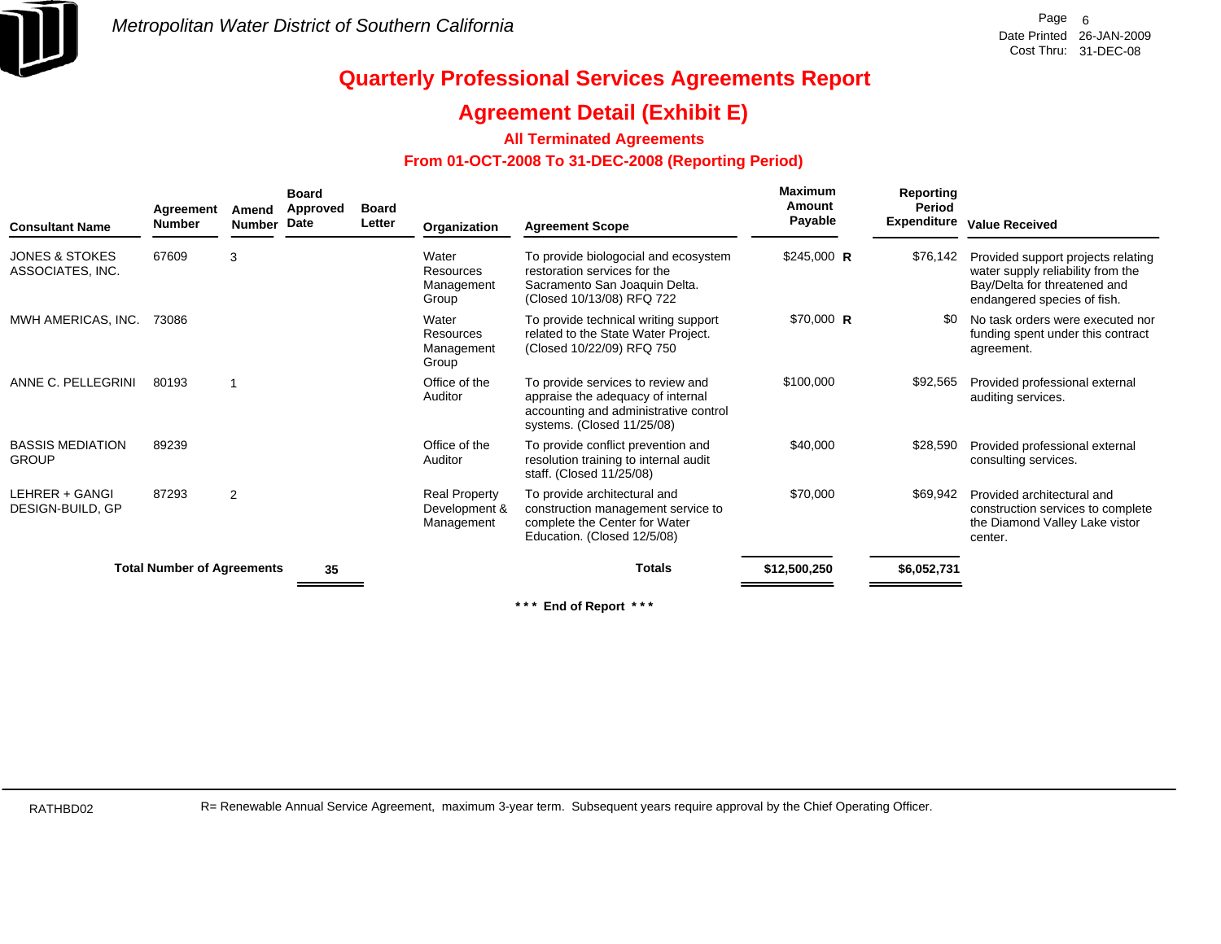Metropolitan Water District of Southern California

Date Printed 26-JAN-2009
Cost Thru: 31-DEC-08

# Quarterly Professional Services Agreements Report

## Agreement Detail (Exhibit E)

### All Terminated Agreements

### From 01-OCT-2008 To 31-DEC-2008 (Reporting Period)

| Consultant Name | Agreement Number | Amend Number | Board Approved Date | Board Letter | Organization | Agreement Scope | Maximum Amount Payable | Reporting Period Expenditure | Value Received |
|---|---|---|---|---|---|---|---|---|---|
| JONES & STOKES ASSOCIATES, INC. | 67609 | 3 | | | Water Resources Management Group | To provide biologocial and ecosystem restoration services for the Sacramento San Joaquin Delta. (Closed 10/13/08) RFQ 722 | $245,000 R | $76,142 | Provided support projects relating water supply reliability from the Bay/Delta for threatened and endangered species of fish. |
| MWH AMERICAS, INC. | 73086 | | | | Water Resources Management Group | To provide technical writing support related to the State Water Project. (Closed 10/22/09) RFQ 750 | $70,000 R | $0 | No task orders were executed nor funding spent under this contract agreement. |
| ANNE C. PELLEGRINI | 80193 | 1 | | | Office of the Auditor | To provide services to review and appraise the adequacy of internal accounting and administrative control systems. (Closed 11/25/08) | $100,000 | $92,565 | Provided professional external auditing services. |
| BASSIS MEDIATION GROUP | 89239 | | | | Office of the Auditor | To provide conflict prevention and resolution training to internal audit staff. (Closed 11/25/08) | $40,000 | $28,590 | Provided professional external consulting services. |
| LEHRER + GANGI DESIGN-BUILD, GP | 87293 | 2 | | | Real Property Development & Management | To provide architectural and construction management service to complete the Center for Water Education. (Closed 12/5/08) | $70,000 | $69,942 | Provided architectural and construction services to complete the Diamond Valley Lake vistor center. |
| **Total Number of Agreements** | | | **35** | | | **Totals** | **$12,500,250** | **$6,052,731** | |

**\*\*\* End of Report \*\*\***

RATHBD02

R= Renewable Annual Service Agreement, maximum 3-year term. Subsequent years require approval by the Chief Operating Officer.